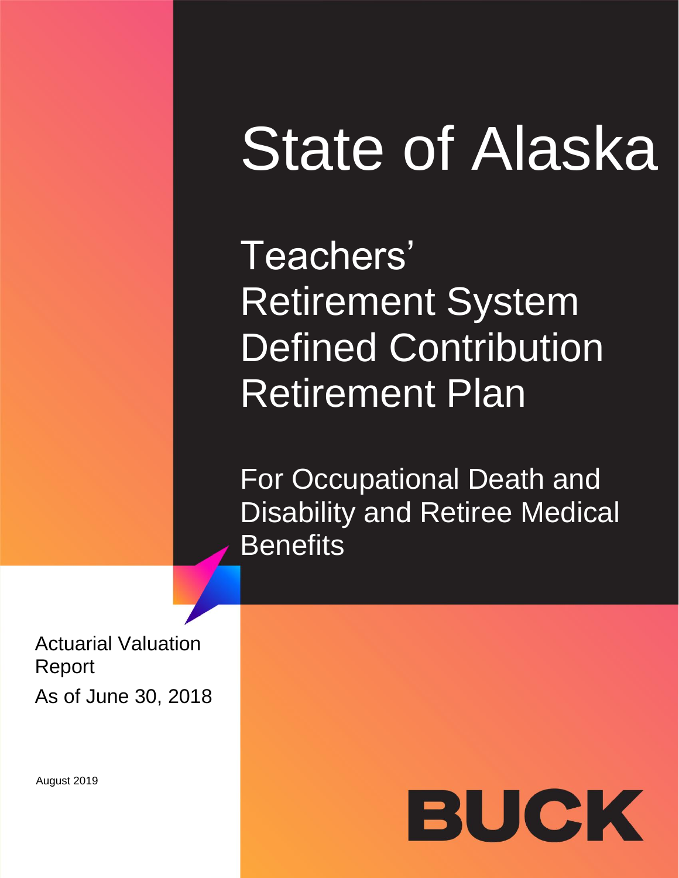# State of Alaska

## Teachers' Retirement System Defined Contribution Retirement Plan

### For Occupational Death and Disability and Retiree Medical Benefits

Actuarial Valuation Report

As of June 30, 2018

August 2019

BUCK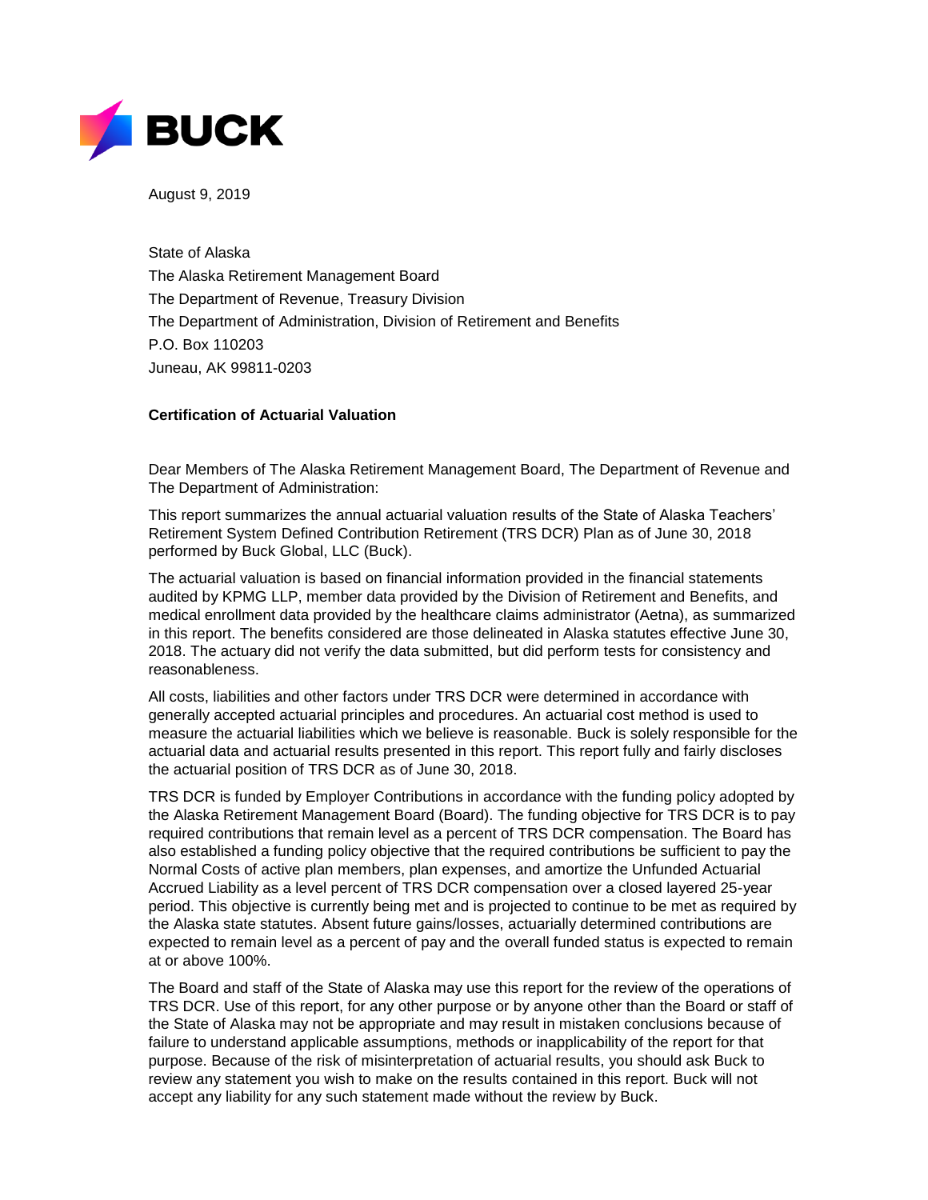BUCK

August 9, 2019

State of Alaska
The Alaska Retirement Management Board
The Department of Revenue, Treasury Division
The Department of Administration, Division of Retirement and Benefits
P.O. Box 110203
Juneau, AK 99811-0203

**Certification of Actuarial Valuation**

Dear Members of The Alaska Retirement Management Board, The Department of Revenue and The Department of Administration:

This report summarizes the annual actuarial valuation results of the State of Alaska Teachers' Retirement System Defined Contribution Retirement (TRS DCR) Plan as of June 30, 2018 performed by Buck Global, LLC (Buck).

The actuarial valuation is based on financial information provided in the financial statements audited by KPMG LLP, member data provided by the Division of Retirement and Benefits, and medical enrollment data provided by the healthcare claims administrator (Aetna), as summarized in this report. The benefits considered are those delineated in Alaska statutes effective June 30, 2018. The actuary did not verify the data submitted, but did perform tests for consistency and reasonableness.

All costs, liabilities and other factors under TRS DCR were determined in accordance with generally accepted actuarial principles and procedures. An actuarial cost method is used to measure the actuarial liabilities which we believe is reasonable. Buck is solely responsible for the actuarial data and actuarial results presented in this report. This report fully and fairly discloses the actuarial position of TRS DCR as of June 30, 2018.

TRS DCR is funded by Employer Contributions in accordance with the funding policy adopted by the Alaska Retirement Management Board (Board). The funding objective for TRS DCR is to pay required contributions that remain level as a percent of TRS DCR compensation. The Board has also established a funding policy objective that the required contributions be sufficient to pay the Normal Costs of active plan members, plan expenses, and amortize the Unfunded Actuarial Accrued Liability as a level percent of TRS DCR compensation over a closed layered 25-year period. This objective is currently being met and is projected to continue to be met as required by the Alaska state statutes. Absent future gains/losses, actuarially determined contributions are expected to remain level as a percent of pay and the overall funded status is expected to remain at or above 100%.

The Board and staff of the State of Alaska may use this report for the review of the operations of TRS DCR. Use of this report, for any other purpose or by anyone other than the Board or staff of the State of Alaska may not be appropriate and may result in mistaken conclusions because of failure to understand applicable assumptions, methods or inapplicability of the report for that purpose. Because of the risk of misinterpretation of actuarial results, you should ask Buck to review any statement you wish to make on the results contained in this report. Buck will not accept any liability for any such statement made without the review by Buck.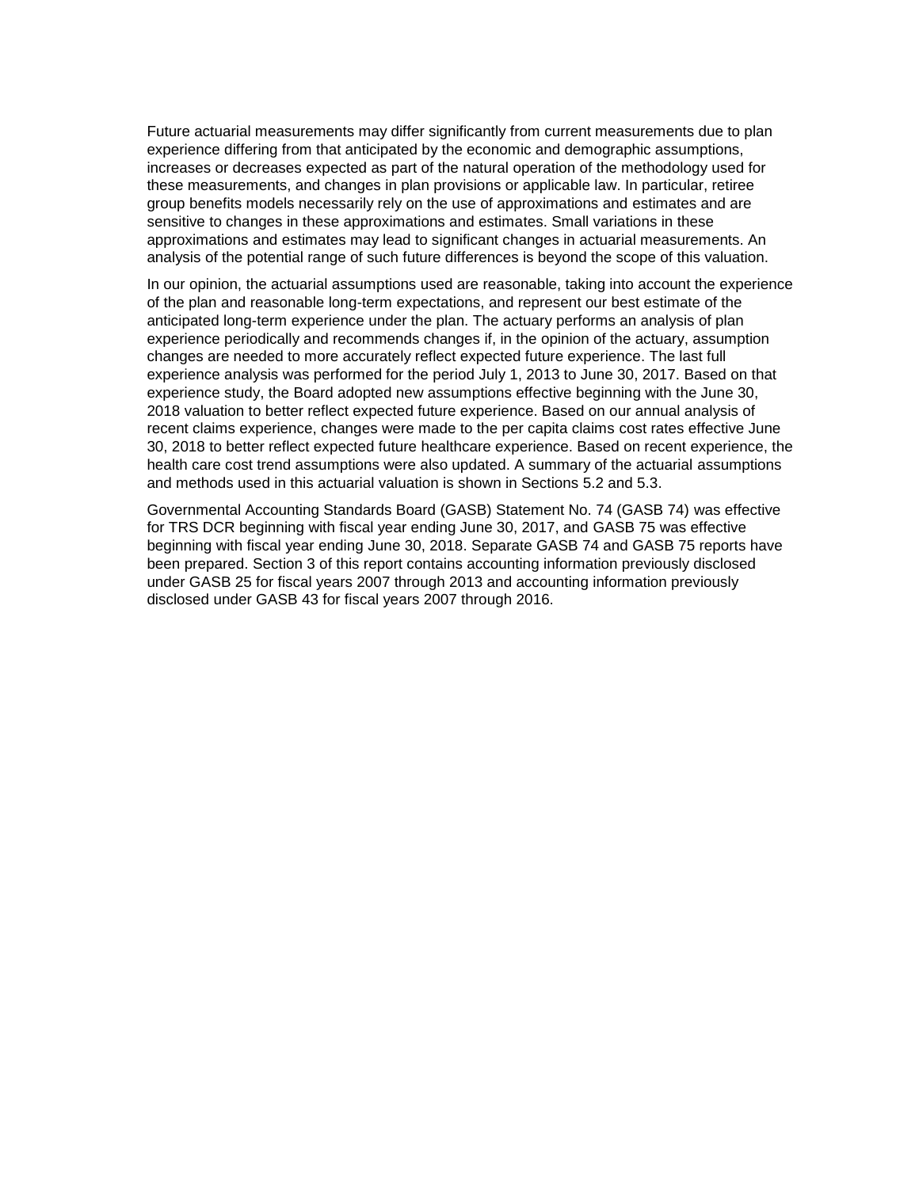Future actuarial measurements may differ significantly from current measurements due to plan experience differing from that anticipated by the economic and demographic assumptions, increases or decreases expected as part of the natural operation of the methodology used for these measurements, and changes in plan provisions or applicable law. In particular, retiree group benefits models necessarily rely on the use of approximations and estimates and are sensitive to changes in these approximations and estimates. Small variations in these approximations and estimates may lead to significant changes in actuarial measurements. An analysis of the potential range of such future differences is beyond the scope of this valuation.

In our opinion, the actuarial assumptions used are reasonable, taking into account the experience of the plan and reasonable long-term expectations, and represent our best estimate of the anticipated long-term experience under the plan. The actuary performs an analysis of plan experience periodically and recommends changes if, in the opinion of the actuary, assumption changes are needed to more accurately reflect expected future experience. The last full experience analysis was performed for the period July 1, 2013 to June 30, 2017. Based on that experience study, the Board adopted new assumptions effective beginning with the June 30, 2018 valuation to better reflect expected future experience. Based on our annual analysis of recent claims experience, changes were made to the per capita claims cost rates effective June 30, 2018 to better reflect expected future healthcare experience. Based on recent experience, the health care cost trend assumptions were also updated. A summary of the actuarial assumptions and methods used in this actuarial valuation is shown in Sections 5.2 and 5.3.

Governmental Accounting Standards Board (GASB) Statement No. 74 (GASB 74) was effective for TRS DCR beginning with fiscal year ending June 30, 2017, and GASB 75 was effective beginning with fiscal year ending June 30, 2018. Separate GASB 74 and GASB 75 reports have been prepared. Section 3 of this report contains accounting information previously disclosed under GASB 25 for fiscal years 2007 through 2013 and accounting information previously disclosed under GASB 43 for fiscal years 2007 through 2016.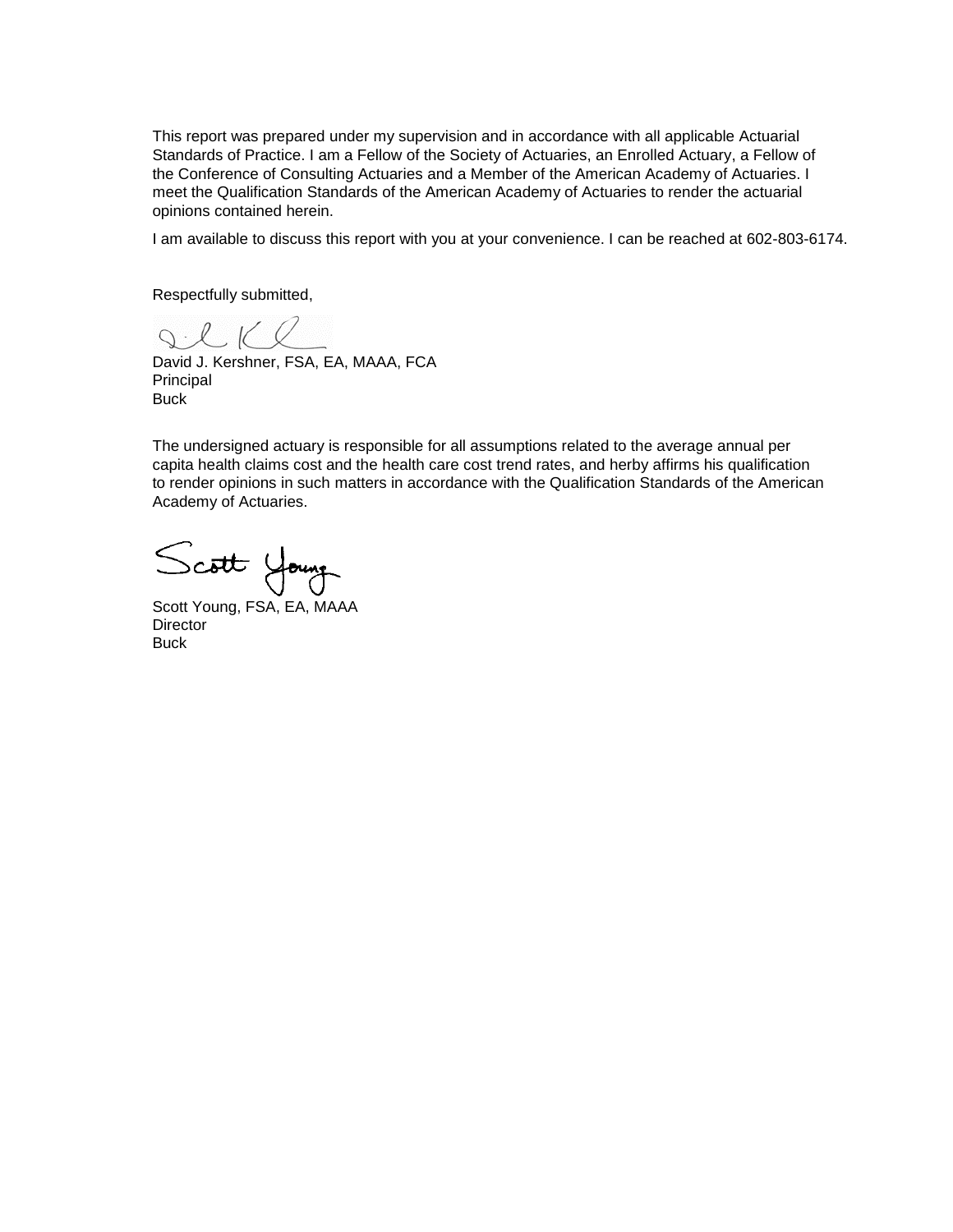This report was prepared under my supervision and in accordance with all applicable Actuarial Standards of Practice. I am a Fellow of the Society of Actuaries, an Enrolled Actuary, a Fellow of the Conference of Consulting Actuaries and a Member of the American Academy of Actuaries. I meet the Qualification Standards of the American Academy of Actuaries to render the actuarial opinions contained herein.

I am available to discuss this report with you at your convenience. I can be reached at 602-803-6174.

Respectfully submitted,

David J. Kershner, FSA, EA, MAAA, FCA
Principal
Buck

The undersigned actuary is responsible for all assumptions related to the average annual per capita health claims cost and the health care cost trend rates, and herby affirms his qualification to render opinions in such matters in accordance with the Qualification Standards of the American Academy of Actuaries.

Scott Young, FSA, EA, MAAA
Director
Buck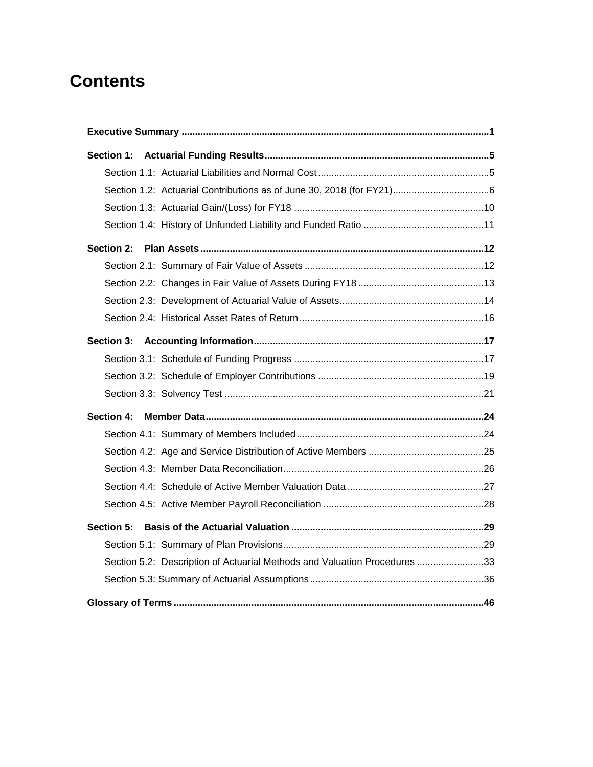# Contents

**Executive Summary** ..... **1**

**Section 1: Actuarial Funding Results** ..... **5**

- Section 1.1: Actuarial Liabilities and Normal Cost ..... 5
- Section 1.2: Actuarial Contributions as of June 30, 2018 (for FY21) ..... 6
- Section 1.3: Actuarial Gain/(Loss) for FY18 ..... 10
- Section 1.4: History of Unfunded Liability and Funded Ratio ..... 11

**Section 2: Plan Assets** ..... **12**

- Section 2.1: Summary of Fair Value of Assets ..... 12
- Section 2.2: Changes in Fair Value of Assets During FY18 ..... 13
- Section 2.3: Development of Actuarial Value of Assets ..... 14
- Section 2.4: Historical Asset Rates of Return ..... 16

**Section 3: Accounting Information** ..... **17**

- Section 3.1: Schedule of Funding Progress ..... 17
- Section 3.2: Schedule of Employer Contributions ..... 19
- Section 3.3: Solvency Test ..... 21

**Section 4: Member Data** ..... **24**

- Section 4.1: Summary of Members Included ..... 24
- Section 4.2: Age and Service Distribution of Active Members ..... 25
- Section 4.3: Member Data Reconciliation ..... 26
- Section 4.4: Schedule of Active Member Valuation Data ..... 27
- Section 4.5: Active Member Payroll Reconciliation ..... 28

**Section 5: Basis of the Actuarial Valuation** ..... **29**

- Section 5.1: Summary of Plan Provisions ..... 29
- Section 5.2: Description of Actuarial Methods and Valuation Procedures ..... 33
- Section 5.3: Summary of Actuarial Assumptions ..... 36

**Glossary of Terms** ..... **46**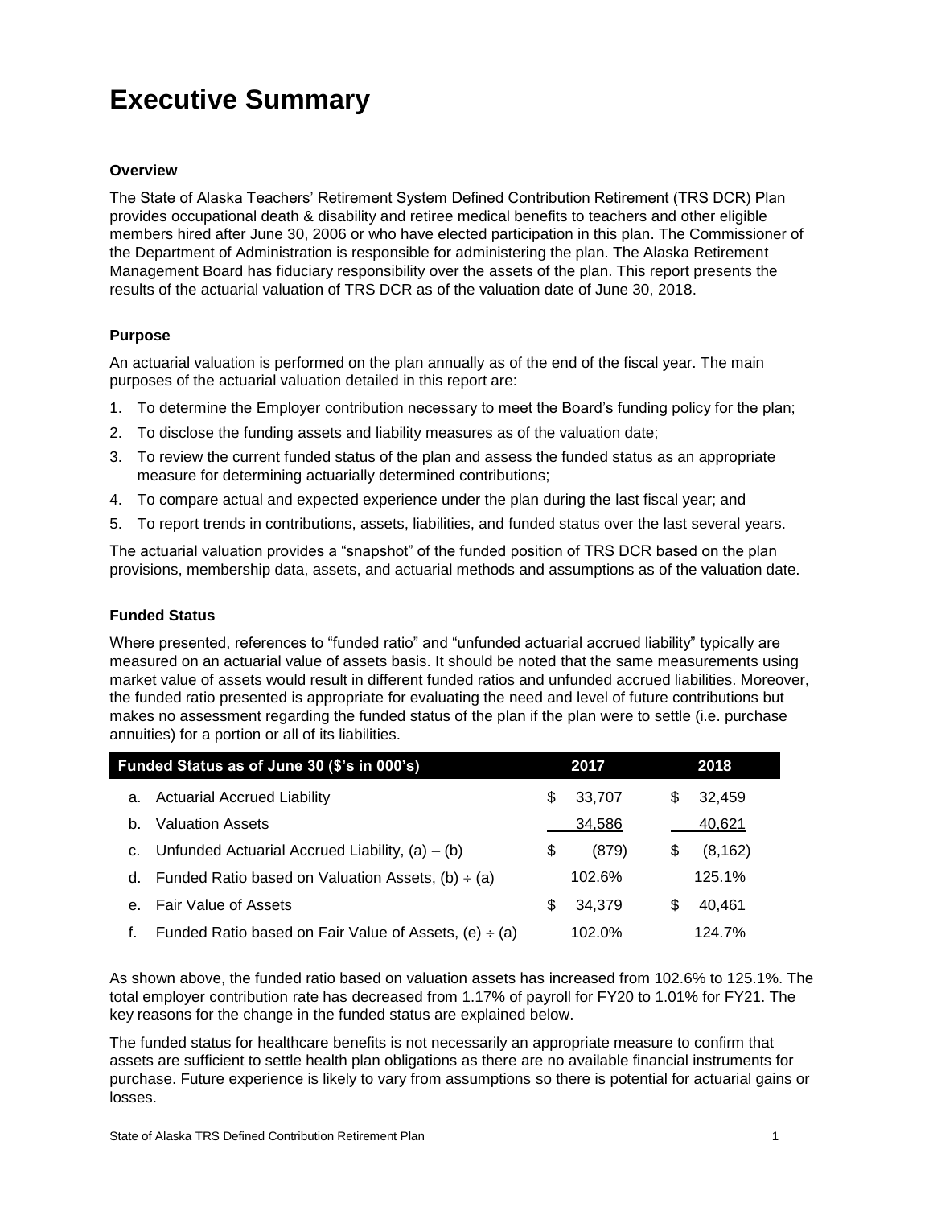# Executive Summary

### Overview

The State of Alaska Teachers' Retirement System Defined Contribution Retirement (TRS DCR) Plan provides occupational death & disability and retiree medical benefits to teachers and other eligible members hired after June 30, 2006 or who have elected participation in this plan. The Commissioner of the Department of Administration is responsible for administering the plan. The Alaska Retirement Management Board has fiduciary responsibility over the assets of the plan. This report presents the results of the actuarial valuation of TRS DCR as of the valuation date of June 30, 2018.

### Purpose

An actuarial valuation is performed on the plan annually as of the end of the fiscal year. The main purposes of the actuarial valuation detailed in this report are:

1. To determine the Employer contribution necessary to meet the Board's funding policy for the plan;
2. To disclose the funding assets and liability measures as of the valuation date;
3. To review the current funded status of the plan and assess the funded status as an appropriate measure for determining actuarially determined contributions;
4. To compare actual and expected experience under the plan during the last fiscal year; and
5. To report trends in contributions, assets, liabilities, and funded status over the last several years.

The actuarial valuation provides a "snapshot" of the funded position of TRS DCR based on the plan provisions, membership data, assets, and actuarial methods and assumptions as of the valuation date.

### Funded Status

Where presented, references to "funded ratio" and "unfunded actuarial accrued liability" typically are measured on an actuarial value of assets basis. It should be noted that the same measurements using market value of assets would result in different funded ratios and unfunded accrued liabilities. Moreover, the funded ratio presented is appropriate for evaluating the need and level of future contributions but makes no assessment regarding the funded status of the plan if the plan were to settle (i.e. purchase annuities) for a portion or all of its liabilities.

| Funded Status as of June 30 ($'s in 000's) | 2017 | 2018 |
|---|---|---|
| a. Actuarial Accrued Liability | $ 33,707 | $ 32,459 |
| b. Valuation Assets | 34,586 | 40,621 |
| c. Unfunded Actuarial Accrued Liability, (a) – (b) | $ (879) | $ (8,162) |
| d. Funded Ratio based on Valuation Assets, (b) ÷ (a) | 102.6% | 125.1% |
| e. Fair Value of Assets | $ 34,379 | $ 40,461 |
| f. Funded Ratio based on Fair Value of Assets, (e) ÷ (a) | 102.0% | 124.7% |

As shown above, the funded ratio based on valuation assets has increased from 102.6% to 125.1%. The total employer contribution rate has decreased from 1.17% of payroll for FY20 to 1.01% for FY21. The key reasons for the change in the funded status are explained below.

The funded status for healthcare benefits is not necessarily an appropriate measure to confirm that assets are sufficient to settle health plan obligations as there are no available financial instruments for purchase. Future experience is likely to vary from assumptions so there is potential for actuarial gains or losses.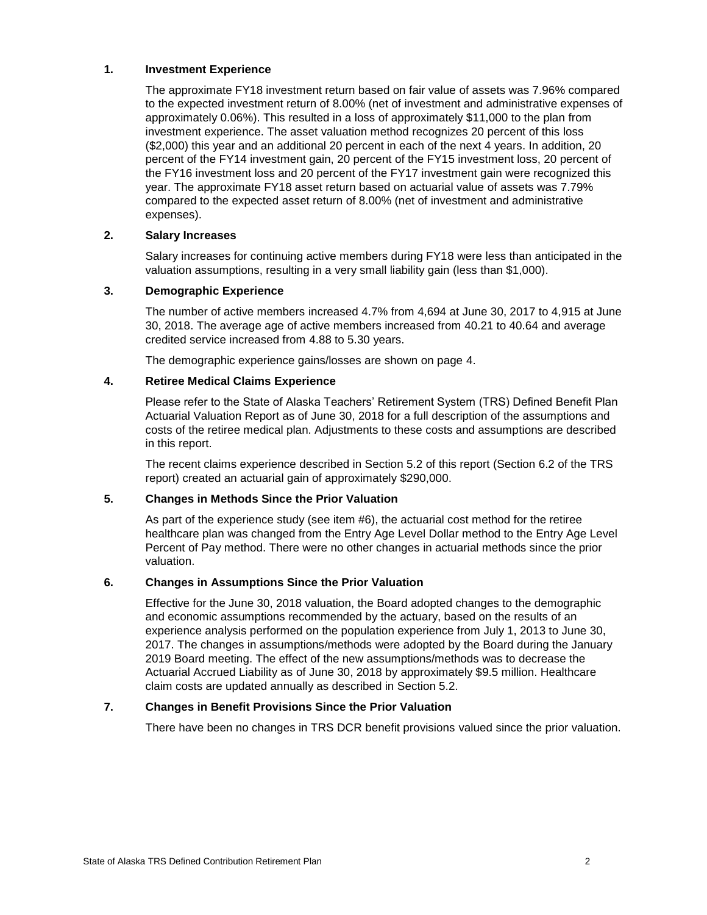1. **Investment Experience**

   The approximate FY18 investment return based on fair value of assets was 7.96% compared to the expected investment return of 8.00% (net of investment and administrative expenses of approximately 0.06%). This resulted in a loss of approximately $11,000 to the plan from investment experience. The asset valuation method recognizes 20 percent of this loss ($2,000) this year and an additional 20 percent in each of the next 4 years. In addition, 20 percent of the FY14 investment gain, 20 percent of the FY15 investment loss, 20 percent of the FY16 investment loss and 20 percent of the FY17 investment gain were recognized this year. The approximate FY18 asset return based on actuarial value of assets was 7.79% compared to the expected asset return of 8.00% (net of investment and administrative expenses).

2. **Salary Increases**

   Salary increases for continuing active members during FY18 were less than anticipated in the valuation assumptions, resulting in a very small liability gain (less than $1,000).

3. **Demographic Experience**

   The number of active members increased 4.7% from 4,694 at June 30, 2017 to 4,915 at June 30, 2018. The average age of active members increased from 40.21 to 40.64 and average credited service increased from 4.88 to 5.30 years.

   The demographic experience gains/losses are shown on page 4.

4. **Retiree Medical Claims Experience**

   Please refer to the State of Alaska Teachers' Retirement System (TRS) Defined Benefit Plan Actuarial Valuation Report as of June 30, 2018 for a full description of the assumptions and costs of the retiree medical plan. Adjustments to these costs and assumptions are described in this report.

   The recent claims experience described in Section 5.2 of this report (Section 6.2 of the TRS report) created an actuarial gain of approximately $290,000.

5. **Changes in Methods Since the Prior Valuation**

   As part of the experience study (see item #6), the actuarial cost method for the retiree healthcare plan was changed from the Entry Age Level Dollar method to the Entry Age Level Percent of Pay method. There were no other changes in actuarial methods since the prior valuation.

6. **Changes in Assumptions Since the Prior Valuation**

   Effective for the June 30, 2018 valuation, the Board adopted changes to the demographic and economic assumptions recommended by the actuary, based on the results of an experience analysis performed on the population experience from July 1, 2013 to June 30, 2017. The changes in assumptions/methods were adopted by the Board during the January 2019 Board meeting. The effect of the new assumptions/methods was to decrease the Actuarial Accrued Liability as of June 30, 2018 by approximately $9.5 million. Healthcare claim costs are updated annually as described in Section 5.2.

7. **Changes in Benefit Provisions Since the Prior Valuation**

   There have been no changes in TRS DCR benefit provisions valued since the prior valuation.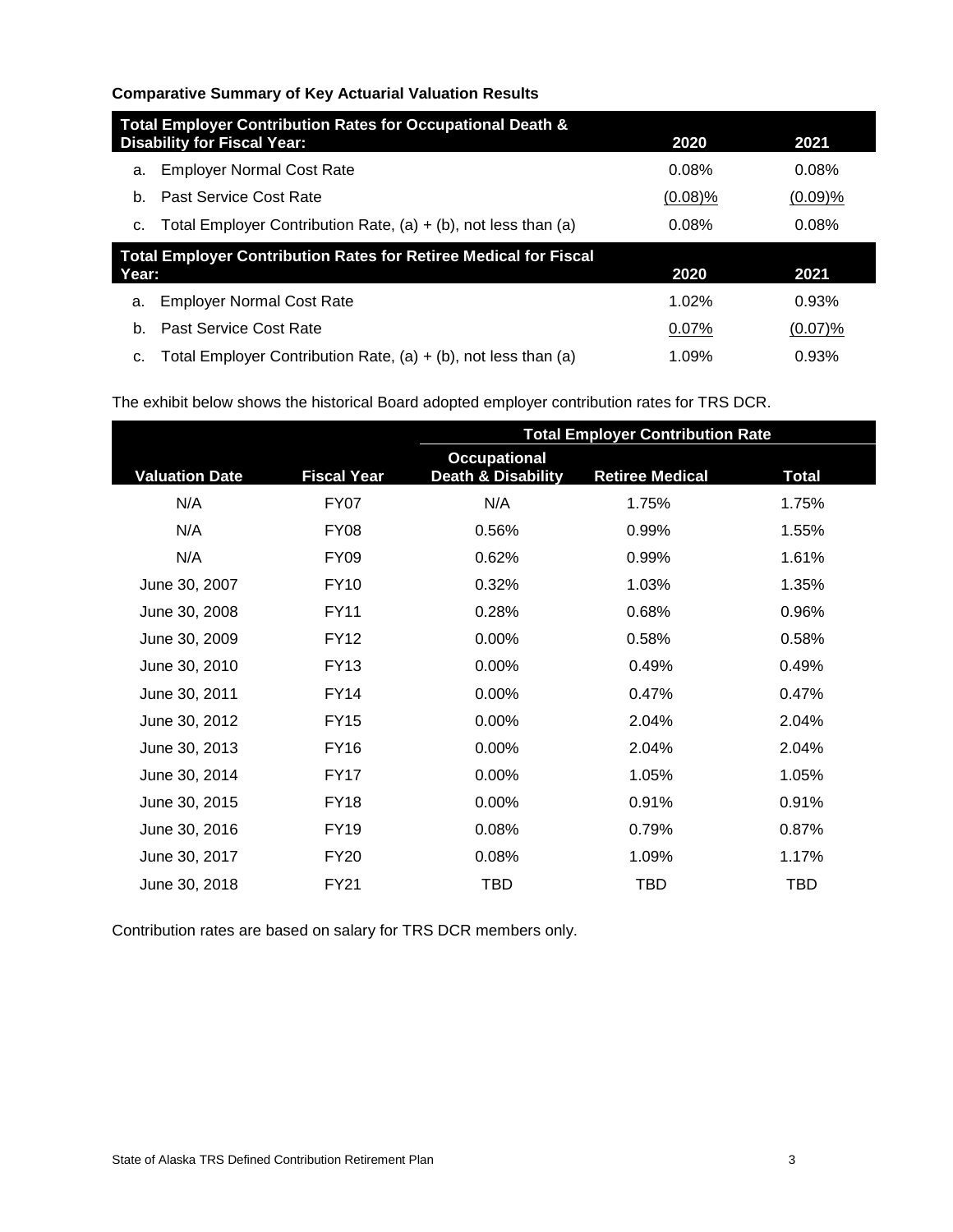**Comparative Summary of Key Actuarial Valuation Results**

| Total Employer Contribution Rates for Occupational Death & Disability for Fiscal Year: | 2020 | 2021 |
|---|---|---|
| a. Employer Normal Cost Rate | 0.08% | 0.08% |
| b. Past Service Cost Rate | (0.08)% | (0.09)% |
| c. Total Employer Contribution Rate, (a) + (b), not less than (a) | 0.08% | 0.08% |

| Total Employer Contribution Rates for Retiree Medical for Fiscal Year: | 2020 | 2021 |
|---|---|---|
| a. Employer Normal Cost Rate | 1.02% | 0.93% |
| b. Past Service Cost Rate | 0.07% | (0.07)% |
| c. Total Employer Contribution Rate, (a) + (b), not less than (a) | 1.09% | 0.93% |

The exhibit below shows the historical Board adopted employer contribution rates for TRS DCR.

| | | Total Employer Contribution Rate | | |
|---|---|---|---|---|
| Valuation Date | Fiscal Year | Occupational Death & Disability | Retiree Medical | Total |
| N/A | FY07 | N/A | 1.75% | 1.75% |
| N/A | FY08 | 0.56% | 0.99% | 1.55% |
| N/A | FY09 | 0.62% | 0.99% | 1.61% |
| June 30, 2007 | FY10 | 0.32% | 1.03% | 1.35% |
| June 30, 2008 | FY11 | 0.28% | 0.68% | 0.96% |
| June 30, 2009 | FY12 | 0.00% | 0.58% | 0.58% |
| June 30, 2010 | FY13 | 0.00% | 0.49% | 0.49% |
| June 30, 2011 | FY14 | 0.00% | 0.47% | 0.47% |
| June 30, 2012 | FY15 | 0.00% | 2.04% | 2.04% |
| June 30, 2013 | FY16 | 0.00% | 2.04% | 2.04% |
| June 30, 2014 | FY17 | 0.00% | 1.05% | 1.05% |
| June 30, 2015 | FY18 | 0.00% | 0.91% | 0.91% |
| June 30, 2016 | FY19 | 0.08% | 0.79% | 0.87% |
| June 30, 2017 | FY20 | 0.08% | 1.09% | 1.17% |
| June 30, 2018 | FY21 | TBD | TBD | TBD |

Contribution rates are based on salary for TRS DCR members only.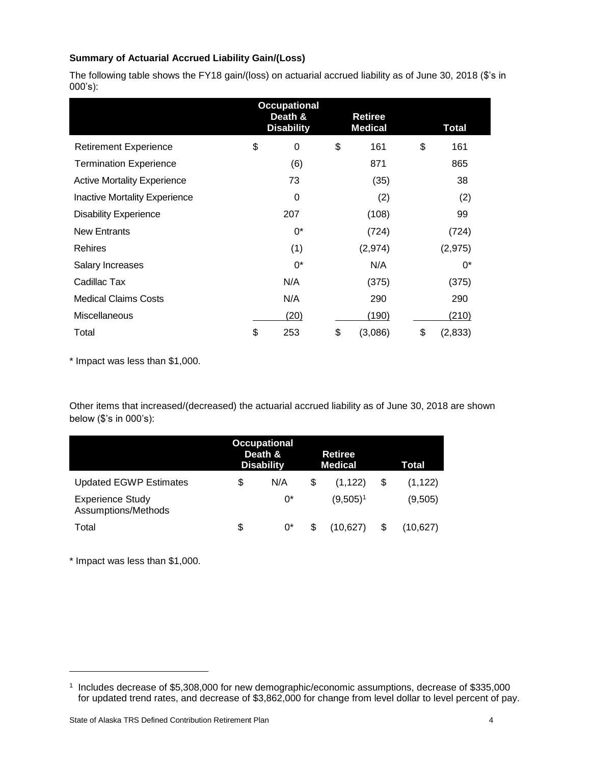**Summary of Actuarial Accrued Liability Gain/(Loss)**

The following table shows the FY18 gain/(loss) on actuarial accrued liability as of June 30, 2018 ($'s in 000's):

| | Occupational Death & Disability | Retiree Medical | Total |
|---|---|---|---|
| Retirement Experience | $ 0 | $ 161 | $ 161 |
| Termination Experience | (6) | 871 | 865 |
| Active Mortality Experience | 73 | (35) | 38 |
| Inactive Mortality Experience | 0 | (2) | (2) |
| Disability Experience | 207 | (108) | 99 |
| New Entrants | 0* | (724) | (724) |
| Rehires | (1) | (2,974) | (2,975) |
| Salary Increases | 0* | N/A | 0* |
| Cadillac Tax | N/A | (375) | (375) |
| Medical Claims Costs | N/A | 290 | 290 |
| Miscellaneous | (20) | (190) | (210) |
| Total | $ 253 | $ (3,086) | $ (2,833) |

\* Impact was less than $1,000.

Other items that increased/(decreased) the actuarial accrued liability as of June 30, 2018 are shown below ($'s in 000's):

| | Occupational Death & Disability | Retiree Medical | Total |
|---|---|---|---|
| Updated EGWP Estimates | $ N/A | $ (1,122) | $ (1,122) |
| Experience Study Assumptions/Methods | 0* | (9,505)[1] | (9,505) |
| Total | $ 0* | $ (10,627) | $ (10,627) |

\* Impact was less than $1,000.

[1] Includes decrease of $5,308,000 for new demographic/economic assumptions, decrease of $335,000 for updated trend rates, and decrease of $3,862,000 for change from level dollar to level percent of pay.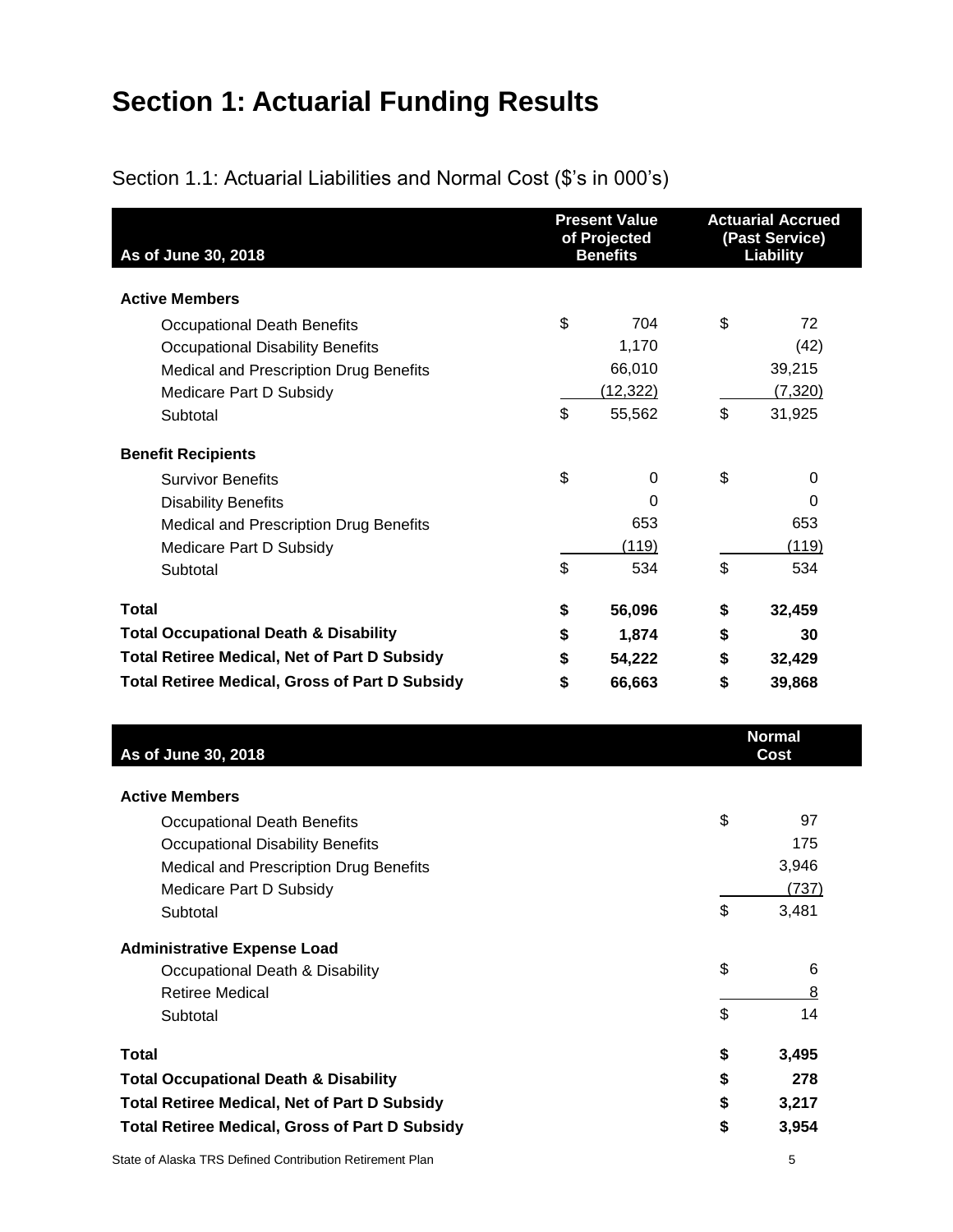# Section 1: Actuarial Funding Results

## Section 1.1: Actuarial Liabilities and Normal Cost ($'s in 000's)

| As of June 30, 2018 | Present Value of Projected Benefits | Actuarial Accrued (Past Service) Liability |
|---|---|---|
| **Active Members** | | |
| Occupational Death Benefits | $ 704 | $ 72 |
| Occupational Disability Benefits | 1,170 | (42) |
| Medical and Prescription Drug Benefits | 66,010 | 39,215 |
| Medicare Part D Subsidy | (12,322) | (7,320) |
| Subtotal | $ 55,562 | $ 31,925 |
| **Benefit Recipients** | | |
| Survivor Benefits | $ 0 | $ 0 |
| Disability Benefits | 0 | 0 |
| Medical and Prescription Drug Benefits | 653 | 653 |
| Medicare Part D Subsidy | (119) | (119) |
| Subtotal | $ 534 | $ 534 |
| **Total** | **$ 56,096** | **$ 32,459** |
| **Total Occupational Death & Disability** | **$ 1,874** | **$ 30** |
| **Total Retiree Medical, Net of Part D Subsidy** | **$ 54,222** | **$ 32,429** |
| **Total Retiree Medical, Gross of Part D Subsidy** | **$ 66,663** | **$ 39,868** |

| As of June 30, 2018 | Normal Cost |
|---|---|
| **Active Members** | |
| Occupational Death Benefits | $ 97 |
| Occupational Disability Benefits | 175 |
| Medical and Prescription Drug Benefits | 3,946 |
| Medicare Part D Subsidy | (737) |
| Subtotal | $ 3,481 |
| **Administrative Expense Load** | |
| Occupational Death & Disability | $ 6 |
| Retiree Medical | 8 |
| Subtotal | $ 14 |
| **Total** | **$ 3,495** |
| **Total Occupational Death & Disability** | **$ 278** |
| **Total Retiree Medical, Net of Part D Subsidy** | **$ 3,217** |
| **Total Retiree Medical, Gross of Part D Subsidy** | **$ 3,954** |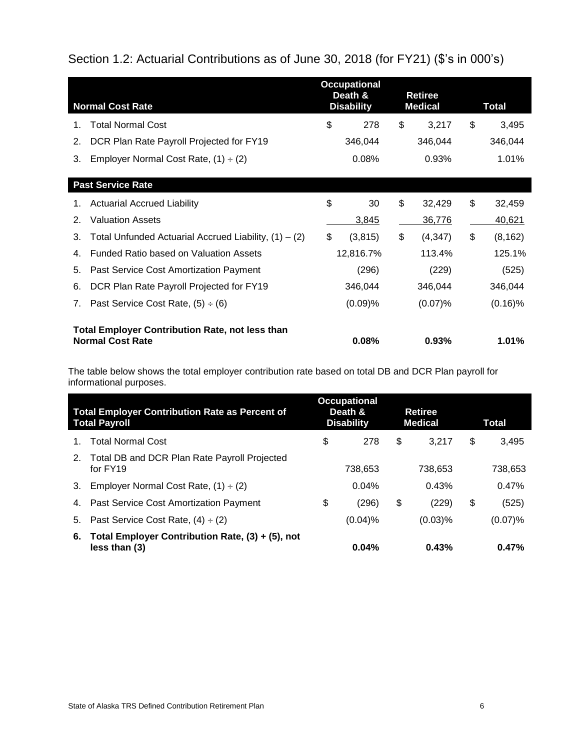## Section 1.2: Actuarial Contributions as of June 30, 2018 (for FY21) ($'s in 000's)

| Normal Cost Rate | Occupational Death & Disability | Retiree Medical | Total |
|---|---|---|---|
| 1. Total Normal Cost | $ 278 | $ 3,217 | $ 3,495 |
| 2. DCR Plan Rate Payroll Projected for FY19 | 346,044 | 346,044 | 346,044 |
| 3. Employer Normal Cost Rate, (1) ÷ (2) | 0.08% | 0.93% | 1.01% |
| **Past Service Rate** | | | |
| 1. Actuarial Accrued Liability | $ 30 | $ 32,429 | $ 32,459 |
| 2. Valuation Assets | 3,845 | 36,776 | 40,621 |
| 3. Total Unfunded Actuarial Accrued Liability, (1) – (2) | $ (3,815) | $ (4,347) | $ (8,162) |
| 4. Funded Ratio based on Valuation Assets | 12,816.7% | 113.4% | 125.1% |
| 5. Past Service Cost Amortization Payment | (296) | (229) | (525) |
| 6. DCR Plan Rate Payroll Projected for FY19 | 346,044 | 346,044 | 346,044 |
| 7. Past Service Cost Rate, (5) ÷ (6) | (0.09)% | (0.07)% | (0.16)% |
| **Total Employer Contribution Rate, not less than Normal Cost Rate** | **0.08%** | **0.93%** | **1.01%** |

The table below shows the total employer contribution rate based on total DB and DCR Plan payroll for informational purposes.

| Total Employer Contribution Rate as Percent of Total Payroll | Occupational Death & Disability | Retiree Medical | Total |
|---|---|---|---|
| 1. Total Normal Cost | $ 278 | $ 3,217 | $ 3,495 |
| 2. Total DB and DCR Plan Rate Payroll Projected for FY19 | 738,653 | 738,653 | 738,653 |
| 3. Employer Normal Cost Rate, (1) ÷ (2) | 0.04% | 0.43% | 0.47% |
| 4. Past Service Cost Amortization Payment | $ (296) | $ (229) | $ (525) |
| 5. Past Service Cost Rate, (4) ÷ (2) | (0.04)% | (0.03)% | (0.07)% |
| **6. Total Employer Contribution Rate, (3) + (5), not less than (3)** | **0.04%** | **0.43%** | **0.47%** |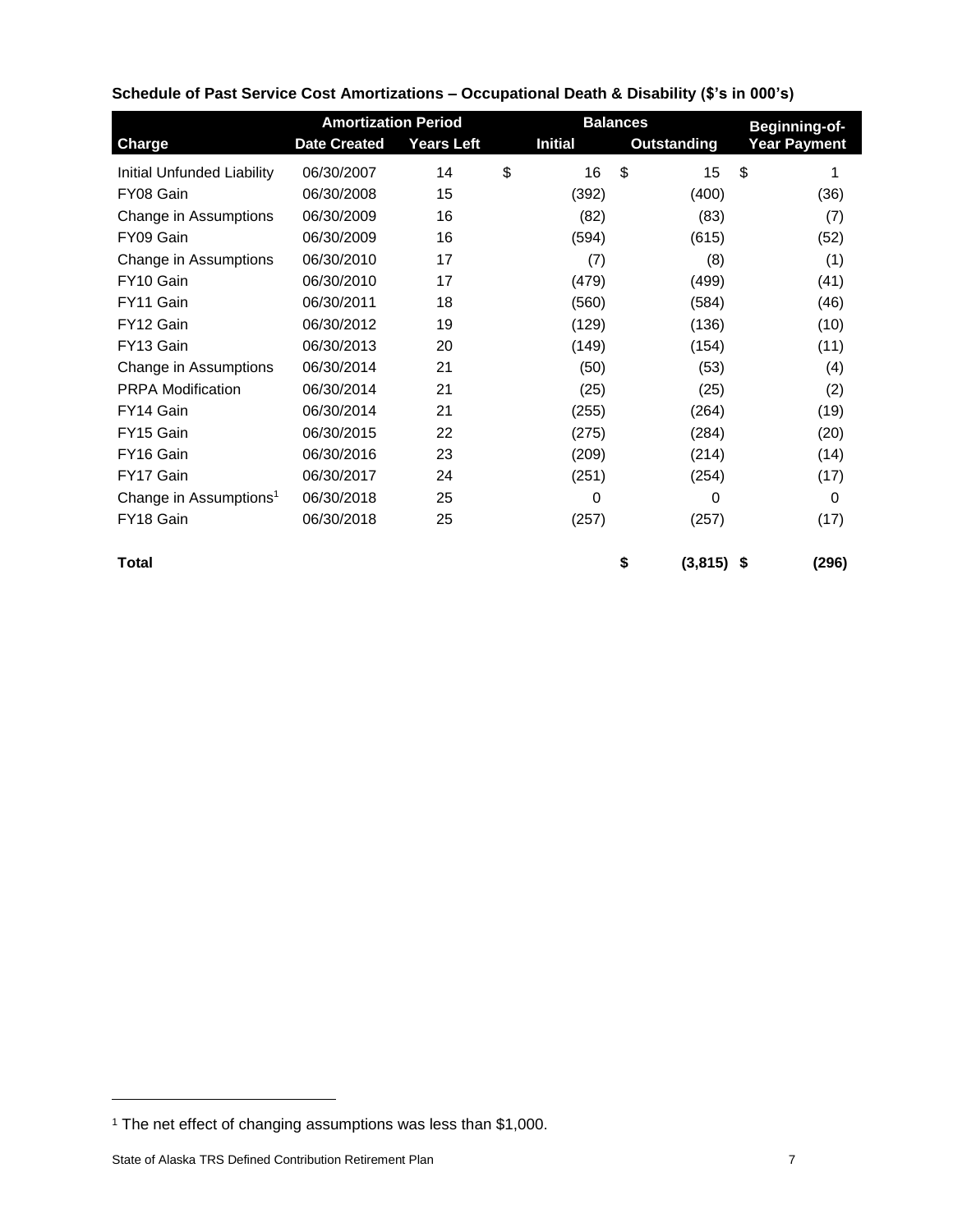**Schedule of Past Service Cost Amortizations – Occupational Death & Disability ($'s in 000's)**

| | Amortization Period | | Balances | | Beginning-of- |
|---|---|---|---|---|---|
| Charge | Date Created | Years Left | Initial | Outstanding | Year Payment |
| Initial Unfunded Liability | 06/30/2007 | 14 | $ 16 | $ 15 | $ 1 |
| FY08 Gain | 06/30/2008 | 15 | (392) | (400) | (36) |
| Change in Assumptions | 06/30/2009 | 16 | (82) | (83) | (7) |
| FY09 Gain | 06/30/2009 | 16 | (594) | (615) | (52) |
| Change in Assumptions | 06/30/2010 | 17 | (7) | (8) | (1) |
| FY10 Gain | 06/30/2010 | 17 | (479) | (499) | (41) |
| FY11 Gain | 06/30/2011 | 18 | (560) | (584) | (46) |
| FY12 Gain | 06/30/2012 | 19 | (129) | (136) | (10) |
| FY13 Gain | 06/30/2013 | 20 | (149) | (154) | (11) |
| Change in Assumptions | 06/30/2014 | 21 | (50) | (53) | (4) |
| PRPA Modification | 06/30/2014 | 21 | (25) | (25) | (2) |
| FY14 Gain | 06/30/2014 | 21 | (255) | (264) | (19) |
| FY15 Gain | 06/30/2015 | 22 | (275) | (284) | (20) |
| FY16 Gain | 06/30/2016 | 23 | (209) | (214) | (14) |
| FY17 Gain | 06/30/2017 | 24 | (251) | (254) | (17) |
| Change in Assumptions[1] | 06/30/2018 | 25 | 0 | 0 | 0 |
| FY18 Gain | 06/30/2018 | 25 | (257) | (257) | (17) |
| **Total** | | | | **$ (3,815)** | **$ (296)** |

[1] The net effect of changing assumptions was less than $1,000.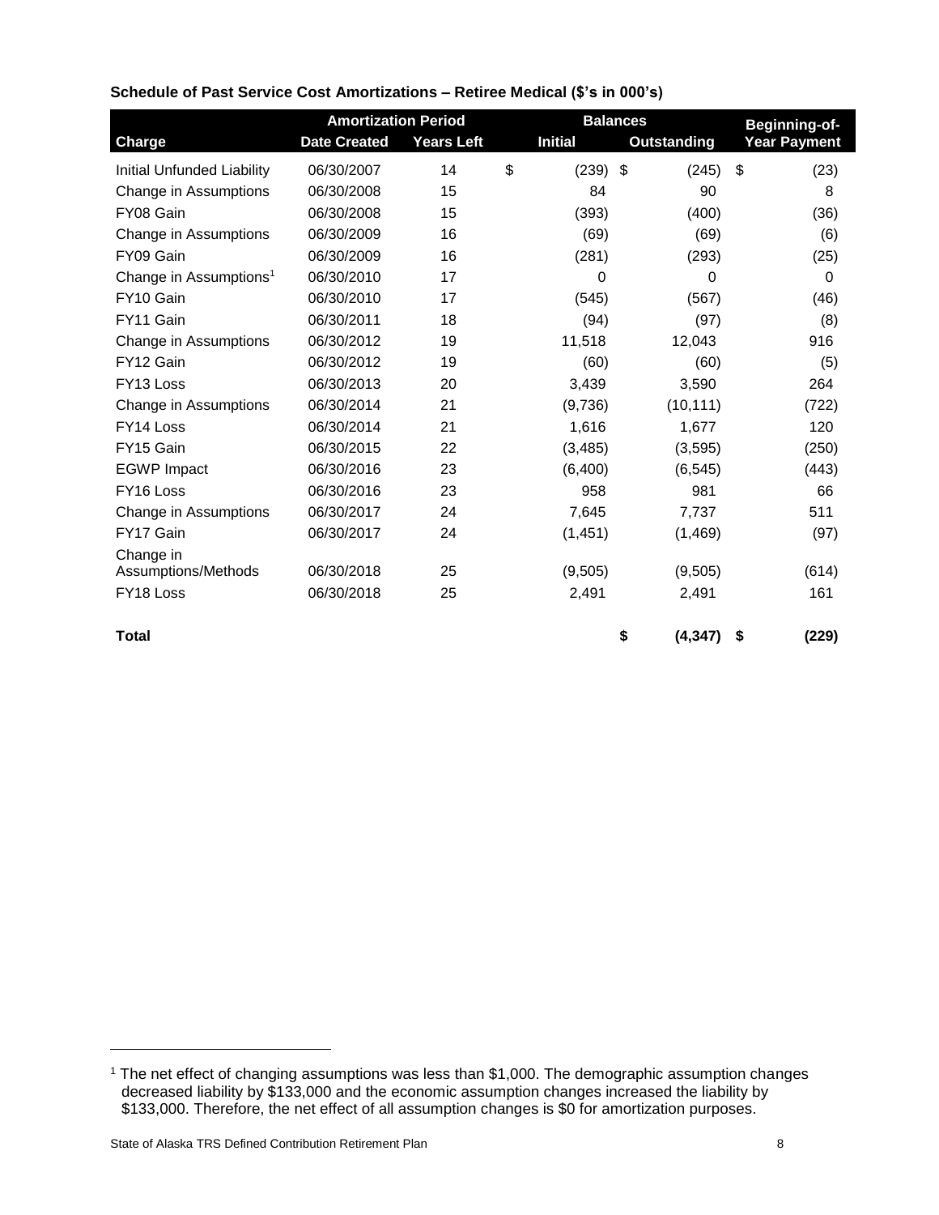**Schedule of Past Service Cost Amortizations – Retiree Medical ($'s in 000's)**

| | Amortization Period | | Balances | | Beginning-of- |
|---|---|---|---|---|---|
| **Charge** | **Date Created** | **Years Left** | **Initial** | **Outstanding** | **Year Payment** |
| Initial Unfunded Liability | 06/30/2007 | 14 | $ (239) | $ (245) | $ (23) |
| Change in Assumptions | 06/30/2008 | 15 | 84 | 90 | 8 |
| FY08 Gain | 06/30/2008 | 15 | (393) | (400) | (36) |
| Change in Assumptions | 06/30/2009 | 16 | (69) | (69) | (6) |
| FY09 Gain | 06/30/2009 | 16 | (281) | (293) | (25) |
| Change in Assumptions[1] | 06/30/2010 | 17 | 0 | 0 | 0 |
| FY10 Gain | 06/30/2010 | 17 | (545) | (567) | (46) |
| FY11 Gain | 06/30/2011 | 18 | (94) | (97) | (8) |
| Change in Assumptions | 06/30/2012 | 19 | 11,518 | 12,043 | 916 |
| FY12 Gain | 06/30/2012 | 19 | (60) | (60) | (5) |
| FY13 Loss | 06/30/2013 | 20 | 3,439 | 3,590 | 264 |
| Change in Assumptions | 06/30/2014 | 21 | (9,736) | (10,111) | (722) |
| FY14 Loss | 06/30/2014 | 21 | 1,616 | 1,677 | 120 |
| FY15 Gain | 06/30/2015 | 22 | (3,485) | (3,595) | (250) |
| EGWP Impact | 06/30/2016 | 23 | (6,400) | (6,545) | (443) |
| FY16 Loss | 06/30/2016 | 23 | 958 | 981 | 66 |
| Change in Assumptions | 06/30/2017 | 24 | 7,645 | 7,737 | 511 |
| FY17 Gain | 06/30/2017 | 24 | (1,451) | (1,469) | (97) |
| Change in Assumptions/Methods | 06/30/2018 | 25 | (9,505) | (9,505) | (614) |
| FY18 Loss | 06/30/2018 | 25 | 2,491 | 2,491 | 161 |
| **Total** | | | | **$ (4,347)** | **$ (229)** |

[1] The net effect of changing assumptions was less than $1,000. The demographic assumption changes decreased liability by $133,000 and the economic assumption changes increased the liability by $133,000. Therefore, the net effect of all assumption changes is $0 for amortization purposes.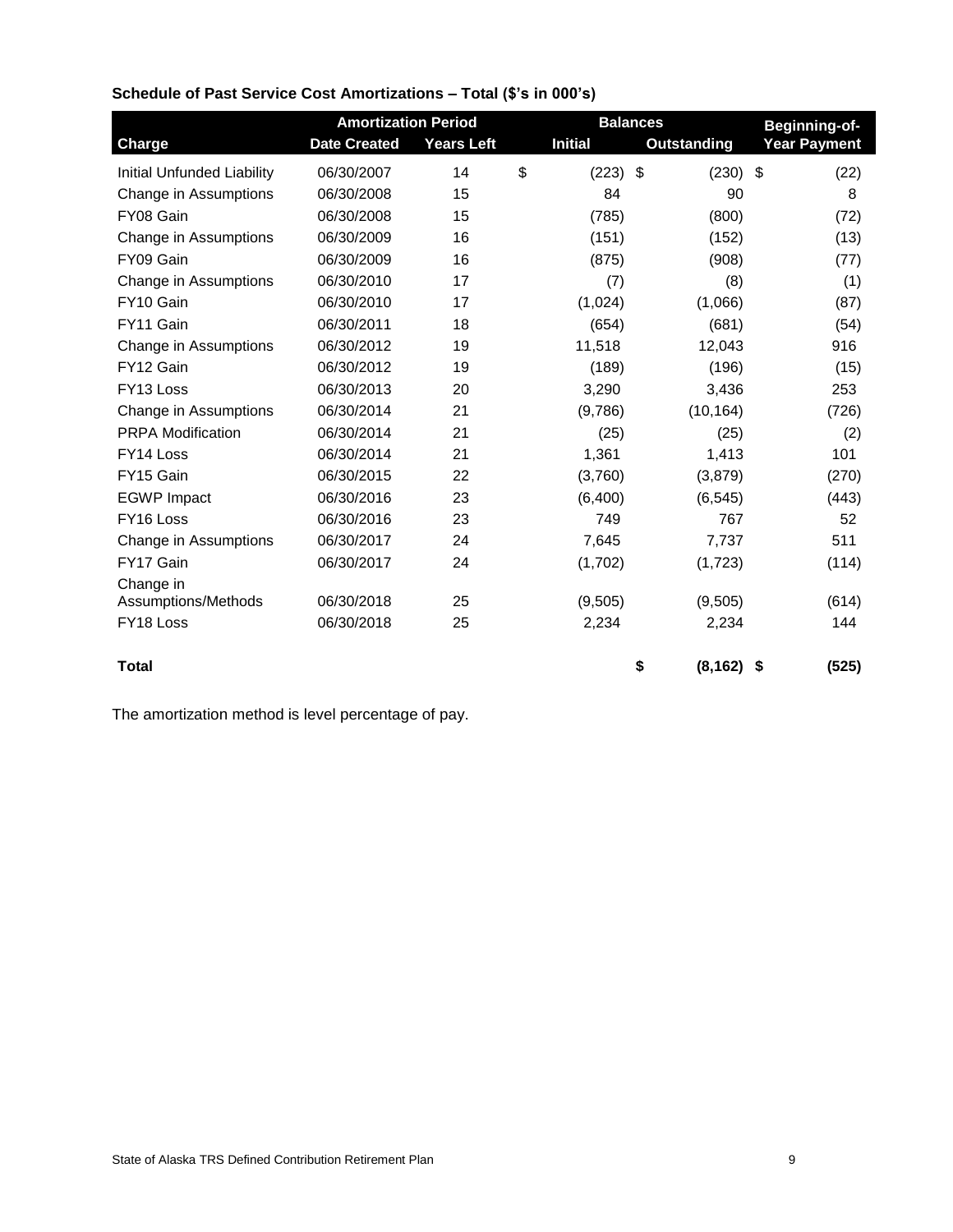**Schedule of Past Service Cost Amortizations – Total ($'s in 000's)**

| Charge | Amortization Period | | Balances | | Beginning-of- |
|---|---|---|---|---|---|
| | Date Created | Years Left | Initial | Outstanding | Year Payment |
| Initial Unfunded Liability | 06/30/2007 | 14 | $ (223) | $ (230) | $ (22) |
| Change in Assumptions | 06/30/2008 | 15 | 84 | 90 | 8 |
| FY08 Gain | 06/30/2008 | 15 | (785) | (800) | (72) |
| Change in Assumptions | 06/30/2009 | 16 | (151) | (152) | (13) |
| FY09 Gain | 06/30/2009 | 16 | (875) | (908) | (77) |
| Change in Assumptions | 06/30/2010 | 17 | (7) | (8) | (1) |
| FY10 Gain | 06/30/2010 | 17 | (1,024) | (1,066) | (87) |
| FY11 Gain | 06/30/2011 | 18 | (654) | (681) | (54) |
| Change in Assumptions | 06/30/2012 | 19 | 11,518 | 12,043 | 916 |
| FY12 Gain | 06/30/2012 | 19 | (189) | (196) | (15) |
| FY13 Loss | 06/30/2013 | 20 | 3,290 | 3,436 | 253 |
| Change in Assumptions | 06/30/2014 | 21 | (9,786) | (10,164) | (726) |
| PRPA Modification | 06/30/2014 | 21 | (25) | (25) | (2) |
| FY14 Loss | 06/30/2014 | 21 | 1,361 | 1,413 | 101 |
| FY15 Gain | 06/30/2015 | 22 | (3,760) | (3,879) | (270) |
| EGWP Impact | 06/30/2016 | 23 | (6,400) | (6,545) | (443) |
| FY16 Loss | 06/30/2016 | 23 | 749 | 767 | 52 |
| Change in Assumptions | 06/30/2017 | 24 | 7,645 | 7,737 | 511 |
| FY17 Gain | 06/30/2017 | 24 | (1,702) | (1,723) | (114) |
| Change in Assumptions/Methods | 06/30/2018 | 25 | (9,505) | (9,505) | (614) |
| FY18 Loss | 06/30/2018 | 25 | 2,234 | 2,234 | 144 |
| **Total** | | | | **$ (8,162)** | **$ (525)** |

The amortization method is level percentage of pay.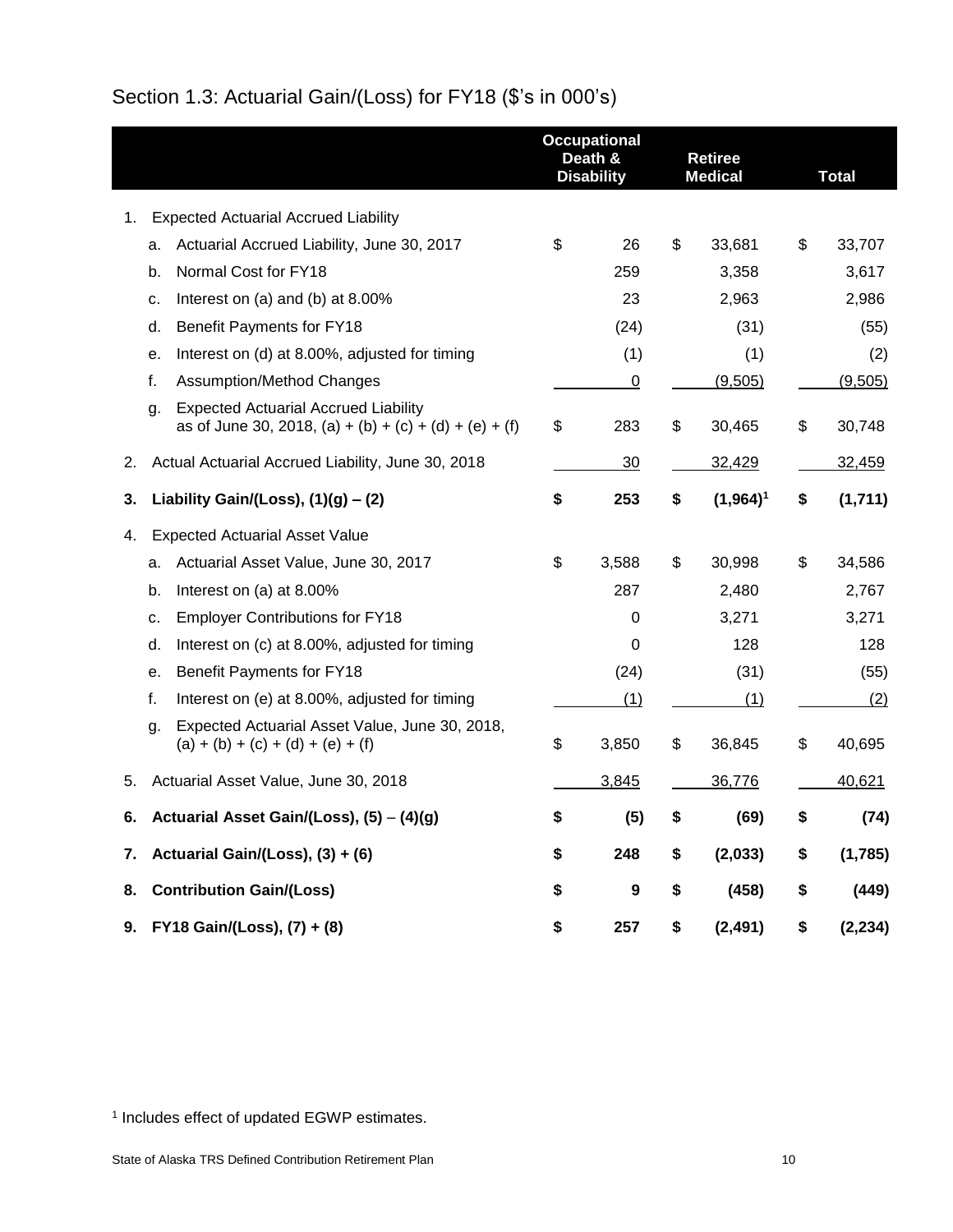## Section 1.3: Actuarial Gain/(Loss) for FY18 ($'s in 000's)

| | | Occupational Death & Disability | Retiree Medical | Total |
|---|---|---|---|---|
| 1. | Expected Actuarial Accrued Liability | | | |
| | a. Actuarial Accrued Liability, June 30, 2017 | $ 26 | $ 33,681 | $ 33,707 |
| | b. Normal Cost for FY18 | 259 | 3,358 | 3,617 |
| | c. Interest on (a) and (b) at 8.00% | 23 | 2,963 | 2,986 |
| | d. Benefit Payments for FY18 | (24) | (31) | (55) |
| | e. Interest on (d) at 8.00%, adjusted for timing | (1) | (1) | (2) |
| | f. Assumption/Method Changes | 0 | (9,505) | (9,505) |
| | g. Expected Actuarial Accrued Liability as of June 30, 2018, (a) + (b) + (c) + (d) + (e) + (f) | $ 283 | $ 30,465 | $ 30,748 |
| 2. | Actual Actuarial Accrued Liability, June 30, 2018 | 30 | 32,429 | 32,459 |
| **3.** | **Liability Gain/(Loss), (1)(g) – (2)** | **$ 253** | **$ (1,964)[1]** | **$ (1,711)** |
| 4. | Expected Actuarial Asset Value | | | |
| | a. Actuarial Asset Value, June 30, 2017 | $ 3,588 | $ 30,998 | $ 34,586 |
| | b. Interest on (a) at 8.00% | 287 | 2,480 | 2,767 |
| | c. Employer Contributions for FY18 | 0 | 3,271 | 3,271 |
| | d. Interest on (c) at 8.00%, adjusted for timing | 0 | 128 | 128 |
| | e. Benefit Payments for FY18 | (24) | (31) | (55) |
| | f. Interest on (e) at 8.00%, adjusted for timing | (1) | (1) | (2) |
| | g. Expected Actuarial Asset Value, June 30, 2018, (a) + (b) + (c) + (d) + (e) + (f) | $ 3,850 | $ 36,845 | $ 40,695 |
| 5. | Actuarial Asset Value, June 30, 2018 | 3,845 | 36,776 | 40,621 |
| **6.** | **Actuarial Asset Gain/(Loss), (5) – (4)(g)** | **$ (5)** | **$ (69)** | **$ (74)** |
| **7.** | **Actuarial Gain/(Loss), (3) + (6)** | **$ 248** | **$ (2,033)** | **$ (1,785)** |
| **8.** | **Contribution Gain/(Loss)** | **$ 9** | **$ (458)** | **$ (449)** |
| **9.** | **FY18 Gain/(Loss), (7) + (8)** | **$ 257** | **$ (2,491)** | **$ (2,234)** |

[1] Includes effect of updated EGWP estimates.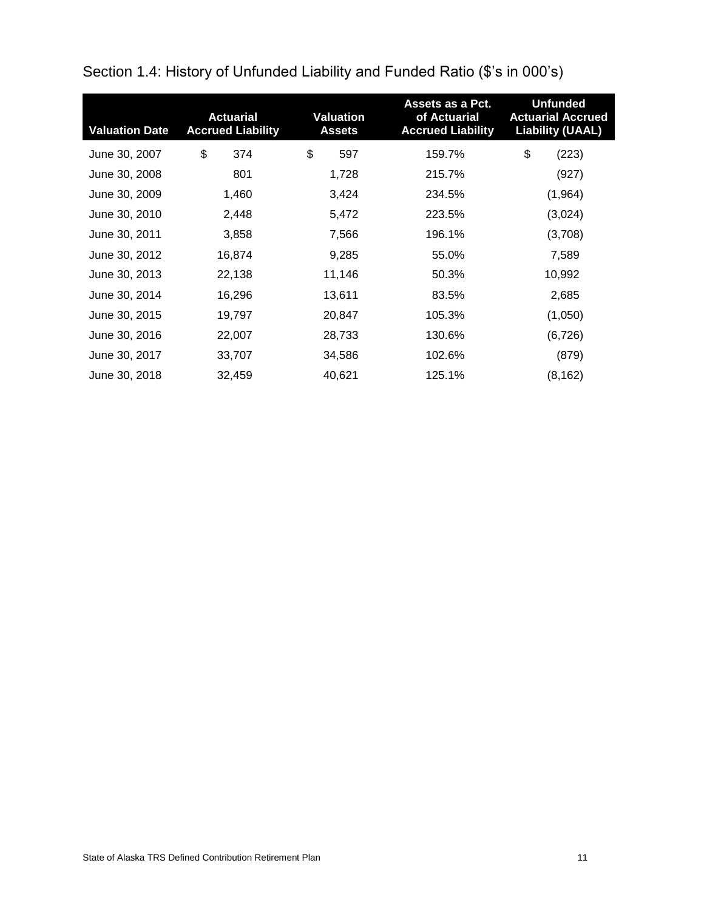## Section 1.4: History of Unfunded Liability and Funded Ratio ($'s in 000's)

| Valuation Date | Actuarial Accrued Liability | Valuation Assets | Assets as a Pct. of Actuarial Accrued Liability | Unfunded Actuarial Accrued Liability (UAAL) |
|---|---|---|---|---|
| June 30, 2007 | $ 374 | $ 597 | 159.7% | $ (223) |
| June 30, 2008 | 801 | 1,728 | 215.7% | (927) |
| June 30, 2009 | 1,460 | 3,424 | 234.5% | (1,964) |
| June 30, 2010 | 2,448 | 5,472 | 223.5% | (3,024) |
| June 30, 2011 | 3,858 | 7,566 | 196.1% | (3,708) |
| June 30, 2012 | 16,874 | 9,285 | 55.0% | 7,589 |
| June 30, 2013 | 22,138 | 11,146 | 50.3% | 10,992 |
| June 30, 2014 | 16,296 | 13,611 | 83.5% | 2,685 |
| June 30, 2015 | 19,797 | 20,847 | 105.3% | (1,050) |
| June 30, 2016 | 22,007 | 28,733 | 130.6% | (6,726) |
| June 30, 2017 | 33,707 | 34,586 | 102.6% | (879) |
| June 30, 2018 | 32,459 | 40,621 | 125.1% | (8,162) |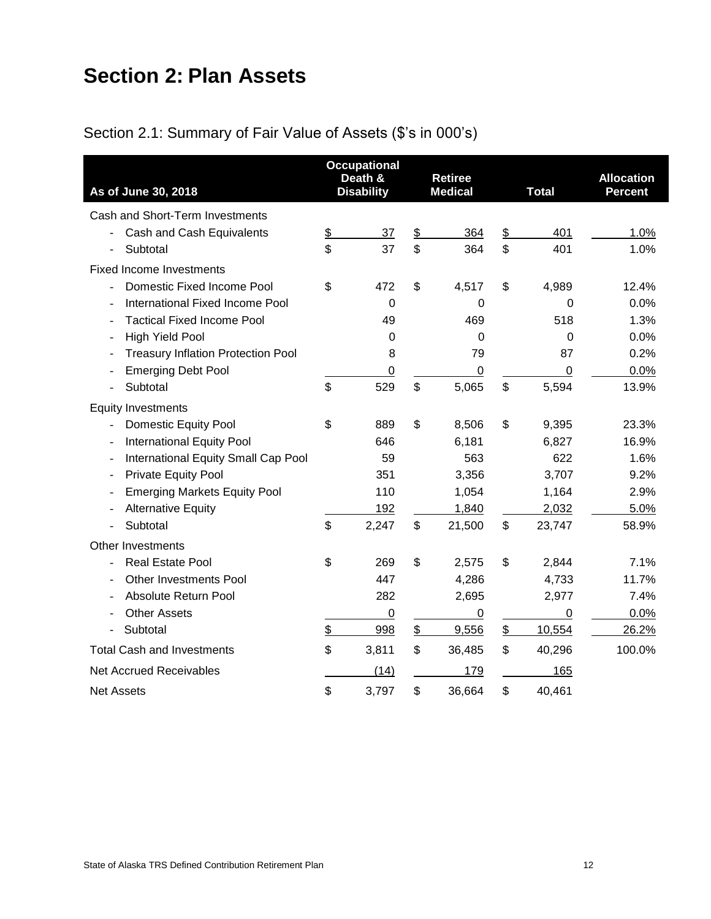# Section 2: Plan Assets

## Section 2.1: Summary of Fair Value of Assets ($'s in 000's)

| As of June 30, 2018 | Occupational Death & Disability | Retiree Medical | Total | Allocation Percent |
|---|---|---|---|---|
| Cash and Short-Term Investments | | | | |
| - Cash and Cash Equivalents | $ 37 | $ 364 | $ 401 | 1.0% |
| - Subtotal | $ 37 | $ 364 | $ 401 | 1.0% |
| Fixed Income Investments | | | | |
| - Domestic Fixed Income Pool | $ 472 | $ 4,517 | $ 4,989 | 12.4% |
| - International Fixed Income Pool | 0 | 0 | 0 | 0.0% |
| - Tactical Fixed Income Pool | 49 | 469 | 518 | 1.3% |
| - High Yield Pool | 0 | 0 | 0 | 0.0% |
| - Treasury Inflation Protection Pool | 8 | 79 | 87 | 0.2% |
| - Emerging Debt Pool | 0 | 0 | 0 | 0.0% |
| - Subtotal | $ 529 | $ 5,065 | $ 5,594 | 13.9% |
| Equity Investments | | | | |
| - Domestic Equity Pool | $ 889 | $ 8,506 | $ 9,395 | 23.3% |
| - International Equity Pool | 646 | 6,181 | 6,827 | 16.9% |
| - International Equity Small Cap Pool | 59 | 563 | 622 | 1.6% |
| - Private Equity Pool | 351 | 3,356 | 3,707 | 9.2% |
| - Emerging Markets Equity Pool | 110 | 1,054 | 1,164 | 2.9% |
| - Alternative Equity | 192 | 1,840 | 2,032 | 5.0% |
| - Subtotal | $ 2,247 | $ 21,500 | $ 23,747 | 58.9% |
| Other Investments | | | | |
| - Real Estate Pool | $ 269 | $ 2,575 | $ 2,844 | 7.1% |
| - Other Investments Pool | 447 | 4,286 | 4,733 | 11.7% |
| - Absolute Return Pool | 282 | 2,695 | 2,977 | 7.4% |
| - Other Assets | 0 | 0 | 0 | 0.0% |
| - Subtotal | $ 998 | $ 9,556 | $ 10,554 | 26.2% |
| Total Cash and Investments | $ 3,811 | $ 36,485 | $ 40,296 | 100.0% |
| Net Accrued Receivables | (14) | 179 | 165 | |
| Net Assets | $ 3,797 | $ 36,664 | $ 40,461 | |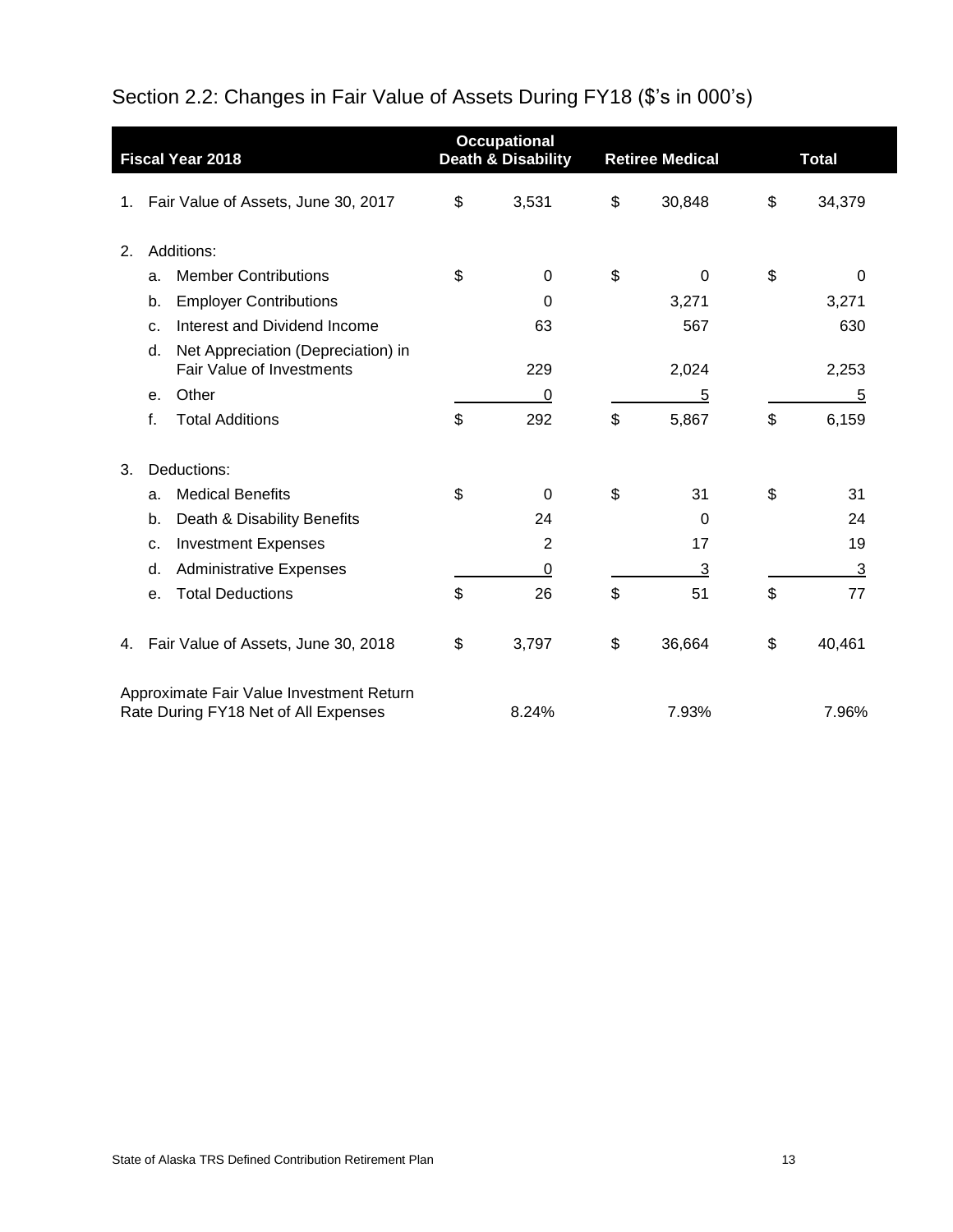# Section 2.2: Changes in Fair Value of Assets During FY18 ($'s in 000's)

| Fiscal Year 2018 | Occupational Death & Disability | Retiree Medical | Total |
|---|---|---|---|
| 1. Fair Value of Assets, June 30, 2017 | $ 3,531 | $ 30,848 | $ 34,379 |
| 2. Additions: | | | |
| a. Member Contributions | $ 0 | $ 0 | $ 0 |
| b. Employer Contributions | 0 | 3,271 | 3,271 |
| c. Interest and Dividend Income | 63 | 567 | 630 |
| d. Net Appreciation (Depreciation) in Fair Value of Investments | 229 | 2,024 | 2,253 |
| e. Other | 0 | 5 | 5 |
| f. Total Additions | $ 292 | $ 5,867 | $ 6,159 |
| 3. Deductions: | | | |
| a. Medical Benefits | $ 0 | $ 31 | $ 31 |
| b. Death & Disability Benefits | 24 | 0 | 24 |
| c. Investment Expenses | 2 | 17 | 19 |
| d. Administrative Expenses | 0 | 3 | 3 |
| e. Total Deductions | $ 26 | $ 51 | $ 77 |
| 4. Fair Value of Assets, June 30, 2018 | $ 3,797 | $ 36,664 | $ 40,461 |
| Approximate Fair Value Investment Return Rate During FY18 Net of All Expenses | 8.24% | 7.93% | 7.96% |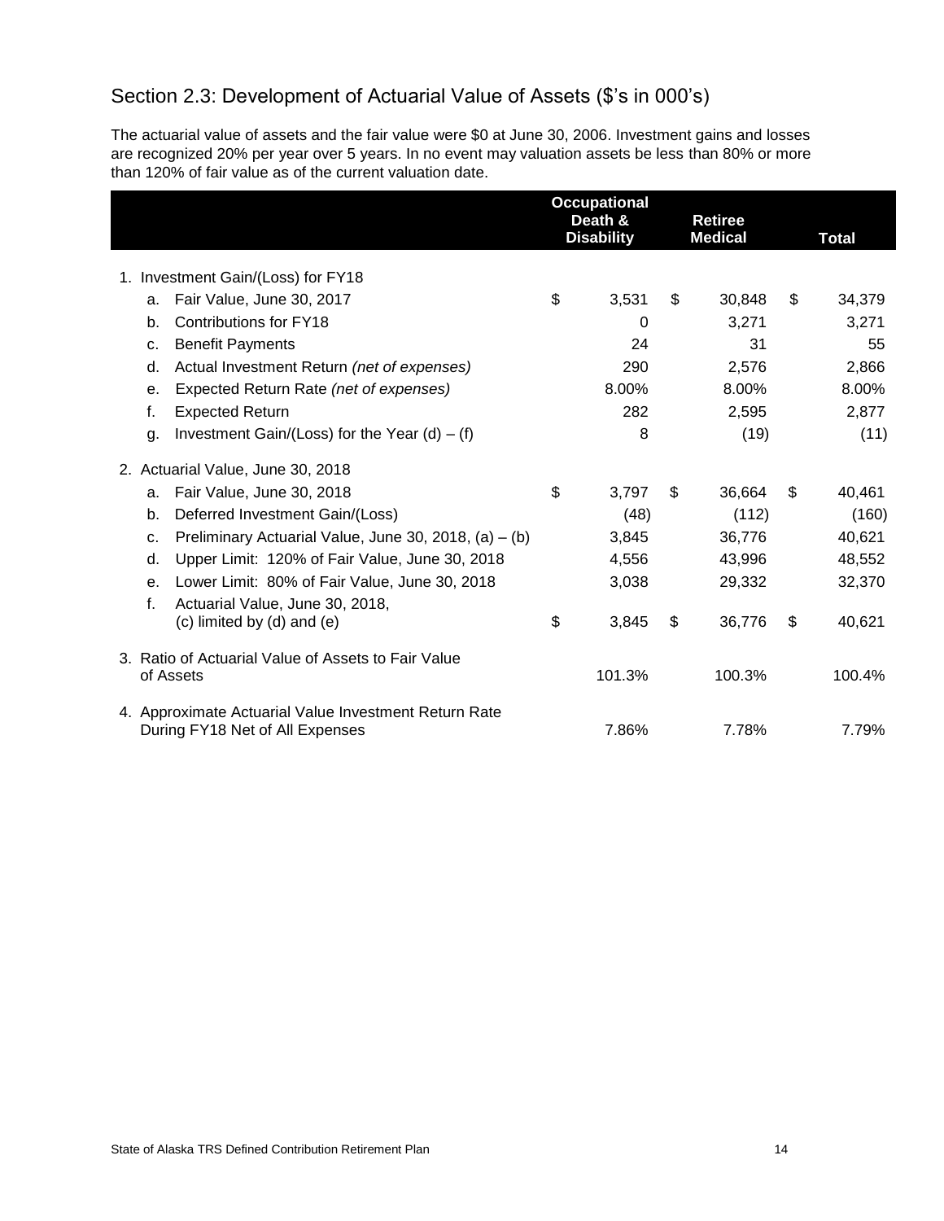## Section 2.3: Development of Actuarial Value of Assets ($'s in 000's)

The actuarial value of assets and the fair value were $0 at June 30, 2006. Investment gains and losses are recognized 20% per year over 5 years. In no event may valuation assets be less than 80% or more than 120% of fair value as of the current valuation date.

| | Occupational Death & Disability | Retiree Medical | Total |
|---|---|---|---|
| 1. Investment Gain/(Loss) for FY18 | | | |
| a. Fair Value, June 30, 2017 | $ 3,531 | $ 30,848 | $ 34,379 |
| b. Contributions for FY18 | 0 | 3,271 | 3,271 |
| c. Benefit Payments | 24 | 31 | 55 |
| d. Actual Investment Return *(net of expenses)* | 290 | 2,576 | 2,866 |
| e. Expected Return Rate *(net of expenses)* | 8.00% | 8.00% | 8.00% |
| f. Expected Return | 282 | 2,595 | 2,877 |
| g. Investment Gain/(Loss) for the Year (d) – (f) | 8 | (19) | (11) |
| 2. Actuarial Value, June 30, 2018 | | | |
| a. Fair Value, June 30, 2018 | $ 3,797 | $ 36,664 | $ 40,461 |
| b. Deferred Investment Gain/(Loss) | (48) | (112) | (160) |
| c. Preliminary Actuarial Value, June 30, 2018, (a) – (b) | 3,845 | 36,776 | 40,621 |
| d. Upper Limit: 120% of Fair Value, June 30, 2018 | 4,556 | 43,996 | 48,552 |
| e. Lower Limit: 80% of Fair Value, June 30, 2018 | 3,038 | 29,332 | 32,370 |
| f. Actuarial Value, June 30, 2018, (c) limited by (d) and (e) | $ 3,845 | $ 36,776 | $ 40,621 |
| 3. Ratio of Actuarial Value of Assets to Fair Value of Assets | 101.3% | 100.3% | 100.4% |
| 4. Approximate Actuarial Value Investment Return Rate During FY18 Net of All Expenses | 7.86% | 7.78% | 7.79% |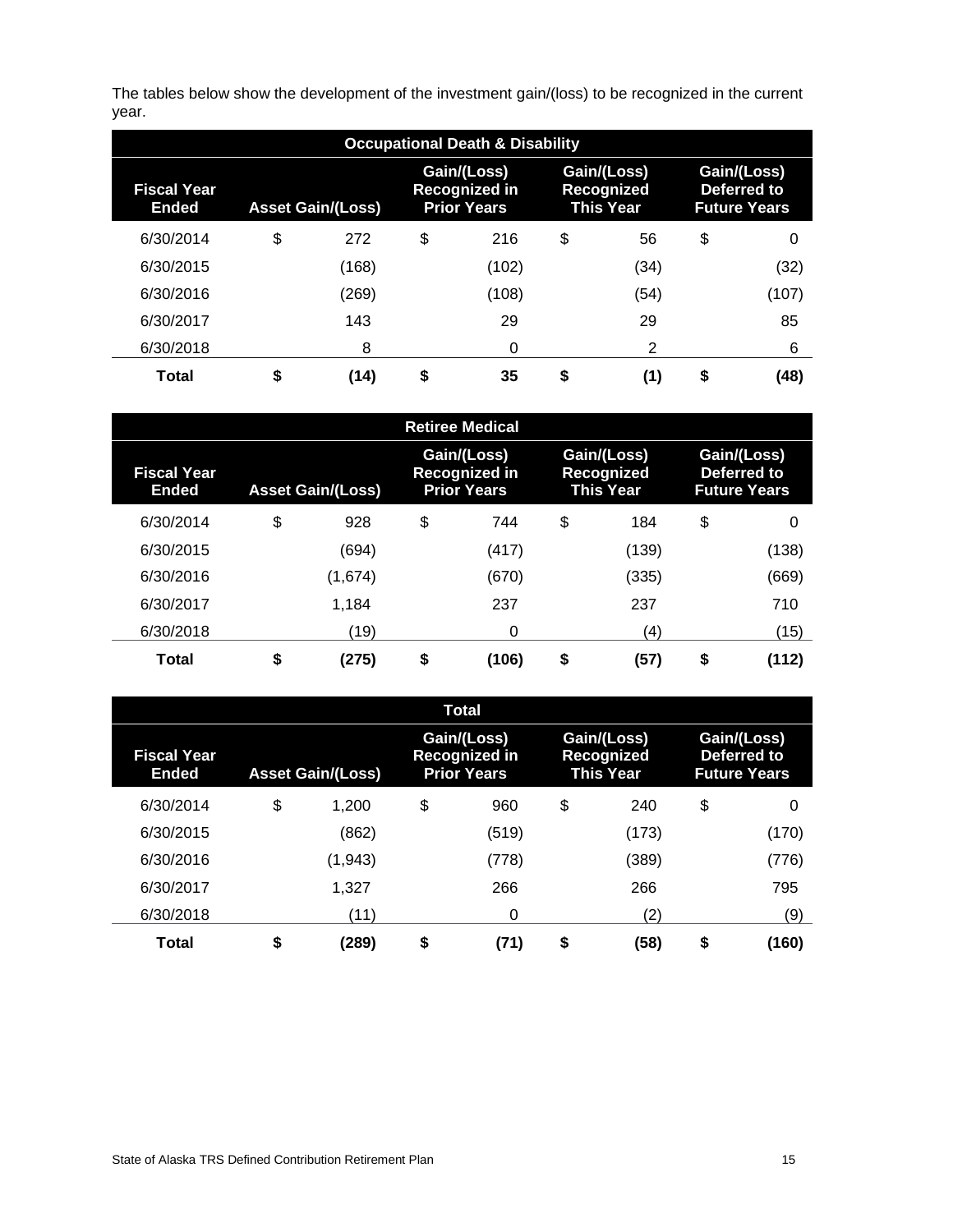The tables below show the development of the investment gain/(loss) to be recognized in the current year.

| Occupational Death & Disability | | | | |
|---|---|---|---|---|
| **Fiscal Year Ended** | **Asset Gain/(Loss)** | **Gain/(Loss) Recognized in Prior Years** | **Gain/(Loss) Recognized This Year** | **Gain/(Loss) Deferred to Future Years** |
| 6/30/2014 | $ 272 | $ 216 | $ 56 | $ 0 |
| 6/30/2015 | (168) | (102) | (34) | (32) |
| 6/30/2016 | (269) | (108) | (54) | (107) |
| 6/30/2017 | 143 | 29 | 29 | 85 |
| 6/30/2018 | 8 | 0 | 2 | 6 |
| **Total** | **$ (14)** | **$ 35** | **$ (1)** | **$ (48)** |

| Retiree Medical | | | | |
|---|---|---|---|---|
| **Fiscal Year Ended** | **Asset Gain/(Loss)** | **Gain/(Loss) Recognized in Prior Years** | **Gain/(Loss) Recognized This Year** | **Gain/(Loss) Deferred to Future Years** |
| 6/30/2014 | $ 928 | $ 744 | $ 184 | $ 0 |
| 6/30/2015 | (694) | (417) | (139) | (138) |
| 6/30/2016 | (1,674) | (670) | (335) | (669) |
| 6/30/2017 | 1,184 | 237 | 237 | 710 |
| 6/30/2018 | (19) | 0 | (4) | (15) |
| **Total** | **$ (275)** | **$ (106)** | **$ (57)** | **$ (112)** |

| Total | | | | |
|---|---|---|---|---|
| **Fiscal Year Ended** | **Asset Gain/(Loss)** | **Gain/(Loss) Recognized in Prior Years** | **Gain/(Loss) Recognized This Year** | **Gain/(Loss) Deferred to Future Years** |
| 6/30/2014 | $ 1,200 | $ 960 | $ 240 | $ 0 |
| 6/30/2015 | (862) | (519) | (173) | (170) |
| 6/30/2016 | (1,943) | (778) | (389) | (776) |
| 6/30/2017 | 1,327 | 266 | 266 | 795 |
| 6/30/2018 | (11) | 0 | (2) | (9) |
| **Total** | **$ (289)** | **$ (71)** | **$ (58)** | **$ (160)** |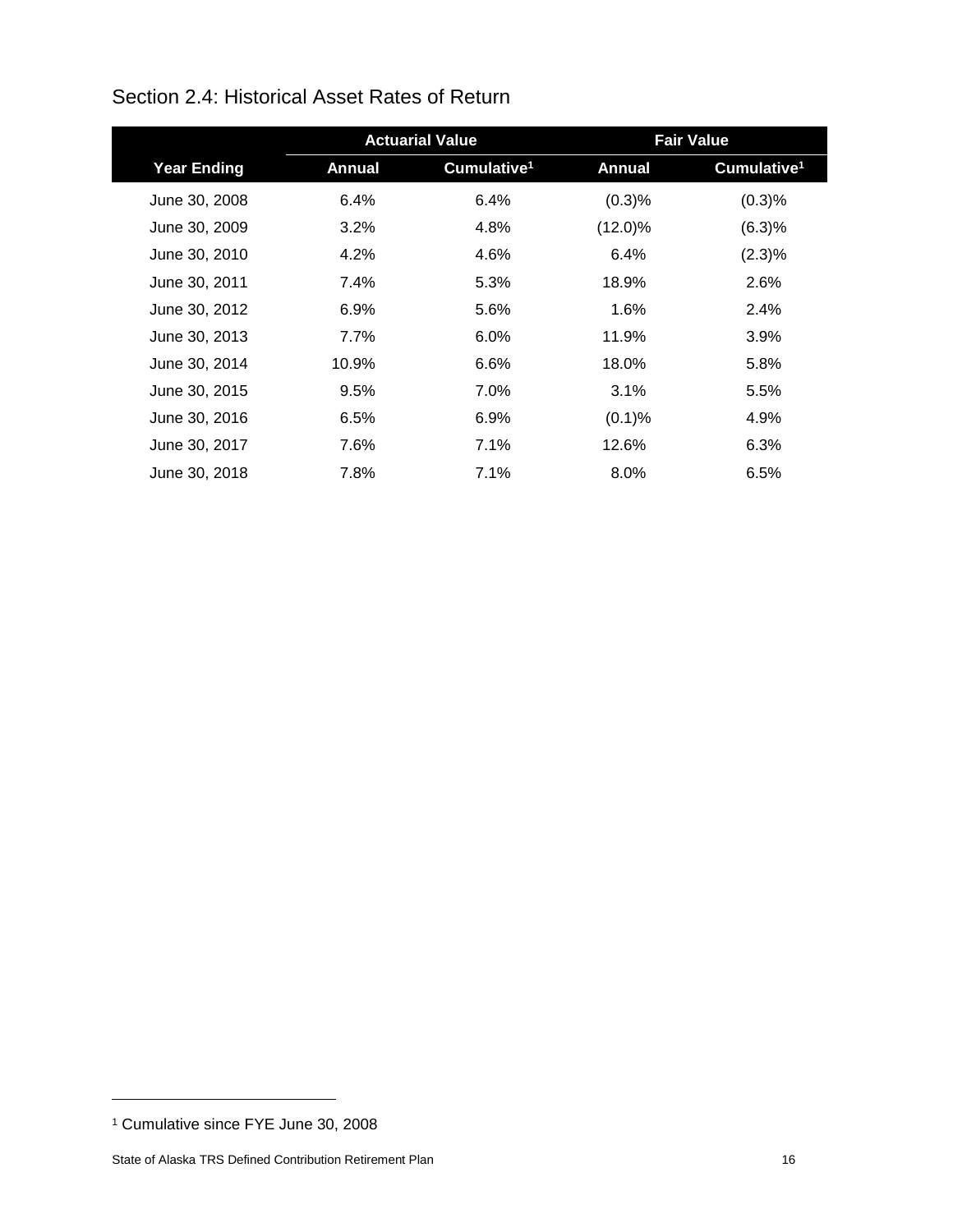## Section 2.4: Historical Asset Rates of Return

| | Actuarial Value | | Fair Value | |
|---|---|---|---|---|
| **Year Ending** | **Annual** | **Cumulative[1]** | **Annual** | **Cumulative[1]** |
| June 30, 2008 | 6.4% | 6.4% | (0.3)% | (0.3)% |
| June 30, 2009 | 3.2% | 4.8% | (12.0)% | (6.3)% |
| June 30, 2010 | 4.2% | 4.6% | 6.4% | (2.3)% |
| June 30, 2011 | 7.4% | 5.3% | 18.9% | 2.6% |
| June 30, 2012 | 6.9% | 5.6% | 1.6% | 2.4% |
| June 30, 2013 | 7.7% | 6.0% | 11.9% | 3.9% |
| June 30, 2014 | 10.9% | 6.6% | 18.0% | 5.8% |
| June 30, 2015 | 9.5% | 7.0% | 3.1% | 5.5% |
| June 30, 2016 | 6.5% | 6.9% | (0.1)% | 4.9% |
| June 30, 2017 | 7.6% | 7.1% | 12.6% | 6.3% |
| June 30, 2018 | 7.8% | 7.1% | 8.0% | 6.5% |

[1] Cumulative since FYE June 30, 2008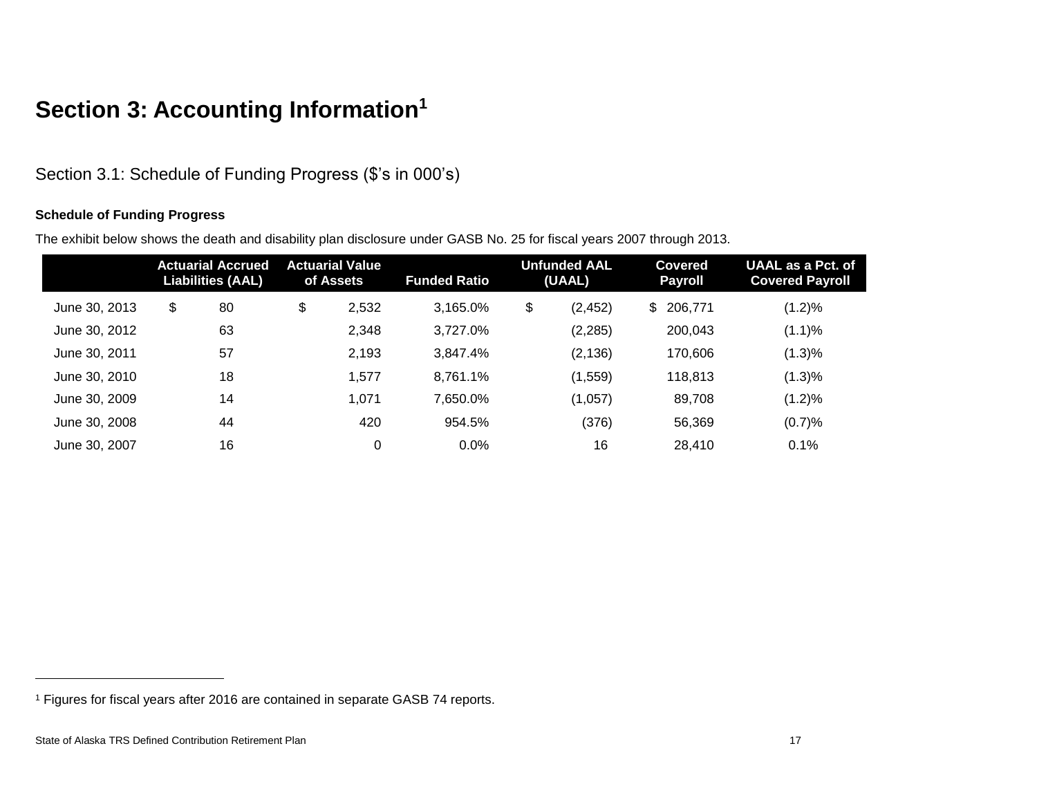# Section 3: Accounting Information[1]

## Section 3.1: Schedule of Funding Progress ($'s in 000's)

**Schedule of Funding Progress**

The exhibit below shows the death and disability plan disclosure under GASB No. 25 for fiscal years 2007 through 2013.

| | Actuarial Accrued Liabilities (AAL) | Actuarial Value of Assets | Funded Ratio | Unfunded AAL (UAAL) | Covered Payroll | UAAL as a Pct. of Covered Payroll |
|---|---|---|---|---|---|---|
| June 30, 2013 | $ 80 | $ 2,532 | 3,165.0% | $ (2,452) | $ 206,771 | (1.2)% |
| June 30, 2012 | 63 | 2,348 | 3,727.0% | (2,285) | 200,043 | (1.1)% |
| June 30, 2011 | 57 | 2,193 | 3,847.4% | (2,136) | 170,606 | (1.3)% |
| June 30, 2010 | 18 | 1,577 | 8,761.1% | (1,559) | 118,813 | (1.3)% |
| June 30, 2009 | 14 | 1,071 | 7,650.0% | (1,057) | 89,708 | (1.2)% |
| June 30, 2008 | 44 | 420 | 954.5% | (376) | 56,369 | (0.7)% |
| June 30, 2007 | 16 | 0 | 0.0% | 16 | 28,410 | 0.1% |

---

[1] Figures for fiscal years after 2016 are contained in separate GASB 74 reports.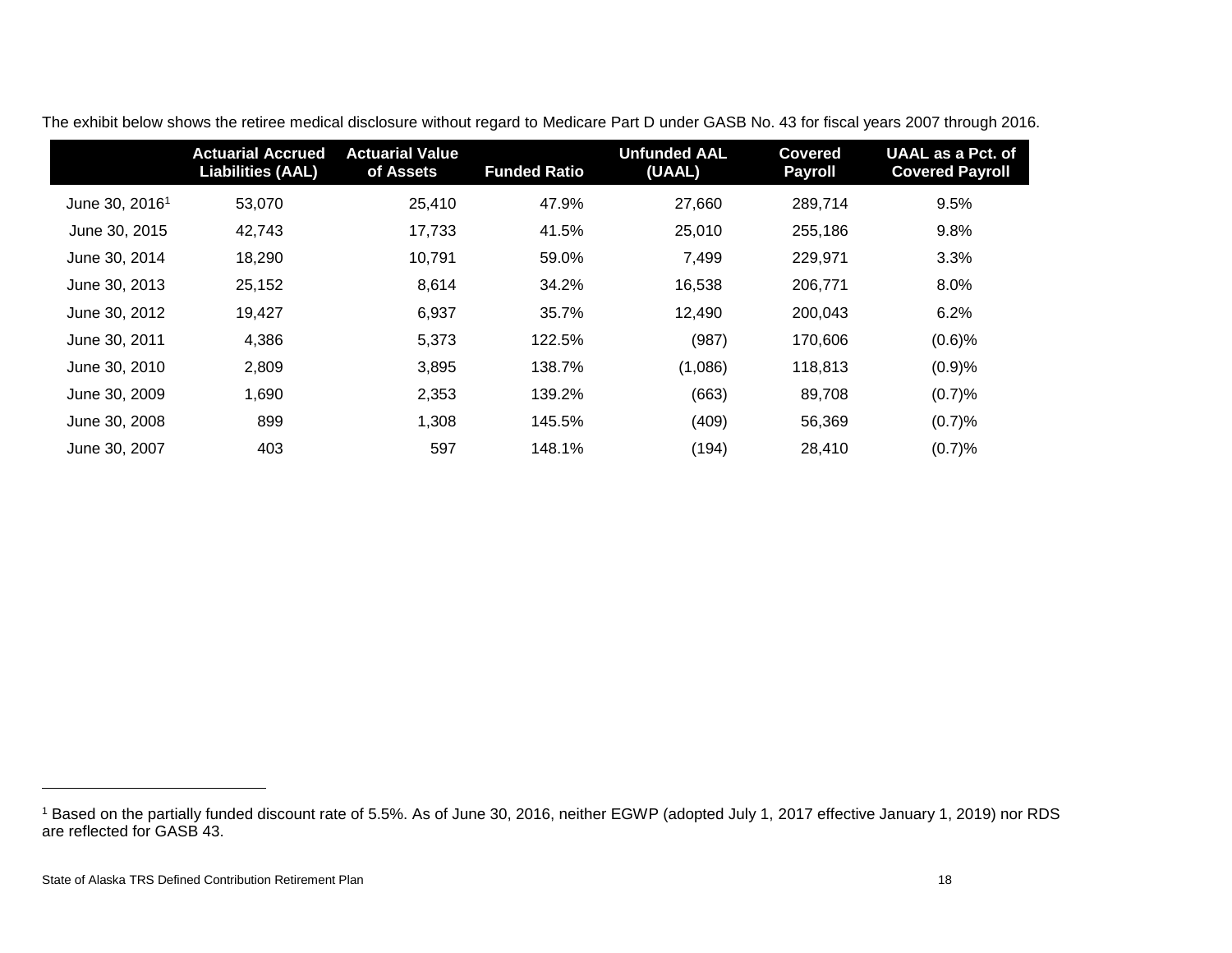The exhibit below shows the retiree medical disclosure without regard to Medicare Part D under GASB No. 43 for fiscal years 2007 through 2016.

| | Actuarial Accrued Liabilities (AAL) | Actuarial Value of Assets | Funded Ratio | Unfunded AAL (UAAL) | Covered Payroll | UAAL as a Pct. of Covered Payroll |
|---|---|---|---|---|---|---|
| June 30, 2016[1] | 53,070 | 25,410 | 47.9% | 27,660 | 289,714 | 9.5% |
| June 30, 2015 | 42,743 | 17,733 | 41.5% | 25,010 | 255,186 | 9.8% |
| June 30, 2014 | 18,290 | 10,791 | 59.0% | 7,499 | 229,971 | 3.3% |
| June 30, 2013 | 25,152 | 8,614 | 34.2% | 16,538 | 206,771 | 8.0% |
| June 30, 2012 | 19,427 | 6,937 | 35.7% | 12,490 | 200,043 | 6.2% |
| June 30, 2011 | 4,386 | 5,373 | 122.5% | (987) | 170,606 | (0.6)% |
| June 30, 2010 | 2,809 | 3,895 | 138.7% | (1,086) | 118,813 | (0.9)% |
| June 30, 2009 | 1,690 | 2,353 | 139.2% | (663) | 89,708 | (0.7)% |
| June 30, 2008 | 899 | 1,308 | 145.5% | (409) | 56,369 | (0.7)% |
| June 30, 2007 | 403 | 597 | 148.1% | (194) | 28,410 | (0.7)% |

[1] Based on the partially funded discount rate of 5.5%. As of June 30, 2016, neither EGWP (adopted July 1, 2017 effective January 1, 2019) nor RDS are reflected for GASB 43.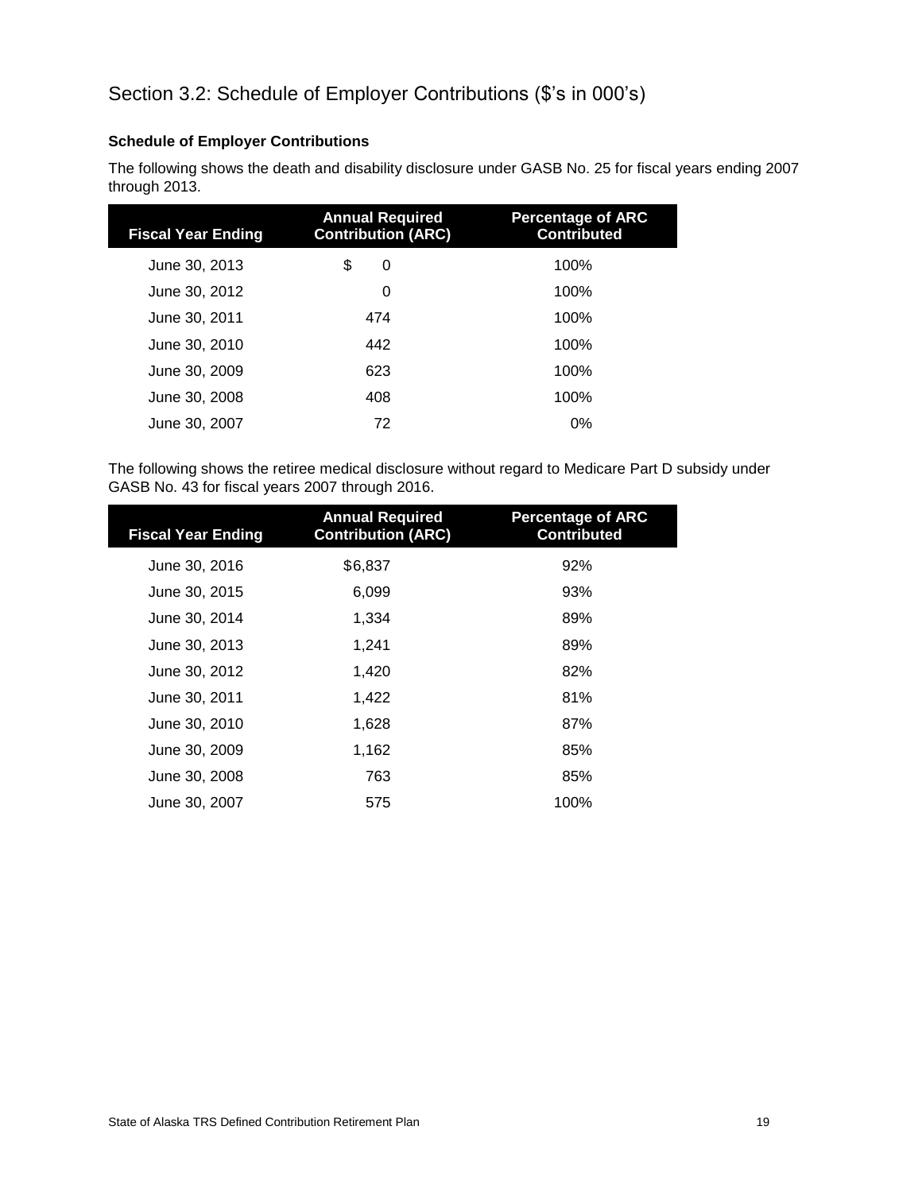## Section 3.2: Schedule of Employer Contributions ($'s in 000's)

**Schedule of Employer Contributions**

The following shows the death and disability disclosure under GASB No. 25 for fiscal years ending 2007 through 2013.

| Fiscal Year Ending | Annual Required Contribution (ARC) | Percentage of ARC Contributed |
|---|---|---|
| June 30, 2013 | $ 0 | 100% |
| June 30, 2012 | 0 | 100% |
| June 30, 2011 | 474 | 100% |
| June 30, 2010 | 442 | 100% |
| June 30, 2009 | 623 | 100% |
| June 30, 2008 | 408 | 100% |
| June 30, 2007 | 72 | 0% |

The following shows the retiree medical disclosure without regard to Medicare Part D subsidy under GASB No. 43 for fiscal years 2007 through 2016.

| Fiscal Year Ending | Annual Required Contribution (ARC) | Percentage of ARC Contributed |
|---|---|---|
| June 30, 2016 | $6,837 | 92% |
| June 30, 2015 | 6,099 | 93% |
| June 30, 2014 | 1,334 | 89% |
| June 30, 2013 | 1,241 | 89% |
| June 30, 2012 | 1,420 | 82% |
| June 30, 2011 | 1,422 | 81% |
| June 30, 2010 | 1,628 | 87% |
| June 30, 2009 | 1,162 | 85% |
| June 30, 2008 | 763 | 85% |
| June 30, 2007 | 575 | 100% |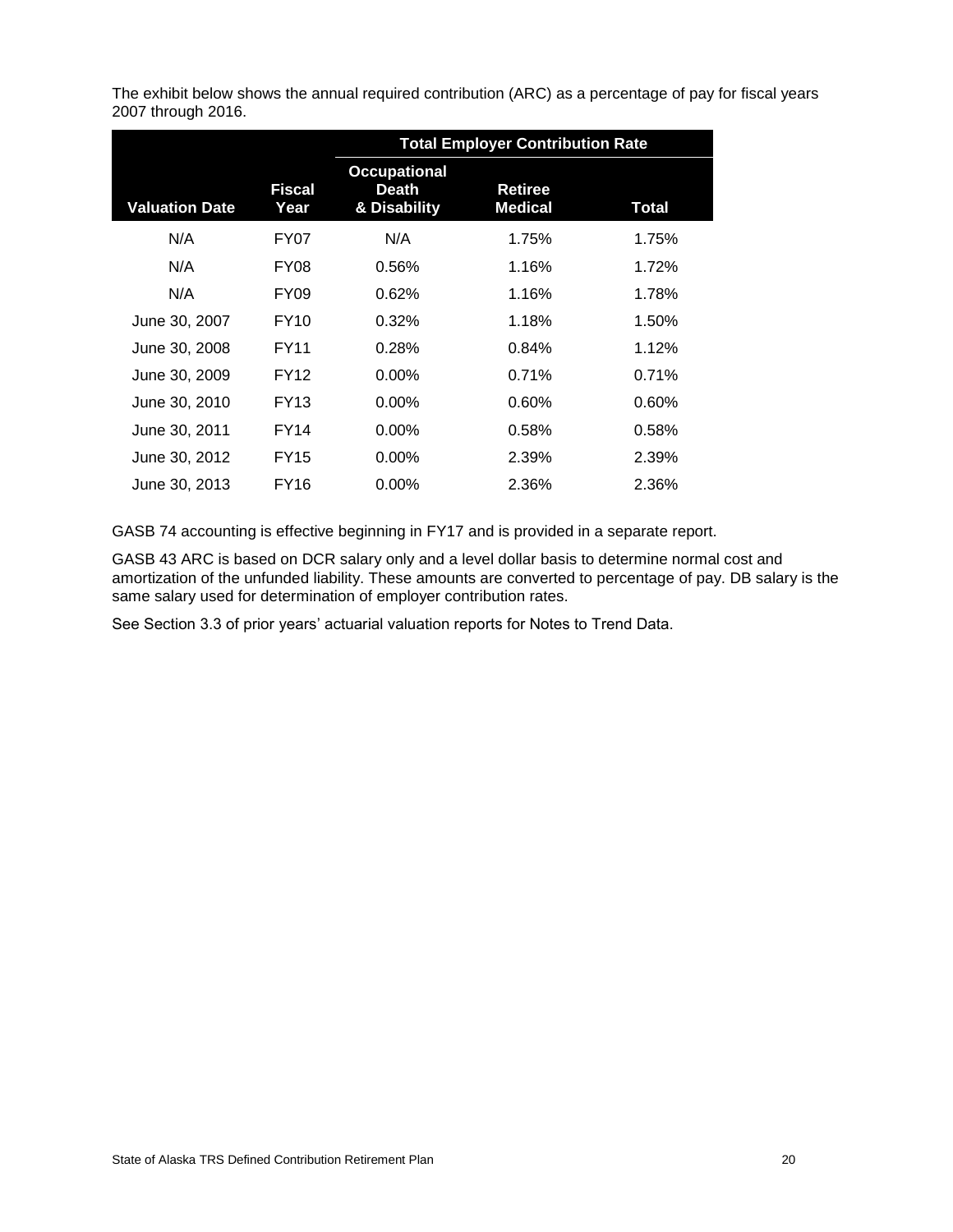The exhibit below shows the annual required contribution (ARC) as a percentage of pay for fiscal years 2007 through 2016.

| | | **Total Employer Contribution Rate** | | |
|---|---|---|---|---|
| **Valuation Date** | **Fiscal Year** | **Occupational Death & Disability** | **Retiree Medical** | **Total** |
| N/A | FY07 | N/A | 1.75% | 1.75% |
| N/A | FY08 | 0.56% | 1.16% | 1.72% |
| N/A | FY09 | 0.62% | 1.16% | 1.78% |
| June 30, 2007 | FY10 | 0.32% | 1.18% | 1.50% |
| June 30, 2008 | FY11 | 0.28% | 0.84% | 1.12% |
| June 30, 2009 | FY12 | 0.00% | 0.71% | 0.71% |
| June 30, 2010 | FY13 | 0.00% | 0.60% | 0.60% |
| June 30, 2011 | FY14 | 0.00% | 0.58% | 0.58% |
| June 30, 2012 | FY15 | 0.00% | 2.39% | 2.39% |
| June 30, 2013 | FY16 | 0.00% | 2.36% | 2.36% |

GASB 74 accounting is effective beginning in FY17 and is provided in a separate report.

GASB 43 ARC is based on DCR salary only and a level dollar basis to determine normal cost and amortization of the unfunded liability. These amounts are converted to percentage of pay. DB salary is the same salary used for determination of employer contribution rates.

See Section 3.3 of prior years' actuarial valuation reports for Notes to Trend Data.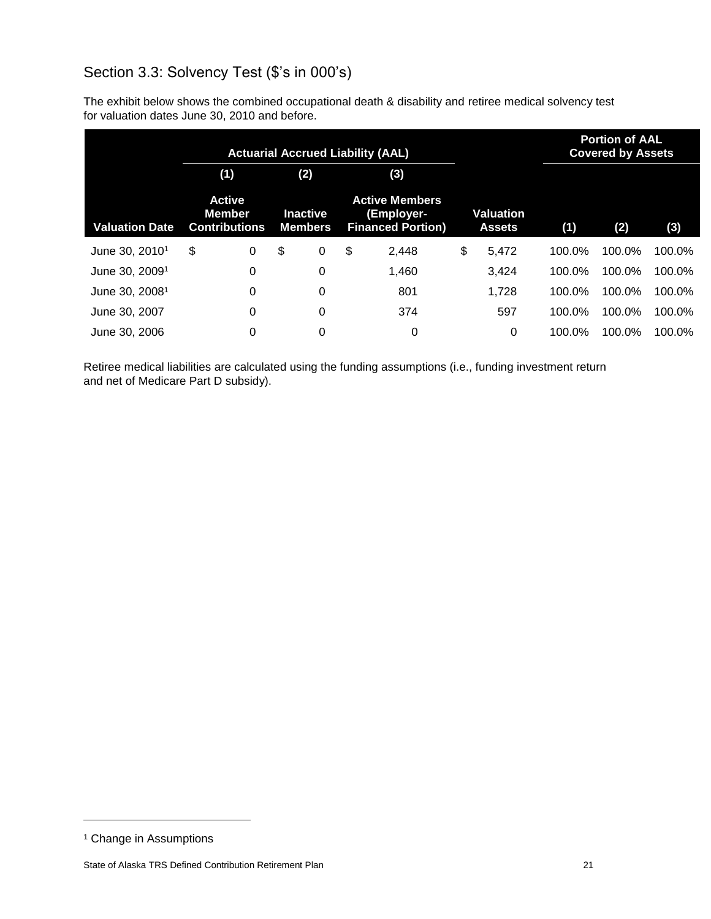## Section 3.3: Solvency Test ($'s in 000's)

The exhibit below shows the combined occupational death & disability and retiree medical solvency test for valuation dates June 30, 2010 and before.

| | Actuarial Accrued Liability (AAL) | | | | Portion of AAL Covered by Assets | | |
|---|---|---|---|---|---|---|---|
| | (1) | (2) | (3) | | | | |
| Valuation Date | Active Member Contributions | Inactive Members | Active Members (Employer-Financed Portion) | Valuation Assets | (1) | (2) | (3) |
| June 30, 2010[1] | $ 0 | $ 0 | $ 2,448 | $ 5,472 | 100.0% | 100.0% | 100.0% |
| June 30, 2009[1] | 0 | 0 | 1,460 | 3,424 | 100.0% | 100.0% | 100.0% |
| June 30, 2008[1] | 0 | 0 | 801 | 1,728 | 100.0% | 100.0% | 100.0% |
| June 30, 2007 | 0 | 0 | 374 | 597 | 100.0% | 100.0% | 100.0% |
| June 30, 2006 | 0 | 0 | 0 | 0 | 100.0% | 100.0% | 100.0% |

Retiree medical liabilities are calculated using the funding assumptions (i.e., funding investment return and net of Medicare Part D subsidy).

[1] Change in Assumptions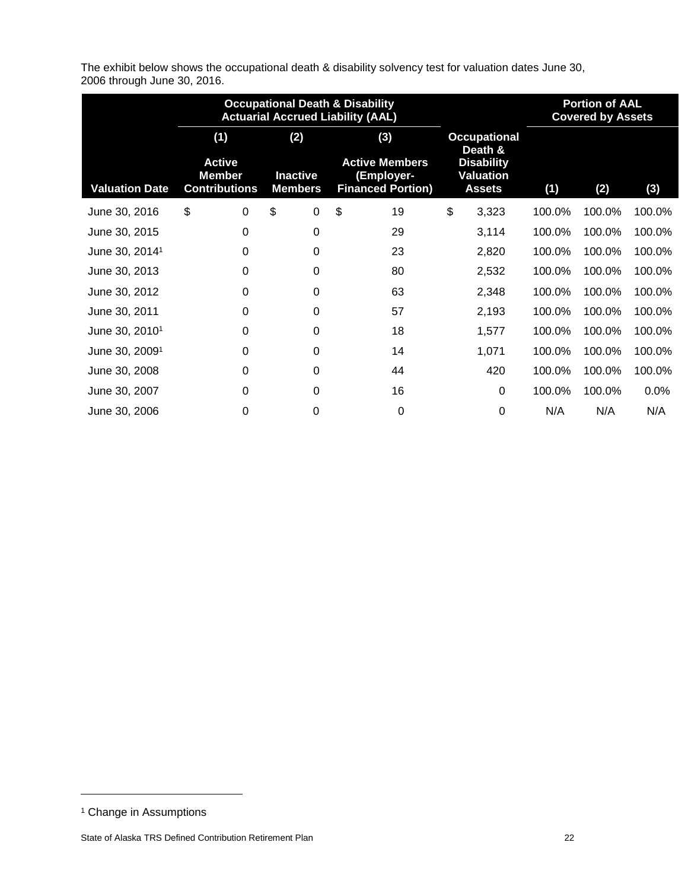The exhibit below shows the occupational death & disability solvency test for valuation dates June 30, 2006 through June 30, 2016.

| | Occupational Death & Disability Actuarial Accrued Liability (AAL) | | | | Portion of AAL Covered by Assets | | |
|---|---|---|---|---|---|---|---|
| | (1) | (2) | (3) | | | | |
| Valuation Date | Active Member Contributions | Inactive Members | Active Members (Employer-Financed Portion) | Occupational Death & Disability Valuation Assets | (1) | (2) | (3) |
| June 30, 2016 | $ 0 | $ 0 | $ 19 | $ 3,323 | 100.0% | 100.0% | 100.0% |
| June 30, 2015 | 0 | 0 | 29 | 3,114 | 100.0% | 100.0% | 100.0% |
| June 30, 2014[1] | 0 | 0 | 23 | 2,820 | 100.0% | 100.0% | 100.0% |
| June 30, 2013 | 0 | 0 | 80 | 2,532 | 100.0% | 100.0% | 100.0% |
| June 30, 2012 | 0 | 0 | 63 | 2,348 | 100.0% | 100.0% | 100.0% |
| June 30, 2011 | 0 | 0 | 57 | 2,193 | 100.0% | 100.0% | 100.0% |
| June 30, 2010[1] | 0 | 0 | 18 | 1,577 | 100.0% | 100.0% | 100.0% |
| June 30, 2009[1] | 0 | 0 | 14 | 1,071 | 100.0% | 100.0% | 100.0% |
| June 30, 2008 | 0 | 0 | 44 | 420 | 100.0% | 100.0% | 100.0% |
| June 30, 2007 | 0 | 0 | 16 | 0 | 100.0% | 100.0% | 0.0% |
| June 30, 2006 | 0 | 0 | 0 | 0 | N/A | N/A | N/A |

[1] Change in Assumptions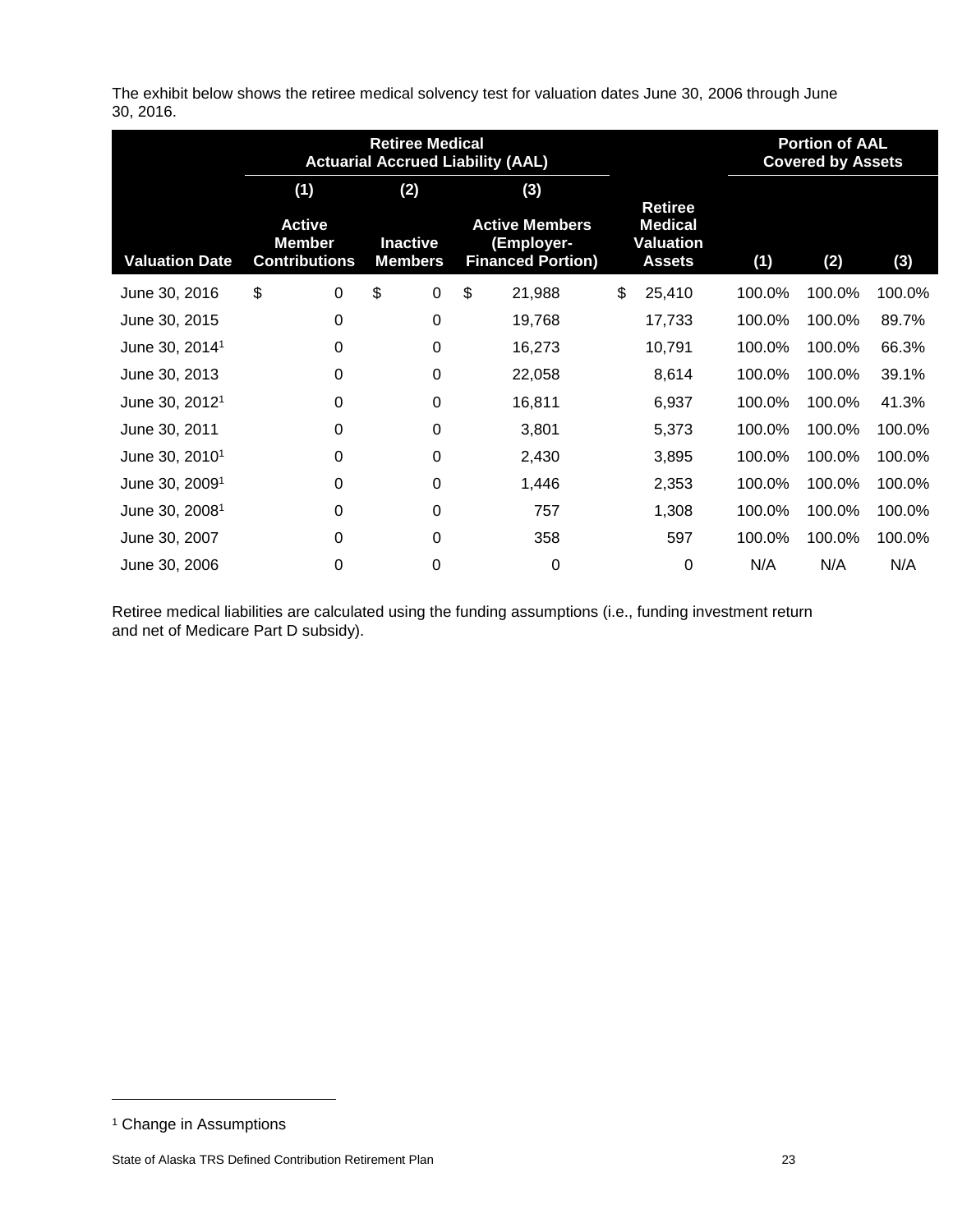The exhibit below shows the retiree medical solvency test for valuation dates June 30, 2006 through June 30, 2016.

| | Retiree Medical Actuarial Accrued Liability (AAL) | | | | Portion of AAL Covered by Assets | | |
|---|---|---|---|---|---|---|---|
| | (1) | (2) | (3) | | | | |
| Valuation Date | Active Member Contributions | Inactive Members | Active Members (Employer-Financed Portion) | Retiree Medical Valuation Assets | (1) | (2) | (3) |
| June 30, 2016 | $ 0 | $ 0 | $ 21,988 | $ 25,410 | 100.0% | 100.0% | 100.0% |
| June 30, 2015 | 0 | 0 | 19,768 | 17,733 | 100.0% | 100.0% | 89.7% |
| June 30, 2014[1] | 0 | 0 | 16,273 | 10,791 | 100.0% | 100.0% | 66.3% |
| June 30, 2013 | 0 | 0 | 22,058 | 8,614 | 100.0% | 100.0% | 39.1% |
| June 30, 2012[1] | 0 | 0 | 16,811 | 6,937 | 100.0% | 100.0% | 41.3% |
| June 30, 2011 | 0 | 0 | 3,801 | 5,373 | 100.0% | 100.0% | 100.0% |
| June 30, 2010[1] | 0 | 0 | 2,430 | 3,895 | 100.0% | 100.0% | 100.0% |
| June 30, 2009[1] | 0 | 0 | 1,446 | 2,353 | 100.0% | 100.0% | 100.0% |
| June 30, 2008[1] | 0 | 0 | 757 | 1,308 | 100.0% | 100.0% | 100.0% |
| June 30, 2007 | 0 | 0 | 358 | 597 | 100.0% | 100.0% | 100.0% |
| June 30, 2006 | 0 | 0 | 0 | 0 | N/A | N/A | N/A |

Retiree medical liabilities are calculated using the funding assumptions (i.e., funding investment return and net of Medicare Part D subsidy).

[1] Change in Assumptions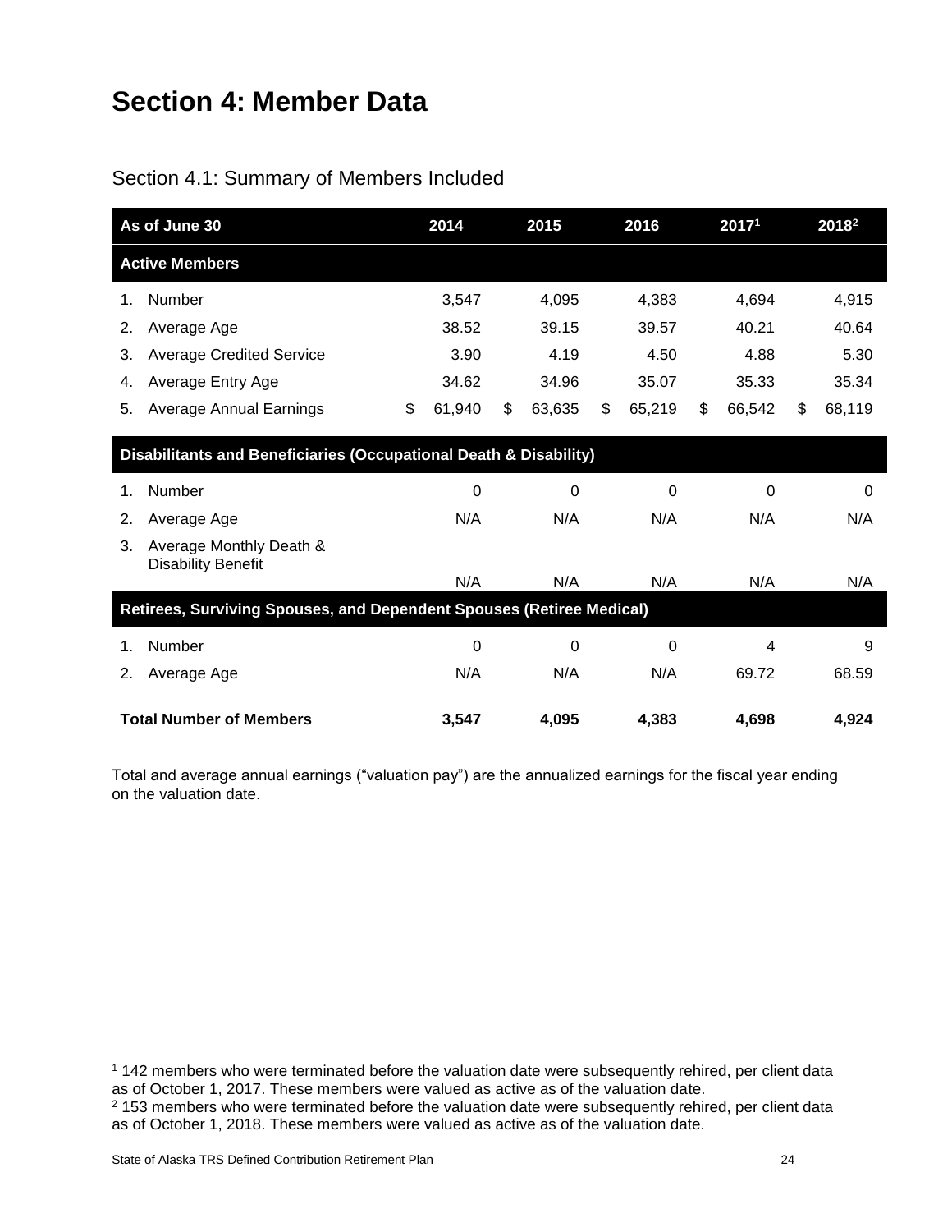# Section 4: Member Data

## Section 4.1: Summary of Members Included

| As of June 30 | 2014 | 2015 | 2016 | 2017[1] | 2018[2] |
|---|---|---|---|---|---|
| **Active Members** | | | | | |
| 1. Number | 3,547 | 4,095 | 4,383 | 4,694 | 4,915 |
| 2. Average Age | 38.52 | 39.15 | 39.57 | 40.21 | 40.64 |
| 3. Average Credited Service | 3.90 | 4.19 | 4.50 | 4.88 | 5.30 |
| 4. Average Entry Age | 34.62 | 34.96 | 35.07 | 35.33 | 35.34 |
| 5. Average Annual Earnings | $ 61,940 | $ 63,635 | $ 65,219 | $ 66,542 | $ 68,119 |
| **Disabilitants and Beneficiaries (Occupational Death & Disability)** | | | | | |
| 1. Number | 0 | 0 | 0 | 0 | 0 |
| 2. Average Age | N/A | N/A | N/A | N/A | N/A |
| 3. Average Monthly Death & Disability Benefit | N/A | N/A | N/A | N/A | N/A |
| **Retirees, Surviving Spouses, and Dependent Spouses (Retiree Medical)** | | | | | |
| 1. Number | 0 | 0 | 0 | 4 | 9 |
| 2. Average Age | N/A | N/A | N/A | 69.72 | 68.59 |
| **Total Number of Members** | **3,547** | **4,095** | **4,383** | **4,698** | **4,924** |

Total and average annual earnings ("valuation pay") are the annualized earnings for the fiscal year ending on the valuation date.

[1] 142 members who were terminated before the valuation date were subsequently rehired, per client data as of October 1, 2017. These members were valued as active as of the valuation date.

[2] 153 members who were terminated before the valuation date were subsequently rehired, per client data as of October 1, 2018. These members were valued as active as of the valuation date.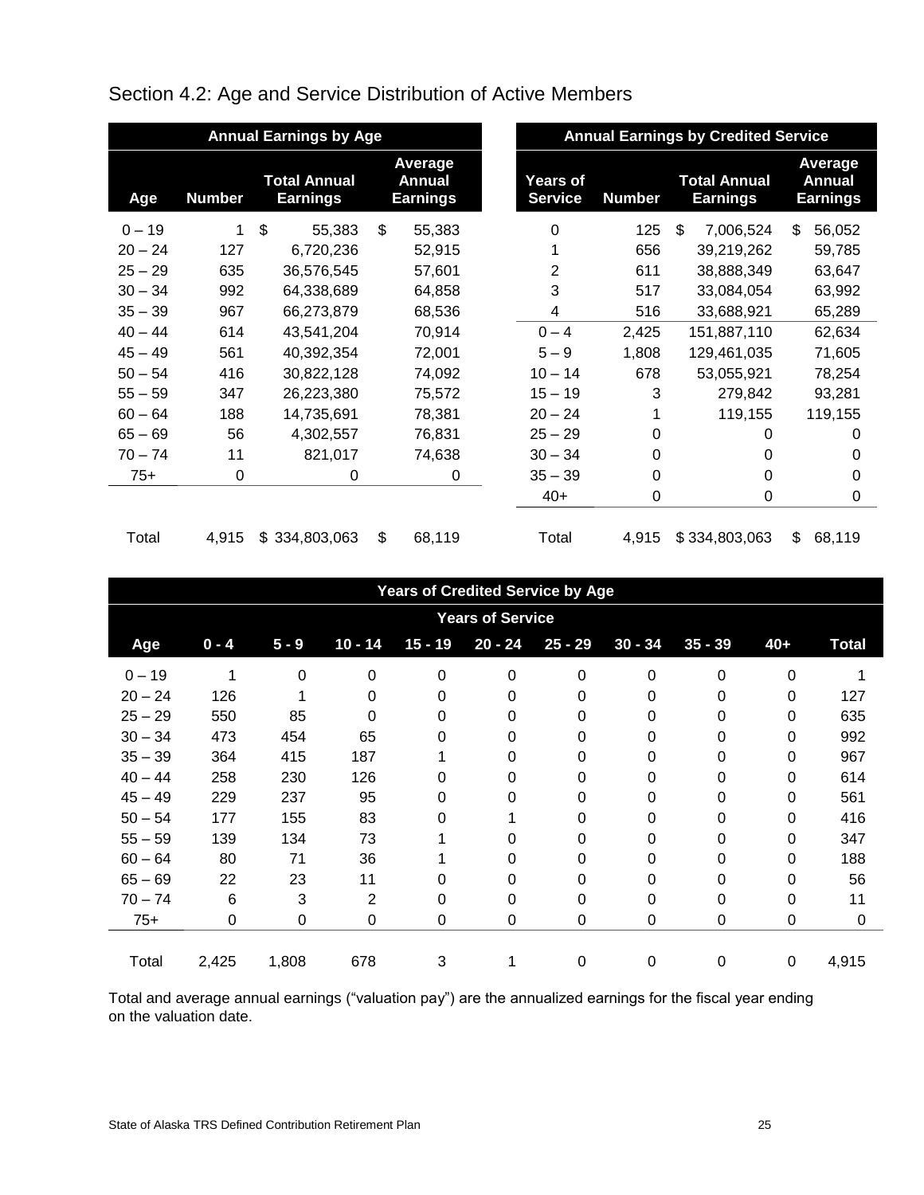## Section 4.2: Age and Service Distribution of Active Members

| Annual Earnings by Age | | | |
|---|---|---|---|
| **Age** | **Number** | **Total Annual Earnings** | **Average Annual Earnings** |
| 0 – 19 | 1 | $ 55,383 | $ 55,383 |
| 20 – 24 | 127 | 6,720,236 | 52,915 |
| 25 – 29 | 635 | 36,576,545 | 57,601 |
| 30 – 34 | 992 | 64,338,689 | 64,858 |
| 35 – 39 | 967 | 66,273,879 | 68,536 |
| 40 – 44 | 614 | 43,541,204 | 70,914 |
| 45 – 49 | 561 | 40,392,354 | 72,001 |
| 50 – 54 | 416 | 30,822,128 | 74,092 |
| 55 – 59 | 347 | 26,223,380 | 75,572 |
| 60 – 64 | 188 | 14,735,691 | 78,381 |
| 65 – 69 | 56 | 4,302,557 | 76,831 |
| 70 – 74 | 11 | 821,017 | 74,638 |
| 75+ | 0 | 0 | 0 |
| Total | 4,915 | $ 334,803,063 | $ 68,119 |

| Annual Earnings by Credited Service | | | |
|---|---|---|---|
| **Years of Service** | **Number** | **Total Annual Earnings** | **Average Annual Earnings** |
| 0 | 125 | $ 7,006,524 | $ 56,052 |
| 1 | 656 | 39,219,262 | 59,785 |
| 2 | 611 | 38,888,349 | 63,647 |
| 3 | 517 | 33,084,054 | 63,992 |
| 4 | 516 | 33,688,921 | 65,289 |
| 0 – 4 | 2,425 | 151,887,110 | 62,634 |
| 5 – 9 | 1,808 | 129,461,035 | 71,605 |
| 10 – 14 | 678 | 53,055,921 | 78,254 |
| 15 – 19 | 3 | 279,842 | 93,281 |
| 20 – 24 | 1 | 119,155 | 119,155 |
| 25 – 29 | 0 | 0 | 0 |
| 30 – 34 | 0 | 0 | 0 |
| 35 – 39 | 0 | 0 | 0 |
| 40+ | 0 | 0 | 0 |
| Total | 4,915 | $ 334,803,063 | $ 68,119 |

| Years of Credited Service by Age | | | | | | | | | | |
|---|---|---|---|---|---|---|---|---|---|---|
| | Years of Service | | | | | | | | | |
| **Age** | **0 - 4** | **5 - 9** | **10 - 14** | **15 - 19** | **20 - 24** | **25 - 29** | **30 - 34** | **35 - 39** | **40+** | **Total** |
| 0 – 19 | 1 | 0 | 0 | 0 | 0 | 0 | 0 | 0 | 0 | 1 |
| 20 – 24 | 126 | 1 | 0 | 0 | 0 | 0 | 0 | 0 | 0 | 127 |
| 25 – 29 | 550 | 85 | 0 | 0 | 0 | 0 | 0 | 0 | 0 | 635 |
| 30 – 34 | 473 | 454 | 65 | 0 | 0 | 0 | 0 | 0 | 0 | 992 |
| 35 – 39 | 364 | 415 | 187 | 1 | 0 | 0 | 0 | 0 | 0 | 967 |
| 40 – 44 | 258 | 230 | 126 | 0 | 0 | 0 | 0 | 0 | 0 | 614 |
| 45 – 49 | 229 | 237 | 95 | 0 | 0 | 0 | 0 | 0 | 0 | 561 |
| 50 – 54 | 177 | 155 | 83 | 0 | 1 | 0 | 0 | 0 | 0 | 416 |
| 55 – 59 | 139 | 134 | 73 | 1 | 0 | 0 | 0 | 0 | 0 | 347 |
| 60 – 64 | 80 | 71 | 36 | 1 | 0 | 0 | 0 | 0 | 0 | 188 |
| 65 – 69 | 22 | 23 | 11 | 0 | 0 | 0 | 0 | 0 | 0 | 56 |
| 70 – 74 | 6 | 3 | 2 | 0 | 0 | 0 | 0 | 0 | 0 | 11 |
| 75+ | 0 | 0 | 0 | 0 | 0 | 0 | 0 | 0 | 0 | 0 |
| Total | 2,425 | 1,808 | 678 | 3 | 1 | 0 | 0 | 0 | 0 | 4,915 |

Total and average annual earnings ("valuation pay") are the annualized earnings for the fiscal year ending on the valuation date.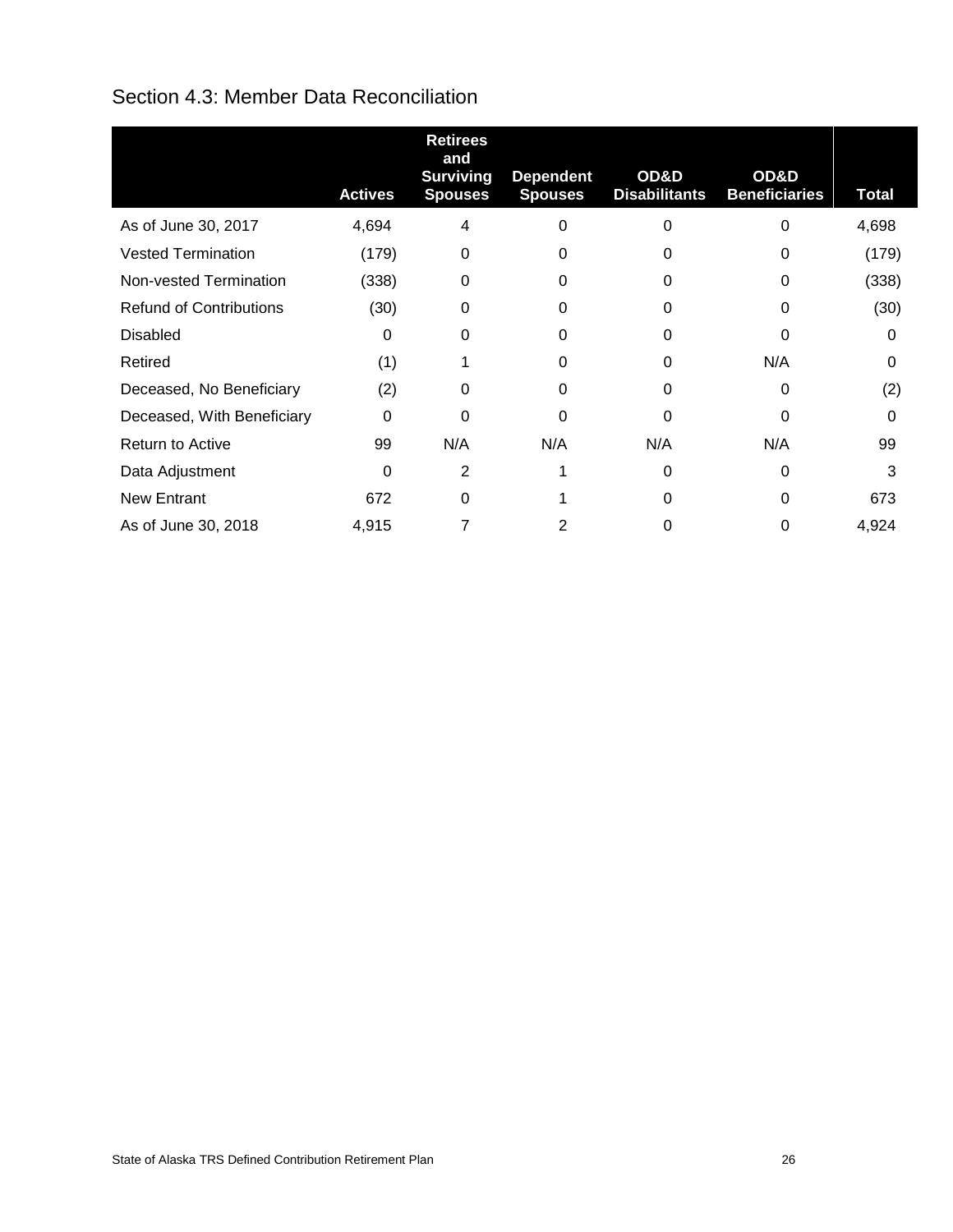## Section 4.3: Member Data Reconciliation

| | Actives | Retirees and Surviving Spouses | Dependent Spouses | OD&D Disabilitants | OD&D Beneficiaries | Total |
|---|---|---|---|---|---|---|
| As of June 30, 2017 | 4,694 | 4 | 0 | 0 | 0 | 4,698 |
| Vested Termination | (179) | 0 | 0 | 0 | 0 | (179) |
| Non-vested Termination | (338) | 0 | 0 | 0 | 0 | (338) |
| Refund of Contributions | (30) | 0 | 0 | 0 | 0 | (30) |
| Disabled | 0 | 0 | 0 | 0 | 0 | 0 |
| Retired | (1) | 1 | 0 | 0 | N/A | 0 |
| Deceased, No Beneficiary | (2) | 0 | 0 | 0 | 0 | (2) |
| Deceased, With Beneficiary | 0 | 0 | 0 | 0 | 0 | 0 |
| Return to Active | 99 | N/A | N/A | N/A | N/A | 99 |
| Data Adjustment | 0 | 2 | 1 | 0 | 0 | 3 |
| New Entrant | 672 | 0 | 1 | 0 | 0 | 673 |
| As of June 30, 2018 | 4,915 | 7 | 2 | 0 | 0 | 4,924 |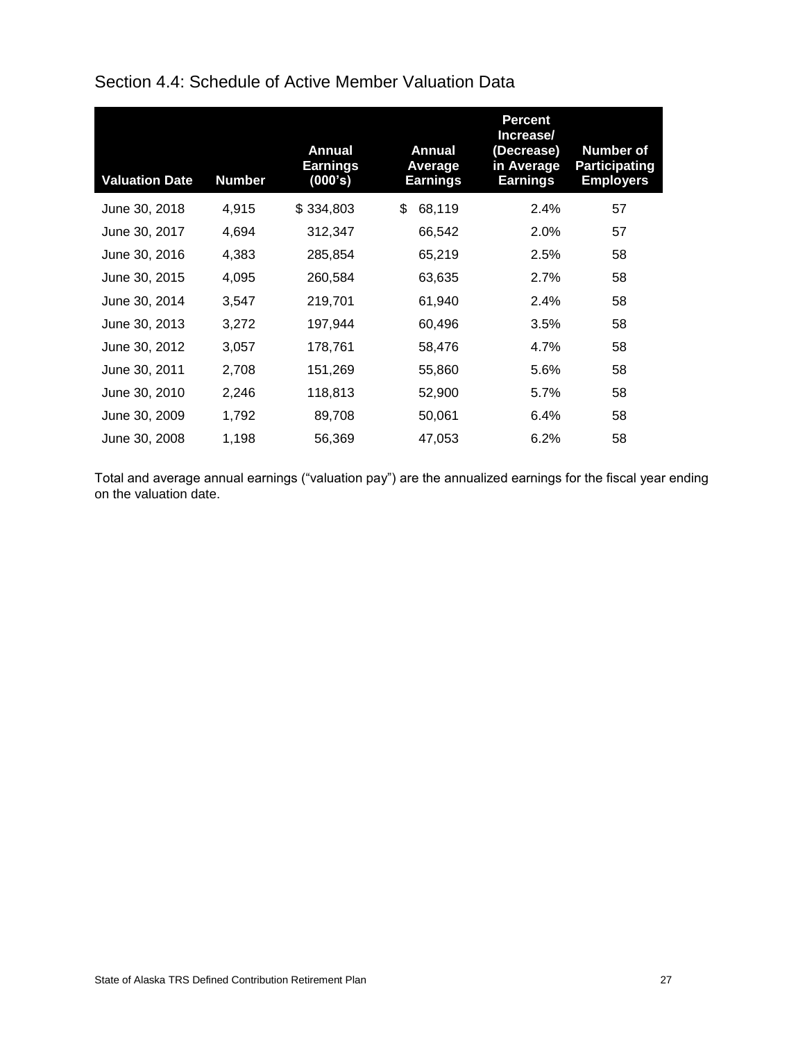## Section 4.4: Schedule of Active Member Valuation Data

| Valuation Date | Number | Annual Earnings (000's) | Annual Average Earnings | Percent Increase/ (Decrease) in Average Earnings | Number of Participating Employers |
|---|---|---|---|---|---|
| June 30, 2018 | 4,915 | $ 334,803 | $ 68,119 | 2.4% | 57 |
| June 30, 2017 | 4,694 | 312,347 | 66,542 | 2.0% | 57 |
| June 30, 2016 | 4,383 | 285,854 | 65,219 | 2.5% | 58 |
| June 30, 2015 | 4,095 | 260,584 | 63,635 | 2.7% | 58 |
| June 30, 2014 | 3,547 | 219,701 | 61,940 | 2.4% | 58 |
| June 30, 2013 | 3,272 | 197,944 | 60,496 | 3.5% | 58 |
| June 30, 2012 | 3,057 | 178,761 | 58,476 | 4.7% | 58 |
| June 30, 2011 | 2,708 | 151,269 | 55,860 | 5.6% | 58 |
| June 30, 2010 | 2,246 | 118,813 | 52,900 | 5.7% | 58 |
| June 30, 2009 | 1,792 | 89,708 | 50,061 | 6.4% | 58 |
| June 30, 2008 | 1,198 | 56,369 | 47,053 | 6.2% | 58 |

Total and average annual earnings ("valuation pay") are the annualized earnings for the fiscal year ending on the valuation date.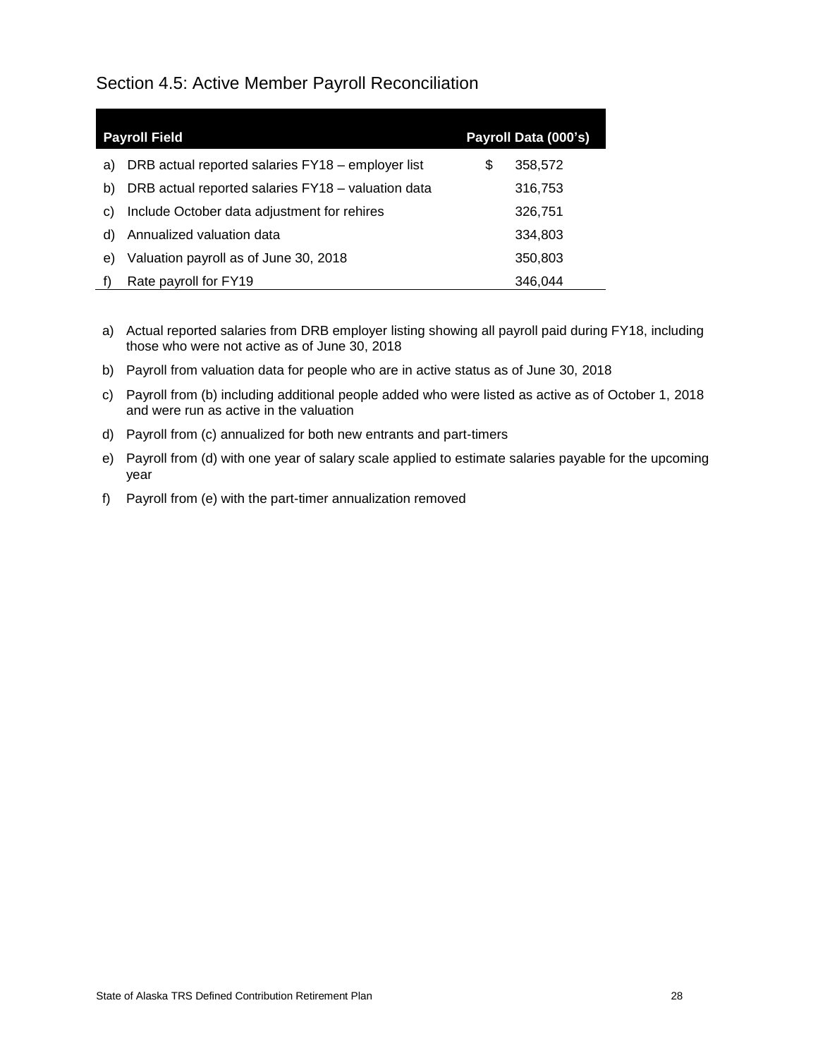## Section 4.5: Active Member Payroll Reconciliation

| | Payroll Field | Payroll Data (000's) |
|---|---|---|
| a) | DRB actual reported salaries FY18 – employer list | $ 358,572 |
| b) | DRB actual reported salaries FY18 – valuation data | 316,753 |
| c) | Include October data adjustment for rehires | 326,751 |
| d) | Annualized valuation data | 334,803 |
| e) | Valuation payroll as of June 30, 2018 | 350,803 |
| f) | Rate payroll for FY19 | 346,044 |

a) Actual reported salaries from DRB employer listing showing all payroll paid during FY18, including those who were not active as of June 30, 2018

b) Payroll from valuation data for people who are in active status as of June 30, 2018

c) Payroll from (b) including additional people added who were listed as active as of October 1, 2018 and were run as active in the valuation

d) Payroll from (c) annualized for both new entrants and part-timers

e) Payroll from (d) with one year of salary scale applied to estimate salaries payable for the upcoming year

f) Payroll from (e) with the part-timer annualization removed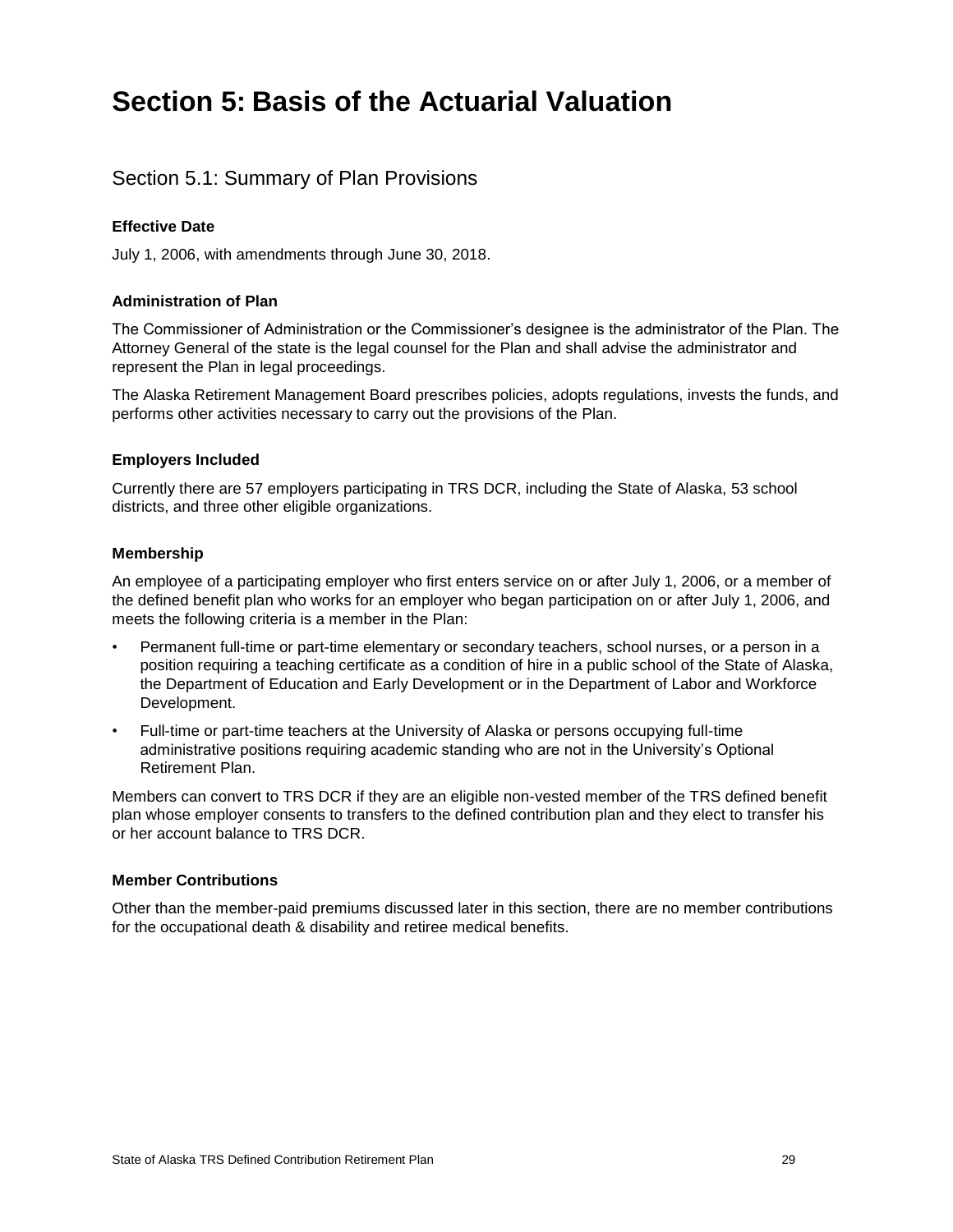# Section 5: Basis of the Actuarial Valuation

## Section 5.1: Summary of Plan Provisions

### Effective Date

July 1, 2006, with amendments through June 30, 2018.

### Administration of Plan

The Commissioner of Administration or the Commissioner's designee is the administrator of the Plan. The Attorney General of the state is the legal counsel for the Plan and shall advise the administrator and represent the Plan in legal proceedings.

The Alaska Retirement Management Board prescribes policies, adopts regulations, invests the funds, and performs other activities necessary to carry out the provisions of the Plan.

### Employers Included

Currently there are 57 employers participating in TRS DCR, including the State of Alaska, 53 school districts, and three other eligible organizations.

### Membership

An employee of a participating employer who first enters service on or after July 1, 2006, or a member of the defined benefit plan who works for an employer who began participation on or after July 1, 2006, and meets the following criteria is a member in the Plan:

- Permanent full-time or part-time elementary or secondary teachers, school nurses, or a person in a position requiring a teaching certificate as a condition of hire in a public school of the State of Alaska, the Department of Education and Early Development or in the Department of Labor and Workforce Development.
- Full-time or part-time teachers at the University of Alaska or persons occupying full-time administrative positions requiring academic standing who are not in the University's Optional Retirement Plan.

Members can convert to TRS DCR if they are an eligible non-vested member of the TRS defined benefit plan whose employer consents to transfers to the defined contribution plan and they elect to transfer his or her account balance to TRS DCR.

### Member Contributions

Other than the member-paid premiums discussed later in this section, there are no member contributions for the occupational death & disability and retiree medical benefits.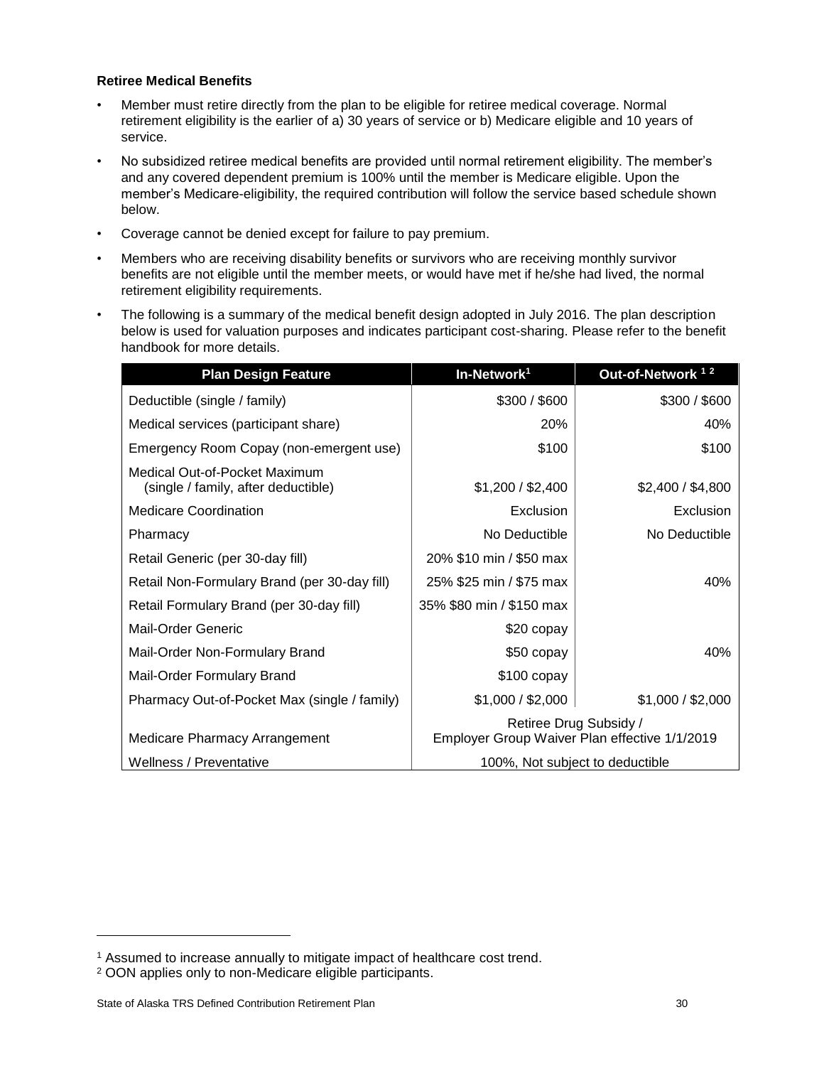### Retiree Medical Benefits

- Member must retire directly from the plan to be eligible for retiree medical coverage. Normal retirement eligibility is the earlier of a) 30 years of service or b) Medicare eligible and 10 years of service.
- No subsidized retiree medical benefits are provided until normal retirement eligibility. The member's and any covered dependent premium is 100% until the member is Medicare eligible. Upon the member's Medicare-eligibility, the required contribution will follow the service based schedule shown below.
- Coverage cannot be denied except for failure to pay premium.
- Members who are receiving disability benefits or survivors who are receiving monthly survivor benefits are not eligible until the member meets, or would have met if he/she had lived, the normal retirement eligibility requirements.
- The following is a summary of the medical benefit design adopted in July 2016. The plan description below is used for valuation purposes and indicates participant cost-sharing. Please refer to the benefit handbook for more details.

| Plan Design Feature | In-Network[1] | Out-of-Network[1,2] |
|---|---|---|
| Deductible (single / family) | \$300 / \$600 | \$300 / \$600 |
| Medical services (participant share) | 20% | 40% |
| Emergency Room Copay (non-emergent use) | \$100 | \$100 |
| Medical Out-of-Pocket Maximum (single / family, after deductible) | \$1,200 / \$2,400 | \$2,400 / \$4,800 |
| Medicare Coordination | Exclusion | Exclusion |
| Pharmacy | No Deductible | No Deductible |
| Retail Generic (per 30-day fill) | 20% \$10 min / \$50 max | |
| Retail Non-Formulary Brand (per 30-day fill) | 25% \$25 min / \$75 max | 40% |
| Retail Formulary Brand (per 30-day fill) | 35% \$80 min / \$150 max | |
| Mail-Order Generic | \$20 copay | |
| Mail-Order Non-Formulary Brand | \$50 copay | 40% |
| Mail-Order Formulary Brand | \$100 copay | |
| Pharmacy Out-of-Pocket Max (single / family) | \$1,000 / \$2,000 | \$1,000 / \$2,000 |
| Medicare Pharmacy Arrangement | Retiree Drug Subsidy / Employer Group Waiver Plan effective 1/1/2019 | |
| Wellness / Preventative | 100%, Not subject to deductible | |

[1] Assumed to increase annually to mitigate impact of healthcare cost trend.
[2] OON applies only to non-Medicare eligible participants.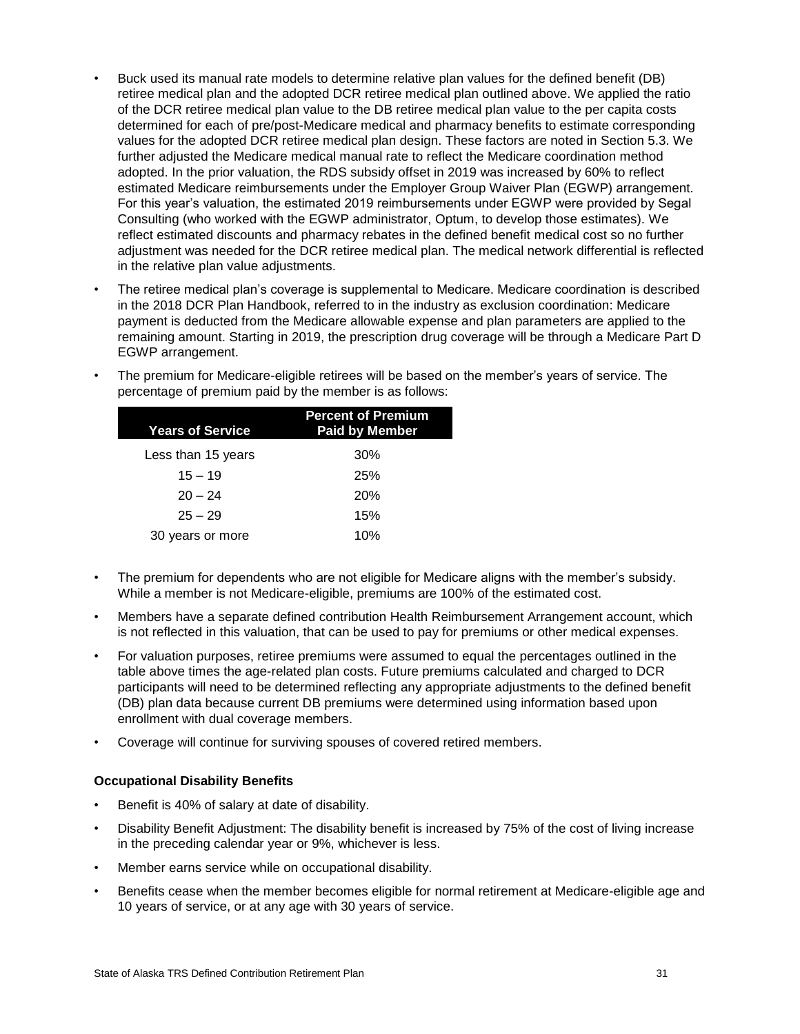- Buck used its manual rate models to determine relative plan values for the defined benefit (DB) retiree medical plan and the adopted DCR retiree medical plan outlined above. We applied the ratio of the DCR retiree medical plan value to the DB retiree medical plan value to the per capita costs determined for each of pre/post-Medicare medical and pharmacy benefits to estimate corresponding values for the adopted DCR retiree medical plan design. These factors are noted in Section 5.3. We further adjusted the Medicare medical manual rate to reflect the Medicare coordination method adopted. In the prior valuation, the RDS subsidy offset in 2019 was increased by 60% to reflect estimated Medicare reimbursements under the Employer Group Waiver Plan (EGWP) arrangement. For this year's valuation, the estimated 2019 reimbursements under EGWP were provided by Segal Consulting (who worked with the EGWP administrator, Optum, to develop those estimates). We reflect estimated discounts and pharmacy rebates in the defined benefit medical cost so no further adjustment was needed for the DCR retiree medical plan. The medical network differential is reflected in the relative plan value adjustments.
- The retiree medical plan's coverage is supplemental to Medicare. Medicare coordination is described in the 2018 DCR Plan Handbook, referred to in the industry as exclusion coordination: Medicare payment is deducted from the Medicare allowable expense and plan parameters are applied to the remaining amount. Starting in 2019, the prescription drug coverage will be through a Medicare Part D EGWP arrangement.
- The premium for Medicare-eligible retirees will be based on the member's years of service. The percentage of premium paid by the member is as follows:

| Years of Service | Percent of Premium Paid by Member |
|---|---|
| Less than 15 years | 30% |
| 15 – 19 | 25% |
| 20 – 24 | 20% |
| 25 – 29 | 15% |
| 30 years or more | 10% |

- The premium for dependents who are not eligible for Medicare aligns with the member's subsidy. While a member is not Medicare-eligible, premiums are 100% of the estimated cost.
- Members have a separate defined contribution Health Reimbursement Arrangement account, which is not reflected in this valuation, that can be used to pay for premiums or other medical expenses.
- For valuation purposes, retiree premiums were assumed to equal the percentages outlined in the table above times the age-related plan costs. Future premiums calculated and charged to DCR participants will need to be determined reflecting any appropriate adjustments to the defined benefit (DB) plan data because current DB premiums were determined using information based upon enrollment with dual coverage members.
- Coverage will continue for surviving spouses of covered retired members.

**Occupational Disability Benefits**

- Benefit is 40% of salary at date of disability.
- Disability Benefit Adjustment: The disability benefit is increased by 75% of the cost of living increase in the preceding calendar year or 9%, whichever is less.
- Member earns service while on occupational disability.
- Benefits cease when the member becomes eligible for normal retirement at Medicare-eligible age and 10 years of service, or at any age with 30 years of service.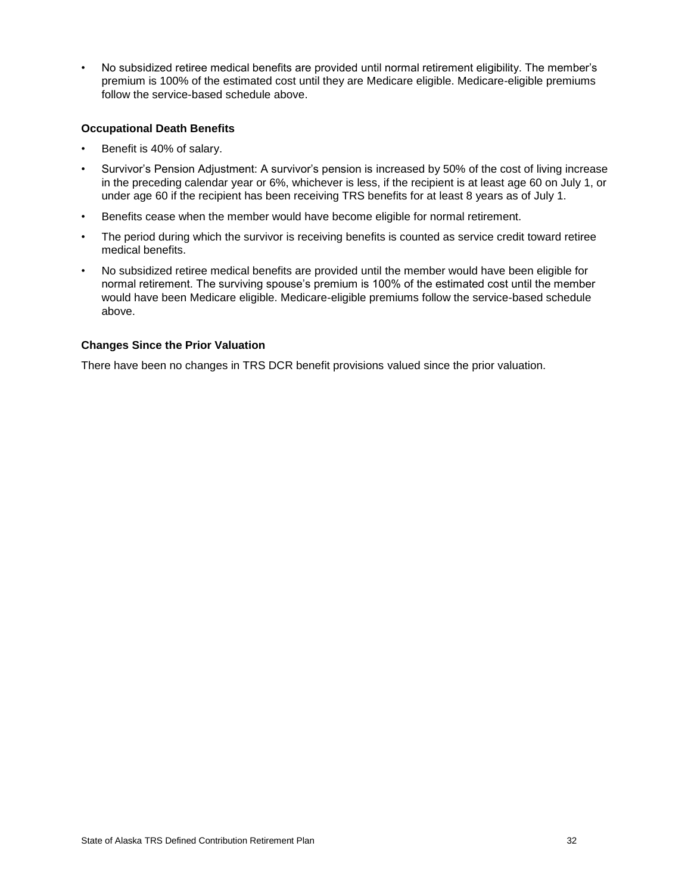- No subsidized retiree medical benefits are provided until normal retirement eligibility. The member's premium is 100% of the estimated cost until they are Medicare eligible. Medicare-eligible premiums follow the service-based schedule above.

**Occupational Death Benefits**

- Benefit is 40% of salary.
- Survivor's Pension Adjustment: A survivor's pension is increased by 50% of the cost of living increase in the preceding calendar year or 6%, whichever is less, if the recipient is at least age 60 on July 1, or under age 60 if the recipient has been receiving TRS benefits for at least 8 years as of July 1.
- Benefits cease when the member would have become eligible for normal retirement.
- The period during which the survivor is receiving benefits is counted as service credit toward retiree medical benefits.
- No subsidized retiree medical benefits are provided until the member would have been eligible for normal retirement. The surviving spouse's premium is 100% of the estimated cost until the member would have been Medicare eligible. Medicare-eligible premiums follow the service-based schedule above.

**Changes Since the Prior Valuation**

There have been no changes in TRS DCR benefit provisions valued since the prior valuation.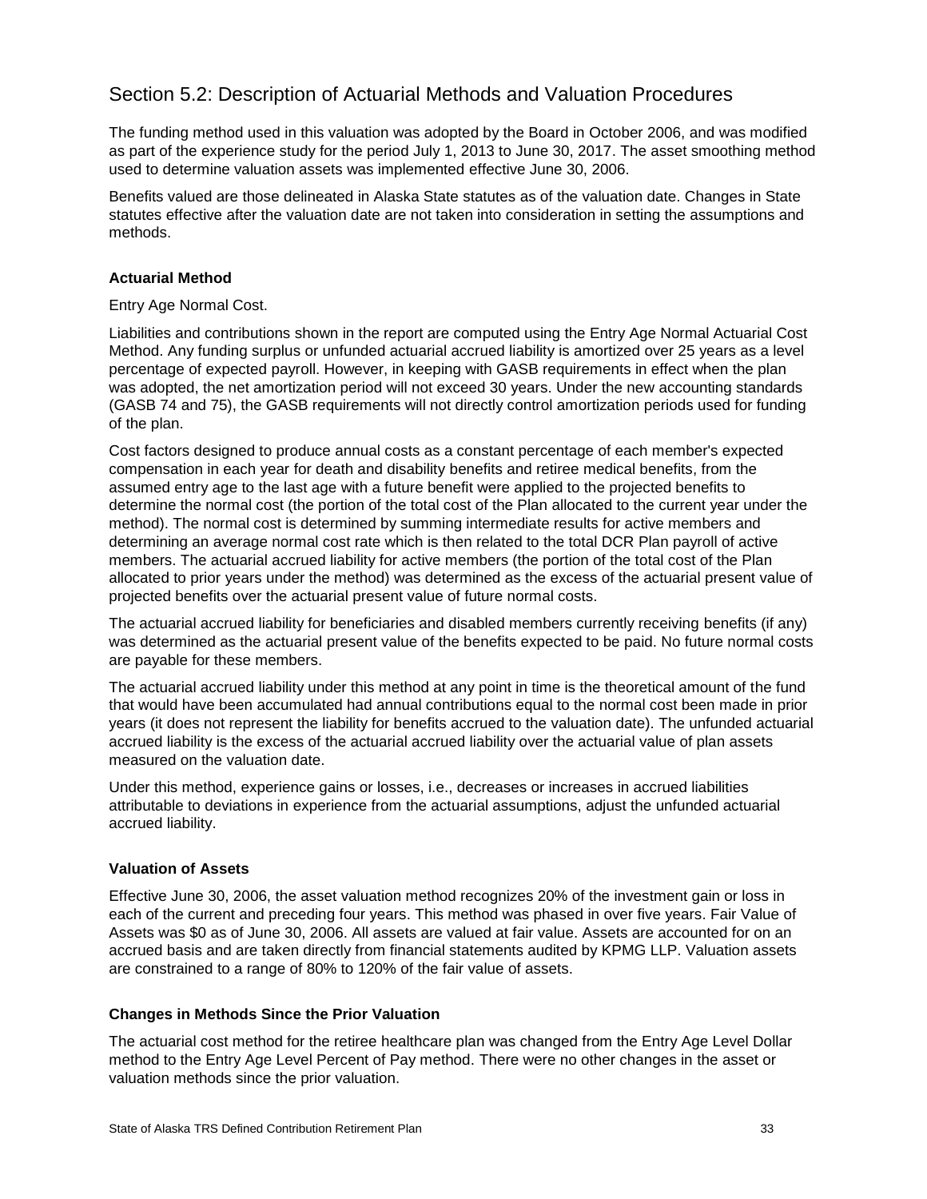## Section 5.2: Description of Actuarial Methods and Valuation Procedures

The funding method used in this valuation was adopted by the Board in October 2006, and was modified as part of the experience study for the period July 1, 2013 to June 30, 2017. The asset smoothing method used to determine valuation assets was implemented effective June 30, 2006.

Benefits valued are those delineated in Alaska State statutes as of the valuation date. Changes in State statutes effective after the valuation date are not taken into consideration in setting the assumptions and methods.

### Actuarial Method

Entry Age Normal Cost.

Liabilities and contributions shown in the report are computed using the Entry Age Normal Actuarial Cost Method. Any funding surplus or unfunded actuarial accrued liability is amortized over 25 years as a level percentage of expected payroll. However, in keeping with GASB requirements in effect when the plan was adopted, the net amortization period will not exceed 30 years. Under the new accounting standards (GASB 74 and 75), the GASB requirements will not directly control amortization periods used for funding of the plan.

Cost factors designed to produce annual costs as a constant percentage of each member's expected compensation in each year for death and disability benefits and retiree medical benefits, from the assumed entry age to the last age with a future benefit were applied to the projected benefits to determine the normal cost (the portion of the total cost of the Plan allocated to the current year under the method). The normal cost is determined by summing intermediate results for active members and determining an average normal cost rate which is then related to the total DCR Plan payroll of active members. The actuarial accrued liability for active members (the portion of the total cost of the Plan allocated to prior years under the method) was determined as the excess of the actuarial present value of projected benefits over the actuarial present value of future normal costs.

The actuarial accrued liability for beneficiaries and disabled members currently receiving benefits (if any) was determined as the actuarial present value of the benefits expected to be paid. No future normal costs are payable for these members.

The actuarial accrued liability under this method at any point in time is the theoretical amount of the fund that would have been accumulated had annual contributions equal to the normal cost been made in prior years (it does not represent the liability for benefits accrued to the valuation date). The unfunded actuarial accrued liability is the excess of the actuarial accrued liability over the actuarial value of plan assets measured on the valuation date.

Under this method, experience gains or losses, i.e., decreases or increases in accrued liabilities attributable to deviations in experience from the actuarial assumptions, adjust the unfunded actuarial accrued liability.

### Valuation of Assets

Effective June 30, 2006, the asset valuation method recognizes 20% of the investment gain or loss in each of the current and preceding four years. This method was phased in over five years. Fair Value of Assets was $0 as of June 30, 2006. All assets are valued at fair value. Assets are accounted for on an accrued basis and are taken directly from financial statements audited by KPMG LLP. Valuation assets are constrained to a range of 80% to 120% of the fair value of assets.

### Changes in Methods Since the Prior Valuation

The actuarial cost method for the retiree healthcare plan was changed from the Entry Age Level Dollar method to the Entry Age Level Percent of Pay method. There were no other changes in the asset or valuation methods since the prior valuation.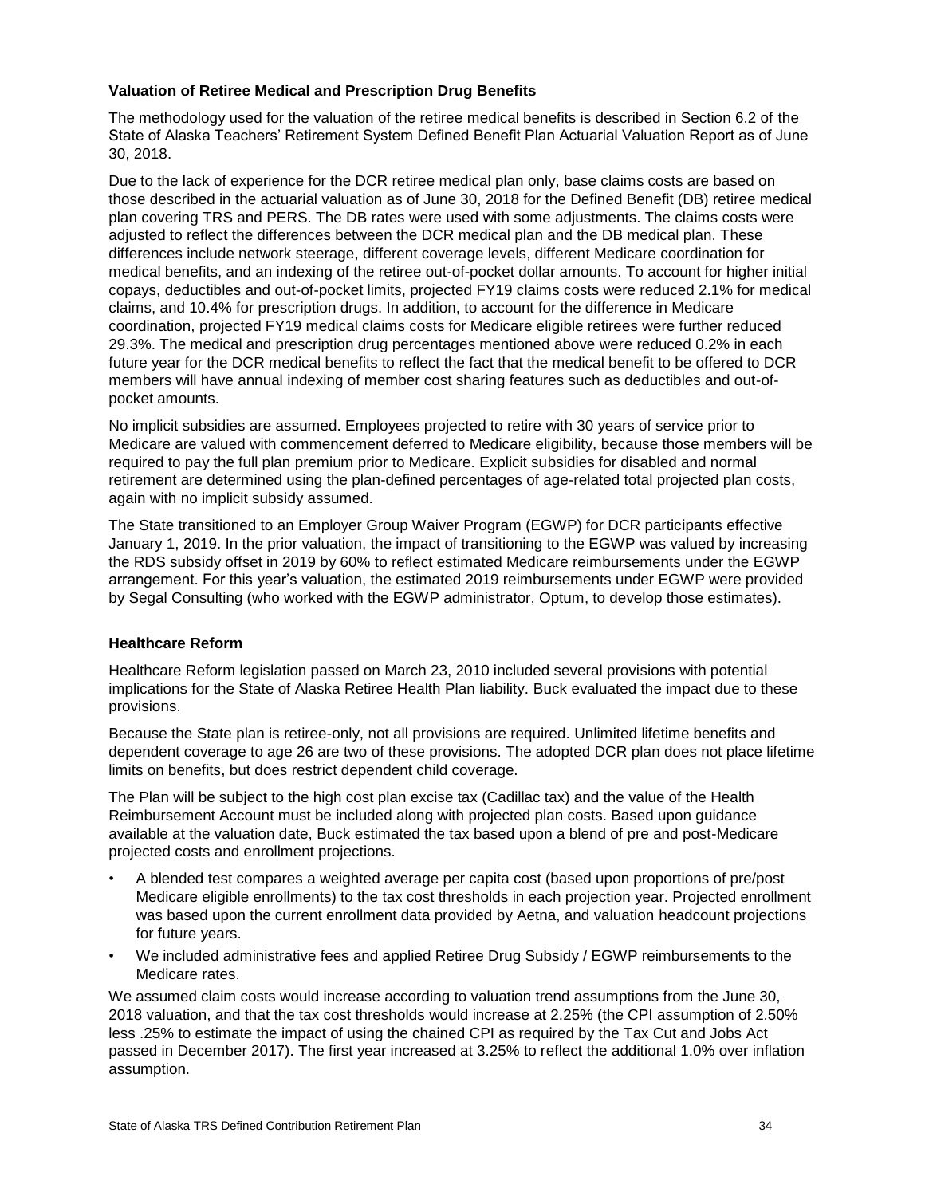**Valuation of Retiree Medical and Prescription Drug Benefits**

The methodology used for the valuation of the retiree medical benefits is described in Section 6.2 of the State of Alaska Teachers' Retirement System Defined Benefit Plan Actuarial Valuation Report as of June 30, 2018.

Due to the lack of experience for the DCR retiree medical plan only, base claims costs are based on those described in the actuarial valuation as of June 30, 2018 for the Defined Benefit (DB) retiree medical plan covering TRS and PERS. The DB rates were used with some adjustments. The claims costs were adjusted to reflect the differences between the DCR medical plan and the DB medical plan. These differences include network steerage, different coverage levels, different Medicare coordination for medical benefits, and an indexing of the retiree out-of-pocket dollar amounts. To account for higher initial copays, deductibles and out-of-pocket limits, projected FY19 claims costs were reduced 2.1% for medical claims, and 10.4% for prescription drugs. In addition, to account for the difference in Medicare coordination, projected FY19 medical claims costs for Medicare eligible retirees were further reduced 29.3%. The medical and prescription drug percentages mentioned above were reduced 0.2% in each future year for the DCR medical benefits to reflect the fact that the medical benefit to be offered to DCR members will have annual indexing of member cost sharing features such as deductibles and out-of-pocket amounts.

No implicit subsidies are assumed. Employees projected to retire with 30 years of service prior to Medicare are valued with commencement deferred to Medicare eligibility, because those members will be required to pay the full plan premium prior to Medicare. Explicit subsidies for disabled and normal retirement are determined using the plan-defined percentages of age-related total projected plan costs, again with no implicit subsidy assumed.

The State transitioned to an Employer Group Waiver Program (EGWP) for DCR participants effective January 1, 2019. In the prior valuation, the impact of transitioning to the EGWP was valued by increasing the RDS subsidy offset in 2019 by 60% to reflect estimated Medicare reimbursements under the EGWP arrangement. For this year's valuation, the estimated 2019 reimbursements under EGWP were provided by Segal Consulting (who worked with the EGWP administrator, Optum, to develop those estimates).

**Healthcare Reform**

Healthcare Reform legislation passed on March 23, 2010 included several provisions with potential implications for the State of Alaska Retiree Health Plan liability. Buck evaluated the impact due to these provisions.

Because the State plan is retiree-only, not all provisions are required. Unlimited lifetime benefits and dependent coverage to age 26 are two of these provisions. The adopted DCR plan does not place lifetime limits on benefits, but does restrict dependent child coverage.

The Plan will be subject to the high cost plan excise tax (Cadillac tax) and the value of the Health Reimbursement Account must be included along with projected plan costs. Based upon guidance available at the valuation date, Buck estimated the tax based upon a blend of pre and post-Medicare projected costs and enrollment projections.

- A blended test compares a weighted average per capita cost (based upon proportions of pre/post Medicare eligible enrollments) to the tax cost thresholds in each projection year. Projected enrollment was based upon the current enrollment data provided by Aetna, and valuation headcount projections for future years.
- We included administrative fees and applied Retiree Drug Subsidy / EGWP reimbursements to the Medicare rates.

We assumed claim costs would increase according to valuation trend assumptions from the June 30, 2018 valuation, and that the tax cost thresholds would increase at 2.25% (the CPI assumption of 2.50% less .25% to estimate the impact of using the chained CPI as required by the Tax Cut and Jobs Act passed in December 2017). The first year increased at 3.25% to reflect the additional 1.0% over inflation assumption.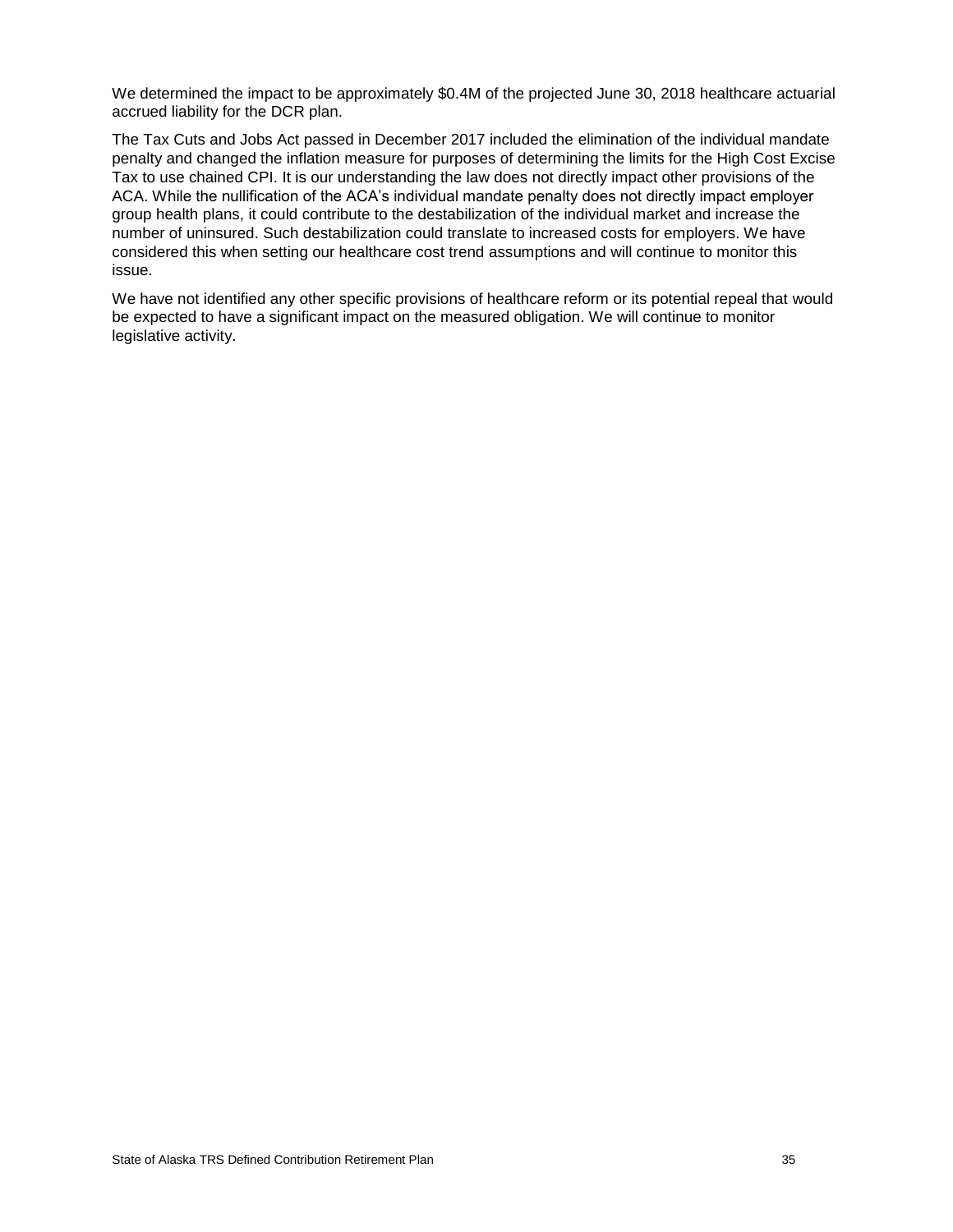We determined the impact to be approximately $0.4M of the projected June 30, 2018 healthcare actuarial accrued liability for the DCR plan.

The Tax Cuts and Jobs Act passed in December 2017 included the elimination of the individual mandate penalty and changed the inflation measure for purposes of determining the limits for the High Cost Excise Tax to use chained CPI. It is our understanding the law does not directly impact other provisions of the ACA. While the nullification of the ACA's individual mandate penalty does not directly impact employer group health plans, it could contribute to the destabilization of the individual market and increase the number of uninsured. Such destabilization could translate to increased costs for employers. We have considered this when setting our healthcare cost trend assumptions and will continue to monitor this issue.

We have not identified any other specific provisions of healthcare reform or its potential repeal that would be expected to have a significant impact on the measured obligation. We will continue to monitor legislative activity.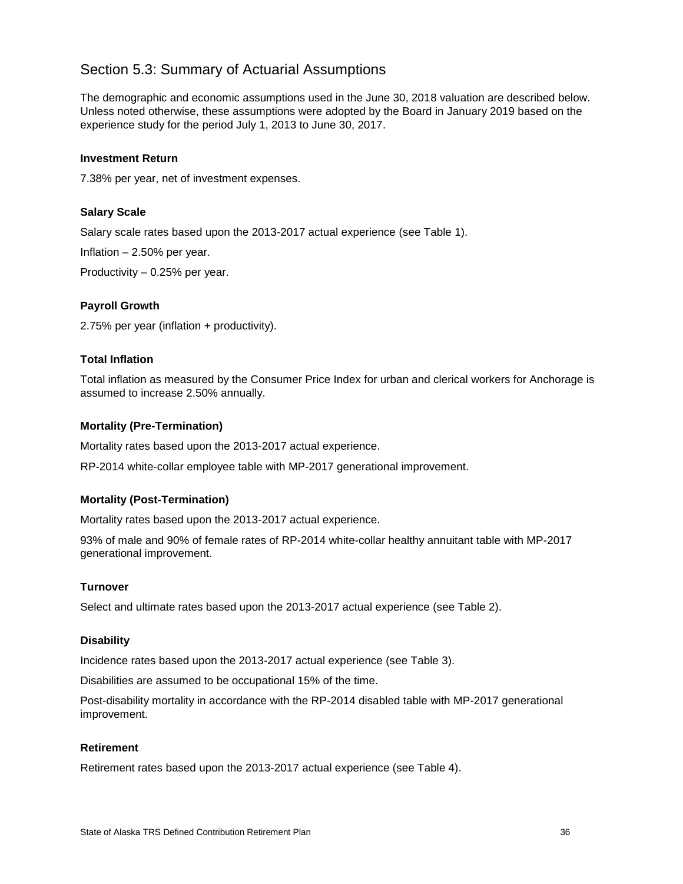## Section 5.3: Summary of Actuarial Assumptions

The demographic and economic assumptions used in the June 30, 2018 valuation are described below. Unless noted otherwise, these assumptions were adopted by the Board in January 2019 based on the experience study for the period July 1, 2013 to June 30, 2017.

**Investment Return**

7.38% per year, net of investment expenses.

**Salary Scale**

Salary scale rates based upon the 2013-2017 actual experience (see Table 1).

Inflation – 2.50% per year.

Productivity – 0.25% per year.

**Payroll Growth**

2.75% per year (inflation + productivity).

**Total Inflation**

Total inflation as measured by the Consumer Price Index for urban and clerical workers for Anchorage is assumed to increase 2.50% annually.

**Mortality (Pre-Termination)**

Mortality rates based upon the 2013-2017 actual experience.

RP-2014 white-collar employee table with MP-2017 generational improvement.

**Mortality (Post-Termination)**

Mortality rates based upon the 2013-2017 actual experience.

93% of male and 90% of female rates of RP-2014 white-collar healthy annuitant table with MP-2017 generational improvement.

**Turnover**

Select and ultimate rates based upon the 2013-2017 actual experience (see Table 2).

**Disability**

Incidence rates based upon the 2013-2017 actual experience (see Table 3).

Disabilities are assumed to be occupational 15% of the time.

Post-disability mortality in accordance with the RP-2014 disabled table with MP-2017 generational improvement.

**Retirement**

Retirement rates based upon the 2013-2017 actual experience (see Table 4).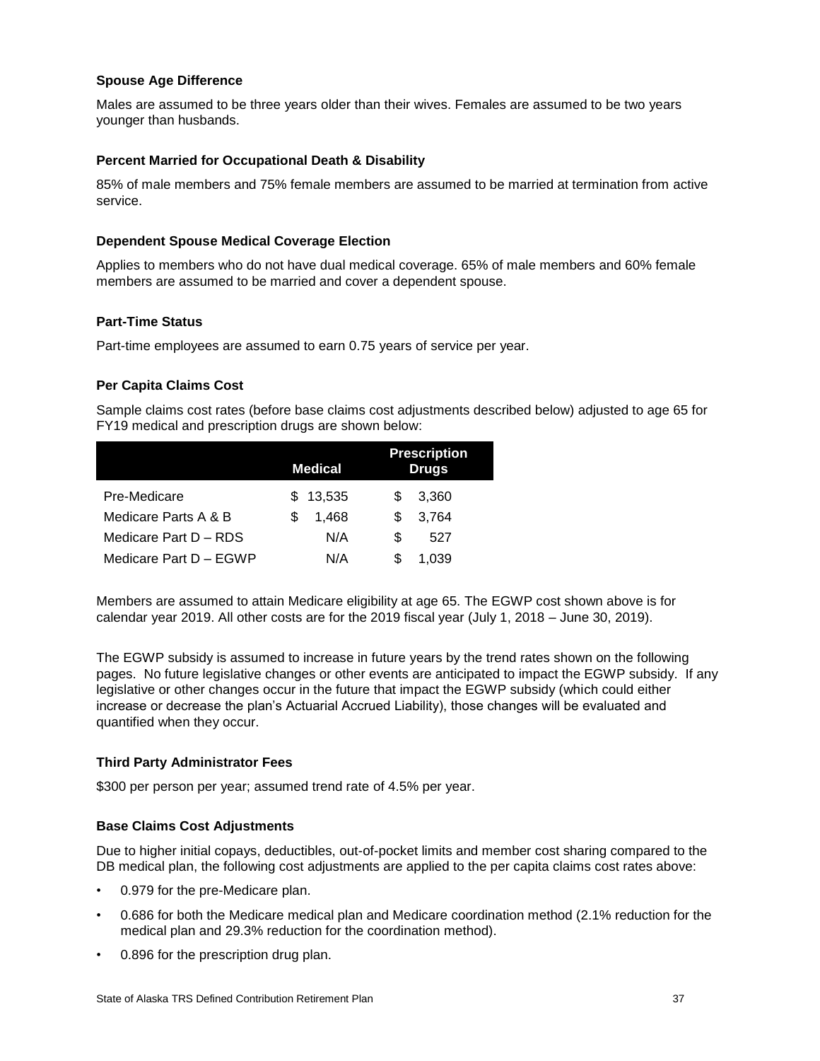### Spouse Age Difference

Males are assumed to be three years older than their wives. Females are assumed to be two years younger than husbands.

### Percent Married for Occupational Death & Disability

85% of male members and 75% female members are assumed to be married at termination from active service.

### Dependent Spouse Medical Coverage Election

Applies to members who do not have dual medical coverage. 65% of male members and 60% female members are assumed to be married and cover a dependent spouse.

### Part-Time Status

Part-time employees are assumed to earn 0.75 years of service per year.

### Per Capita Claims Cost

Sample claims cost rates (before base claims cost adjustments described below) adjusted to age 65 for FY19 medical and prescription drugs are shown below:

| | Medical | Prescription Drugs |
|---|---|---|
| Pre-Medicare | $ 13,535 | $ 3,360 |
| Medicare Parts A & B | $ 1,468 | $ 3,764 |
| Medicare Part D – RDS | N/A | $ 527 |
| Medicare Part D – EGWP | N/A | $ 1,039 |

Members are assumed to attain Medicare eligibility at age 65. The EGWP cost shown above is for calendar year 2019. All other costs are for the 2019 fiscal year (July 1, 2018 – June 30, 2019).

The EGWP subsidy is assumed to increase in future years by the trend rates shown on the following pages. No future legislative changes or other events are anticipated to impact the EGWP subsidy. If any legislative or other changes occur in the future that impact the EGWP subsidy (which could either increase or decrease the plan's Actuarial Accrued Liability), those changes will be evaluated and quantified when they occur.

### Third Party Administrator Fees

$300 per person per year; assumed trend rate of 4.5% per year.

### Base Claims Cost Adjustments

Due to higher initial copays, deductibles, out-of-pocket limits and member cost sharing compared to the DB medical plan, the following cost adjustments are applied to the per capita claims cost rates above:

- 0.979 for the pre-Medicare plan.
- 0.686 for both the Medicare medical plan and Medicare coordination method (2.1% reduction for the medical plan and 29.3% reduction for the coordination method).
- 0.896 for the prescription drug plan.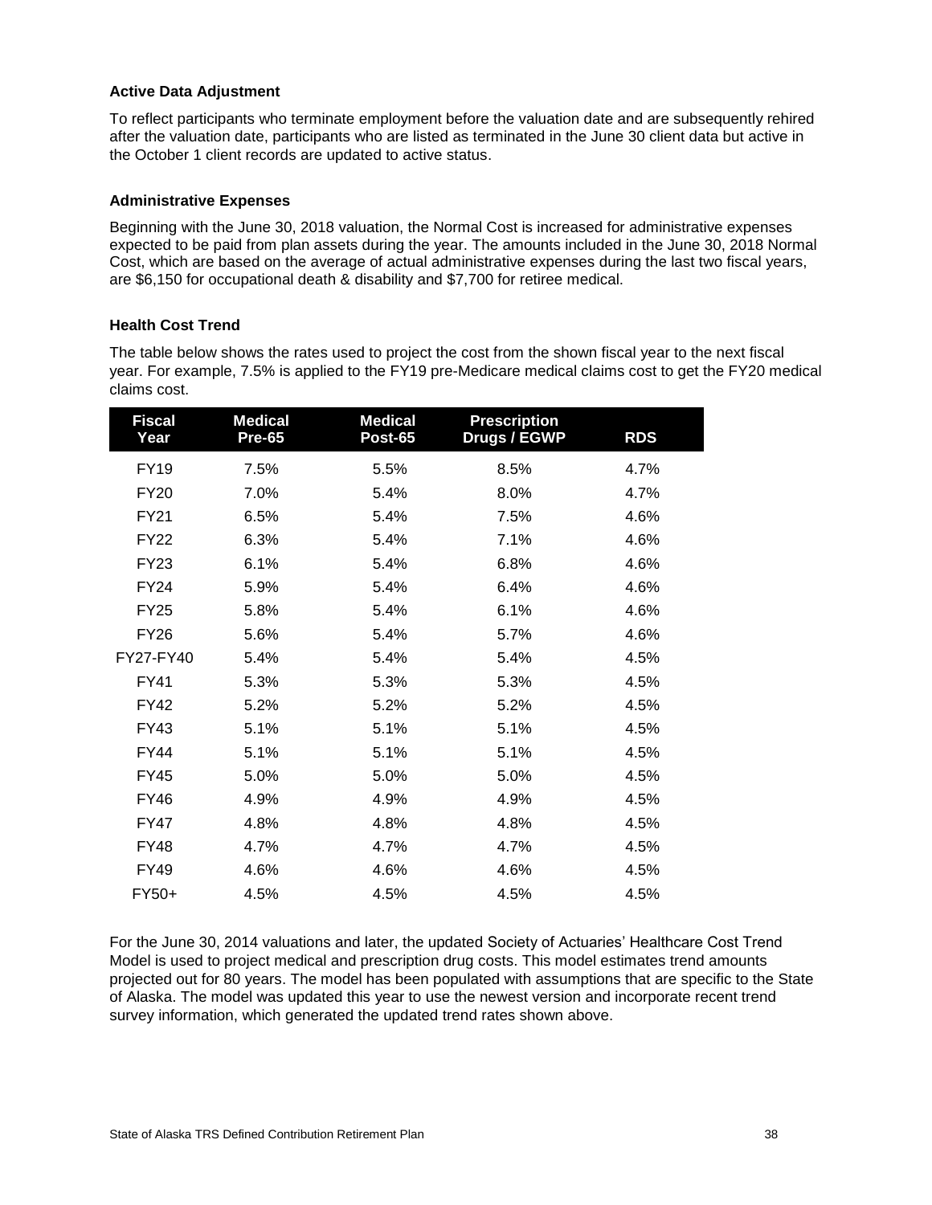### Active Data Adjustment

To reflect participants who terminate employment before the valuation date and are subsequently rehired after the valuation date, participants who are listed as terminated in the June 30 client data but active in the October 1 client records are updated to active status.

### Administrative Expenses

Beginning with the June 30, 2018 valuation, the Normal Cost is increased for administrative expenses expected to be paid from plan assets during the year. The amounts included in the June 30, 2018 Normal Cost, which are based on the average of actual administrative expenses during the last two fiscal years, are $6,150 for occupational death & disability and $7,700 for retiree medical.

### Health Cost Trend

The table below shows the rates used to project the cost from the shown fiscal year to the next fiscal year. For example, 7.5% is applied to the FY19 pre-Medicare medical claims cost to get the FY20 medical claims cost.

| Fiscal Year | Medical Pre-65 | Medical Post-65 | Prescription Drugs / EGWP | RDS |
|---|---|---|---|---|
| FY19 | 7.5% | 5.5% | 8.5% | 4.7% |
| FY20 | 7.0% | 5.4% | 8.0% | 4.7% |
| FY21 | 6.5% | 5.4% | 7.5% | 4.6% |
| FY22 | 6.3% | 5.4% | 7.1% | 4.6% |
| FY23 | 6.1% | 5.4% | 6.8% | 4.6% |
| FY24 | 5.9% | 5.4% | 6.4% | 4.6% |
| FY25 | 5.8% | 5.4% | 6.1% | 4.6% |
| FY26 | 5.6% | 5.4% | 5.7% | 4.6% |
| FY27-FY40 | 5.4% | 5.4% | 5.4% | 4.5% |
| FY41 | 5.3% | 5.3% | 5.3% | 4.5% |
| FY42 | 5.2% | 5.2% | 5.2% | 4.5% |
| FY43 | 5.1% | 5.1% | 5.1% | 4.5% |
| FY44 | 5.1% | 5.1% | 5.1% | 4.5% |
| FY45 | 5.0% | 5.0% | 5.0% | 4.5% |
| FY46 | 4.9% | 4.9% | 4.9% | 4.5% |
| FY47 | 4.8% | 4.8% | 4.8% | 4.5% |
| FY48 | 4.7% | 4.7% | 4.7% | 4.5% |
| FY49 | 4.6% | 4.6% | 4.6% | 4.5% |
| FY50+ | 4.5% | 4.5% | 4.5% | 4.5% |

For the June 30, 2014 valuations and later, the updated Society of Actuaries' Healthcare Cost Trend Model is used to project medical and prescription drug costs. This model estimates trend amounts projected out for 80 years. The model has been populated with assumptions that are specific to the State of Alaska. The model was updated this year to use the newest version and incorporate recent trend survey information, which generated the updated trend rates shown above.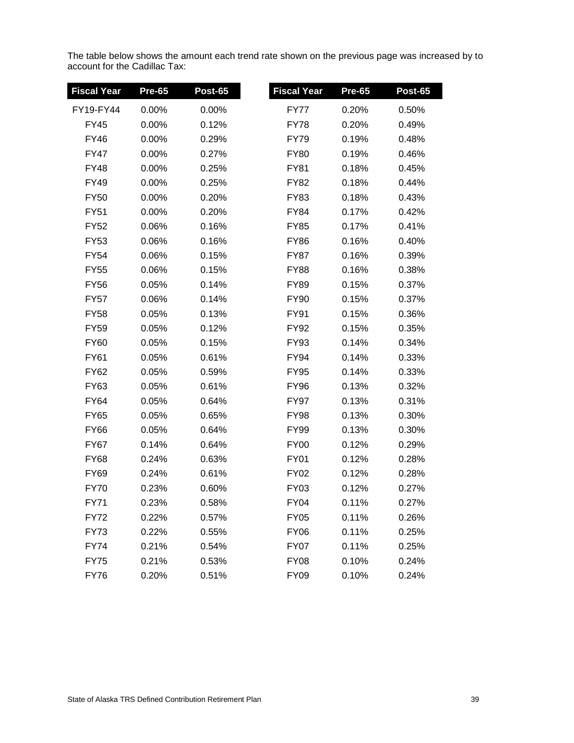The table below shows the amount each trend rate shown on the previous page was increased by to account for the Cadillac Tax:

| Fiscal Year | Pre-65 | Post-65 | Fiscal Year | Pre-65 | Post-65 |
|---|---|---|---|---|---|
| FY19-FY44 | 0.00% | 0.00% | FY77 | 0.20% | 0.50% |
| FY45 | 0.00% | 0.12% | FY78 | 0.20% | 0.49% |
| FY46 | 0.00% | 0.29% | FY79 | 0.19% | 0.48% |
| FY47 | 0.00% | 0.27% | FY80 | 0.19% | 0.46% |
| FY48 | 0.00% | 0.25% | FY81 | 0.18% | 0.45% |
| FY49 | 0.00% | 0.25% | FY82 | 0.18% | 0.44% |
| FY50 | 0.00% | 0.20% | FY83 | 0.18% | 0.43% |
| FY51 | 0.00% | 0.20% | FY84 | 0.17% | 0.42% |
| FY52 | 0.06% | 0.16% | FY85 | 0.17% | 0.41% |
| FY53 | 0.06% | 0.16% | FY86 | 0.16% | 0.40% |
| FY54 | 0.06% | 0.15% | FY87 | 0.16% | 0.39% |
| FY55 | 0.06% | 0.15% | FY88 | 0.16% | 0.38% |
| FY56 | 0.05% | 0.14% | FY89 | 0.15% | 0.37% |
| FY57 | 0.06% | 0.14% | FY90 | 0.15% | 0.37% |
| FY58 | 0.05% | 0.13% | FY91 | 0.15% | 0.36% |
| FY59 | 0.05% | 0.12% | FY92 | 0.15% | 0.35% |
| FY60 | 0.05% | 0.15% | FY93 | 0.14% | 0.34% |
| FY61 | 0.05% | 0.61% | FY94 | 0.14% | 0.33% |
| FY62 | 0.05% | 0.59% | FY95 | 0.14% | 0.33% |
| FY63 | 0.05% | 0.61% | FY96 | 0.13% | 0.32% |
| FY64 | 0.05% | 0.64% | FY97 | 0.13% | 0.31% |
| FY65 | 0.05% | 0.65% | FY98 | 0.13% | 0.30% |
| FY66 | 0.05% | 0.64% | FY99 | 0.13% | 0.30% |
| FY67 | 0.14% | 0.64% | FY00 | 0.12% | 0.29% |
| FY68 | 0.24% | 0.63% | FY01 | 0.12% | 0.28% |
| FY69 | 0.24% | 0.61% | FY02 | 0.12% | 0.28% |
| FY70 | 0.23% | 0.60% | FY03 | 0.12% | 0.27% |
| FY71 | 0.23% | 0.58% | FY04 | 0.11% | 0.27% |
| FY72 | 0.22% | 0.57% | FY05 | 0.11% | 0.26% |
| FY73 | 0.22% | 0.55% | FY06 | 0.11% | 0.25% |
| FY74 | 0.21% | 0.54% | FY07 | 0.11% | 0.25% |
| FY75 | 0.21% | 0.53% | FY08 | 0.10% | 0.24% |
| FY76 | 0.20% | 0.51% | FY09 | 0.10% | 0.24% |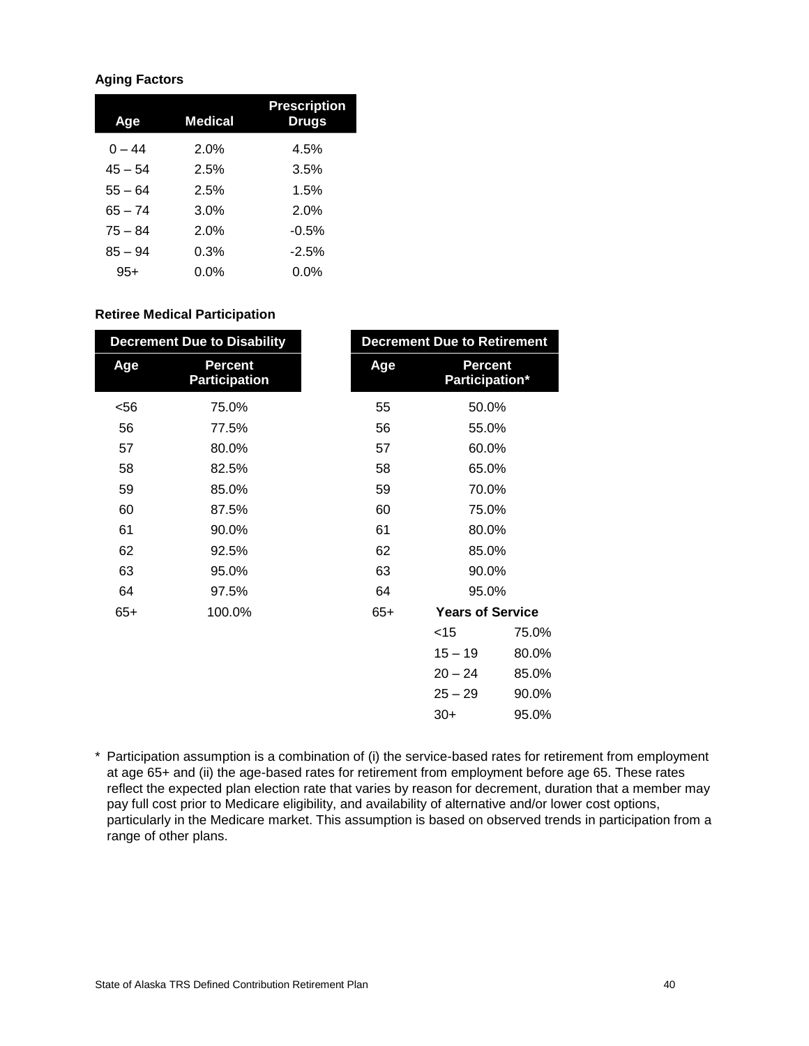**Aging Factors**

| Age | Medical | Prescription Drugs |
|---|---|---|
| 0 – 44 | 2.0% | 4.5% |
| 45 – 54 | 2.5% | 3.5% |
| 55 – 64 | 2.5% | 1.5% |
| 65 – 74 | 3.0% | 2.0% |
| 75 – 84 | 2.0% | -0.5% |
| 85 – 94 | 0.3% | -2.5% |
| 95+ | 0.0% | 0.0% |

**Retiree Medical Participation**

| Decrement Due to Disability | |
|---|---|
| **Age** | **Percent Participation** |
| <56 | 75.0% |
| 56 | 77.5% |
| 57 | 80.0% |
| 58 | 82.5% |
| 59 | 85.0% |
| 60 | 87.5% |
| 61 | 90.0% |
| 62 | 92.5% |
| 63 | 95.0% |
| 64 | 97.5% |
| 65+ | 100.0% |

| Decrement Due to Retirement | | |
|---|---|---|
| **Age** | **Percent Participation*** | |
| 55 | 50.0% | |
| 56 | 55.0% | |
| 57 | 60.0% | |
| 58 | 65.0% | |
| 59 | 70.0% | |
| 60 | 75.0% | |
| 61 | 80.0% | |
| 62 | 85.0% | |
| 63 | 90.0% | |
| 64 | 95.0% | |
| 65+ | **Years of Service** | |
| | <15 | 75.0% |
| | 15 – 19 | 80.0% |
| | 20 – 24 | 85.0% |
| | 25 – 29 | 90.0% |
| | 30+ | 95.0% |

\* Participation assumption is a combination of (i) the service-based rates for retirement from employment at age 65+ and (ii) the age-based rates for retirement from employment before age 65. These rates reflect the expected plan election rate that varies by reason for decrement, duration that a member may pay full cost prior to Medicare eligibility, and availability of alternative and/or lower cost options, particularly in the Medicare market. This assumption is based on observed trends in participation from a range of other plans.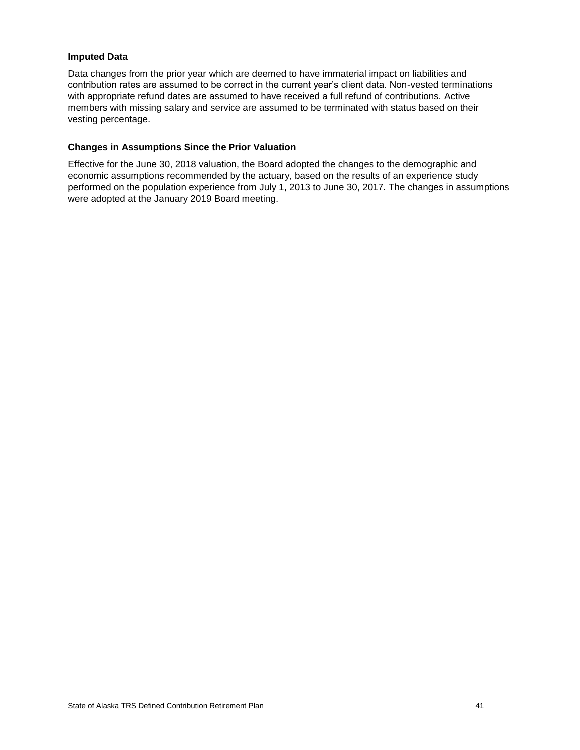### Imputed Data

Data changes from the prior year which are deemed to have immaterial impact on liabilities and contribution rates are assumed to be correct in the current year's client data. Non-vested terminations with appropriate refund dates are assumed to have received a full refund of contributions. Active members with missing salary and service are assumed to be terminated with status based on their vesting percentage.

### Changes in Assumptions Since the Prior Valuation

Effective for the June 30, 2018 valuation, the Board adopted the changes to the demographic and economic assumptions recommended by the actuary, based on the results of an experience study performed on the population experience from July 1, 2013 to June 30, 2017. The changes in assumptions were adopted at the January 2019 Board meeting.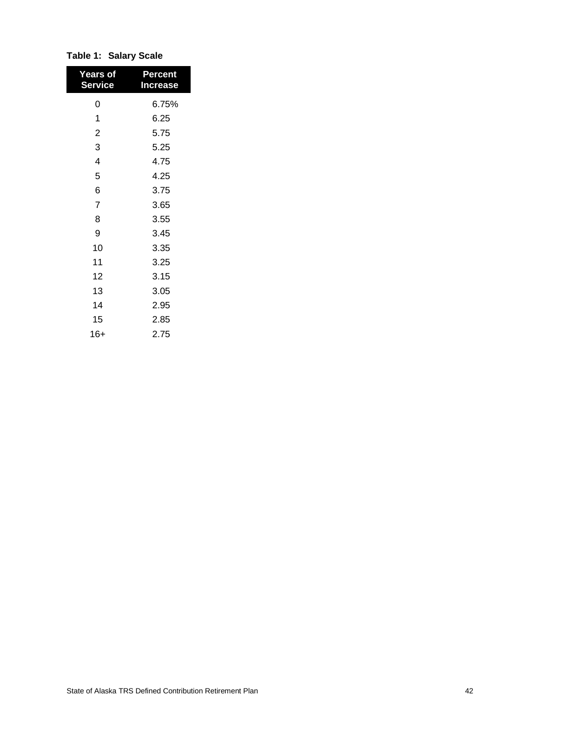**Table 1: Salary Scale**

| Years of Service | Percent Increase |
|---|---|
| 0 | 6.75% |
| 1 | 6.25 |
| 2 | 5.75 |
| 3 | 5.25 |
| 4 | 4.75 |
| 5 | 4.25 |
| 6 | 3.75 |
| 7 | 3.65 |
| 8 | 3.55 |
| 9 | 3.45 |
| 10 | 3.35 |
| 11 | 3.25 |
| 12 | 3.15 |
| 13 | 3.05 |
| 14 | 2.95 |
| 15 | 2.85 |
| 16+ | 2.75 |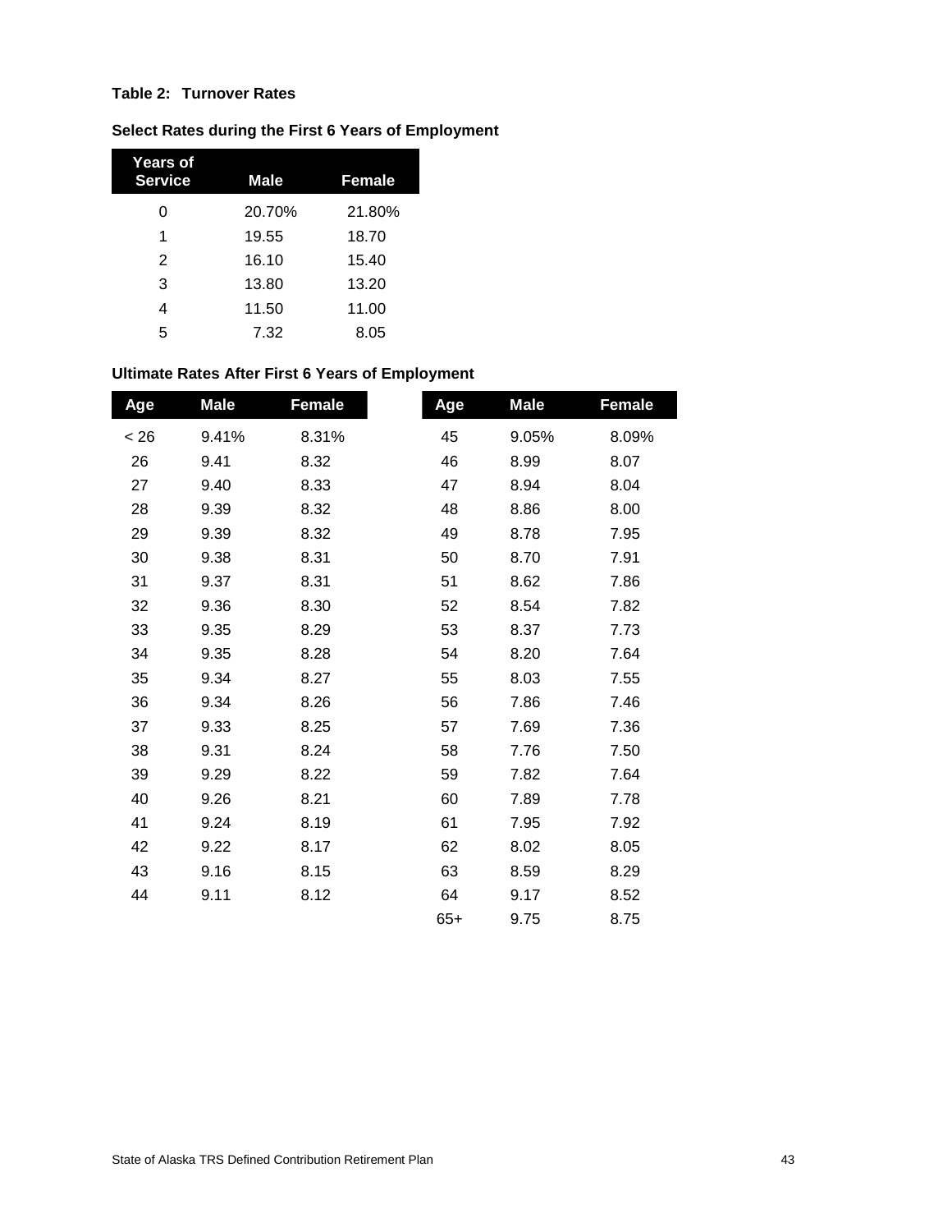**Table 2: Turnover Rates**

**Select Rates during the First 6 Years of Employment**

| Years of Service | Male | Female |
|---|---|---|
| 0 | 20.70% | 21.80% |
| 1 | 19.55 | 18.70 |
| 2 | 16.10 | 15.40 |
| 3 | 13.80 | 13.20 |
| 4 | 11.50 | 11.00 |
| 5 | 7.32 | 8.05 |

**Ultimate Rates After First 6 Years of Employment**

| Age | Male | Female | Age | Male | Female |
|---|---|---|---|---|---|
| < 26 | 9.41% | 8.31% | 45 | 9.05% | 8.09% |
| 26 | 9.41 | 8.32 | 46 | 8.99 | 8.07 |
| 27 | 9.40 | 8.33 | 47 | 8.94 | 8.04 |
| 28 | 9.39 | 8.32 | 48 | 8.86 | 8.00 |
| 29 | 9.39 | 8.32 | 49 | 8.78 | 7.95 |
| 30 | 9.38 | 8.31 | 50 | 8.70 | 7.91 |
| 31 | 9.37 | 8.31 | 51 | 8.62 | 7.86 |
| 32 | 9.36 | 8.30 | 52 | 8.54 | 7.82 |
| 33 | 9.35 | 8.29 | 53 | 8.37 | 7.73 |
| 34 | 9.35 | 8.28 | 54 | 8.20 | 7.64 |
| 35 | 9.34 | 8.27 | 55 | 8.03 | 7.55 |
| 36 | 9.34 | 8.26 | 56 | 7.86 | 7.46 |
| 37 | 9.33 | 8.25 | 57 | 7.69 | 7.36 |
| 38 | 9.31 | 8.24 | 58 | 7.76 | 7.50 |
| 39 | 9.29 | 8.22 | 59 | 7.82 | 7.64 |
| 40 | 9.26 | 8.21 | 60 | 7.89 | 7.78 |
| 41 | 9.24 | 8.19 | 61 | 7.95 | 7.92 |
| 42 | 9.22 | 8.17 | 62 | 8.02 | 8.05 |
| 43 | 9.16 | 8.15 | 63 | 8.59 | 8.29 |
| 44 | 9.11 | 8.12 | 64 | 9.17 | 8.52 |
| | | | 65+ | 9.75 | 8.75 |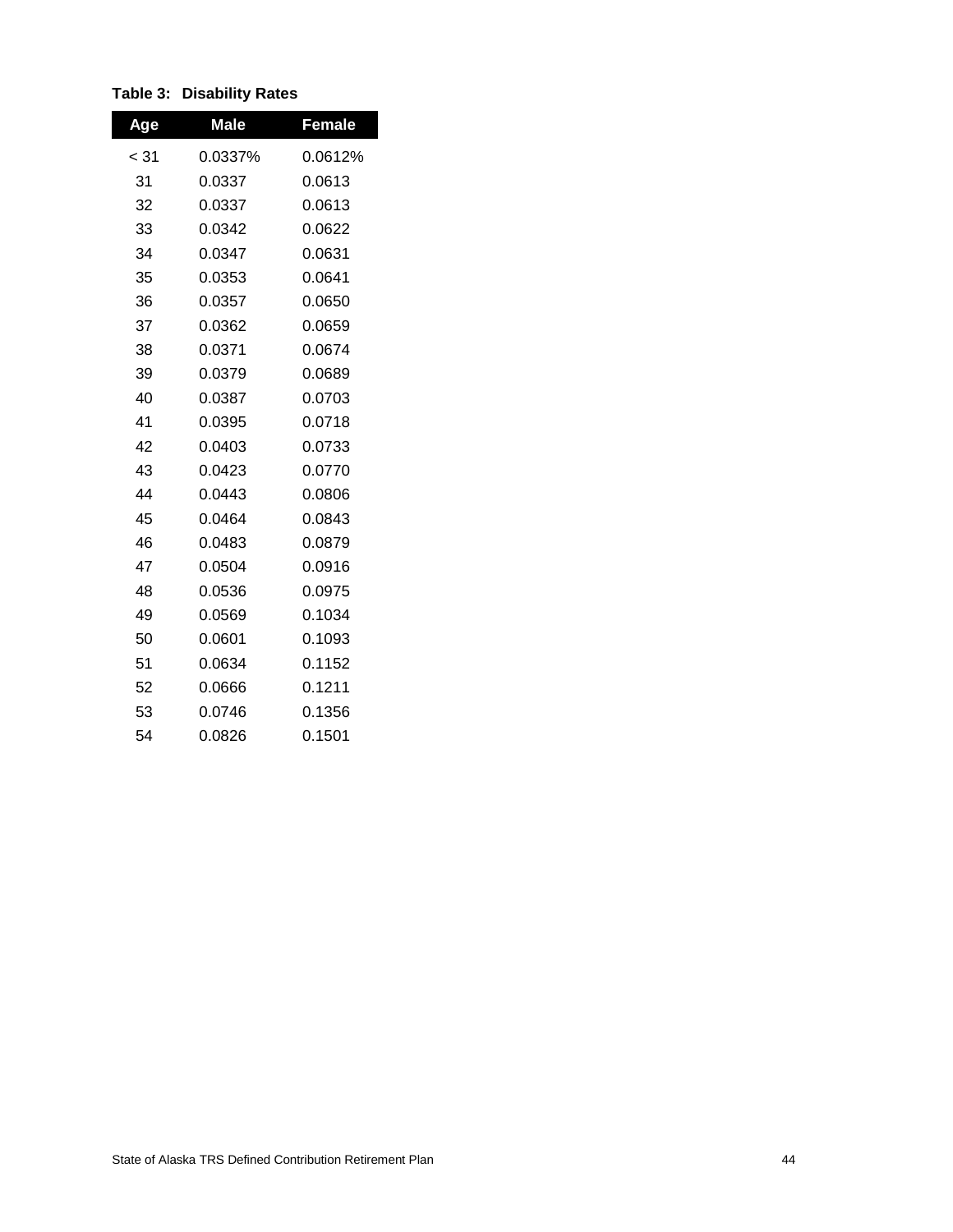**Table 3: Disability Rates**

| Age | Male | Female |
|---|---|---|
| < 31 | 0.0337% | 0.0612% |
| 31 | 0.0337 | 0.0613 |
| 32 | 0.0337 | 0.0613 |
| 33 | 0.0342 | 0.0622 |
| 34 | 0.0347 | 0.0631 |
| 35 | 0.0353 | 0.0641 |
| 36 | 0.0357 | 0.0650 |
| 37 | 0.0362 | 0.0659 |
| 38 | 0.0371 | 0.0674 |
| 39 | 0.0379 | 0.0689 |
| 40 | 0.0387 | 0.0703 |
| 41 | 0.0395 | 0.0718 |
| 42 | 0.0403 | 0.0733 |
| 43 | 0.0423 | 0.0770 |
| 44 | 0.0443 | 0.0806 |
| 45 | 0.0464 | 0.0843 |
| 46 | 0.0483 | 0.0879 |
| 47 | 0.0504 | 0.0916 |
| 48 | 0.0536 | 0.0975 |
| 49 | 0.0569 | 0.1034 |
| 50 | 0.0601 | 0.1093 |
| 51 | 0.0634 | 0.1152 |
| 52 | 0.0666 | 0.1211 |
| 53 | 0.0746 | 0.1356 |
| 54 | 0.0826 | 0.1501 |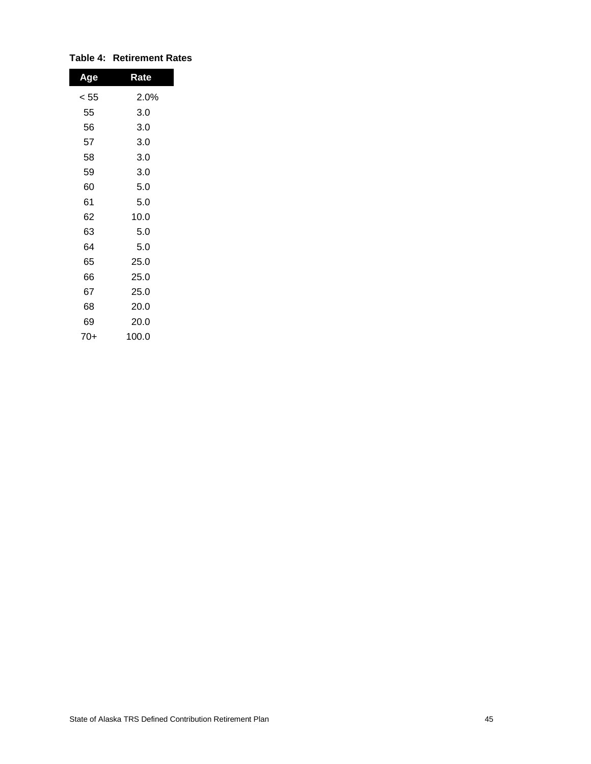**Table 4: Retirement Rates**

| Age | Rate |
|---|---|
| < 55 | 2.0% |
| 55 | 3.0 |
| 56 | 3.0 |
| 57 | 3.0 |
| 58 | 3.0 |
| 59 | 3.0 |
| 60 | 5.0 |
| 61 | 5.0 |
| 62 | 10.0 |
| 63 | 5.0 |
| 64 | 5.0 |
| 65 | 25.0 |
| 66 | 25.0 |
| 67 | 25.0 |
| 68 | 20.0 |
| 69 | 20.0 |
| 70+ | 100.0 |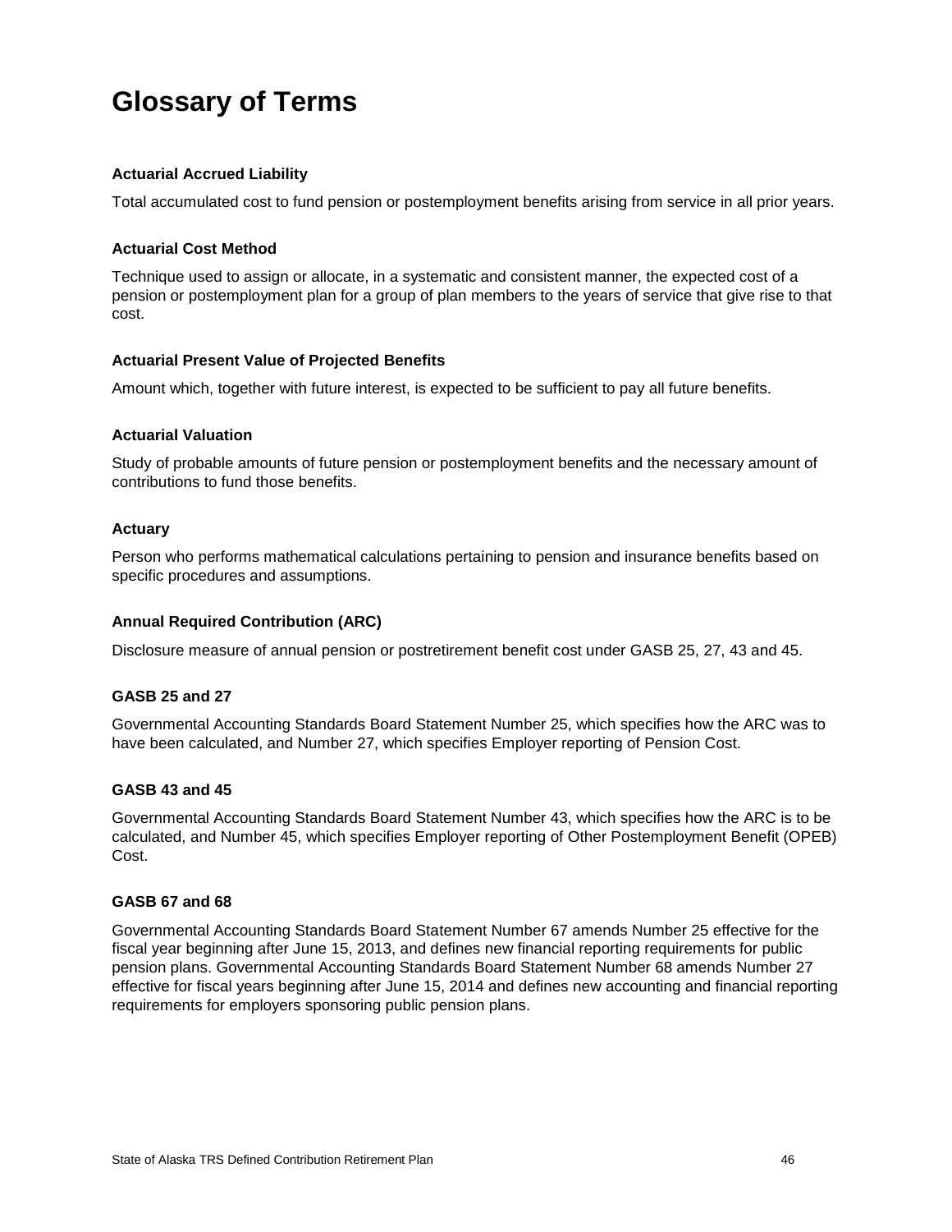# Glossary of Terms

**Actuarial Accrued Liability**

Total accumulated cost to fund pension or postemployment benefits arising from service in all prior years.

**Actuarial Cost Method**

Technique used to assign or allocate, in a systematic and consistent manner, the expected cost of a pension or postemployment plan for a group of plan members to the years of service that give rise to that cost.

**Actuarial Present Value of Projected Benefits**

Amount which, together with future interest, is expected to be sufficient to pay all future benefits.

**Actuarial Valuation**

Study of probable amounts of future pension or postemployment benefits and the necessary amount of contributions to fund those benefits.

**Actuary**

Person who performs mathematical calculations pertaining to pension and insurance benefits based on specific procedures and assumptions.

**Annual Required Contribution (ARC)**

Disclosure measure of annual pension or postretirement benefit cost under GASB 25, 27, 43 and 45.

**GASB 25 and 27**

Governmental Accounting Standards Board Statement Number 25, which specifies how the ARC was to have been calculated, and Number 27, which specifies Employer reporting of Pension Cost.

**GASB 43 and 45**

Governmental Accounting Standards Board Statement Number 43, which specifies how the ARC is to be calculated, and Number 45, which specifies Employer reporting of Other Postemployment Benefit (OPEB) Cost.

**GASB 67 and 68**

Governmental Accounting Standards Board Statement Number 67 amends Number 25 effective for the fiscal year beginning after June 15, 2013, and defines new financial reporting requirements for public pension plans. Governmental Accounting Standards Board Statement Number 68 amends Number 27 effective for fiscal years beginning after June 15, 2014 and defines new accounting and financial reporting requirements for employers sponsoring public pension plans.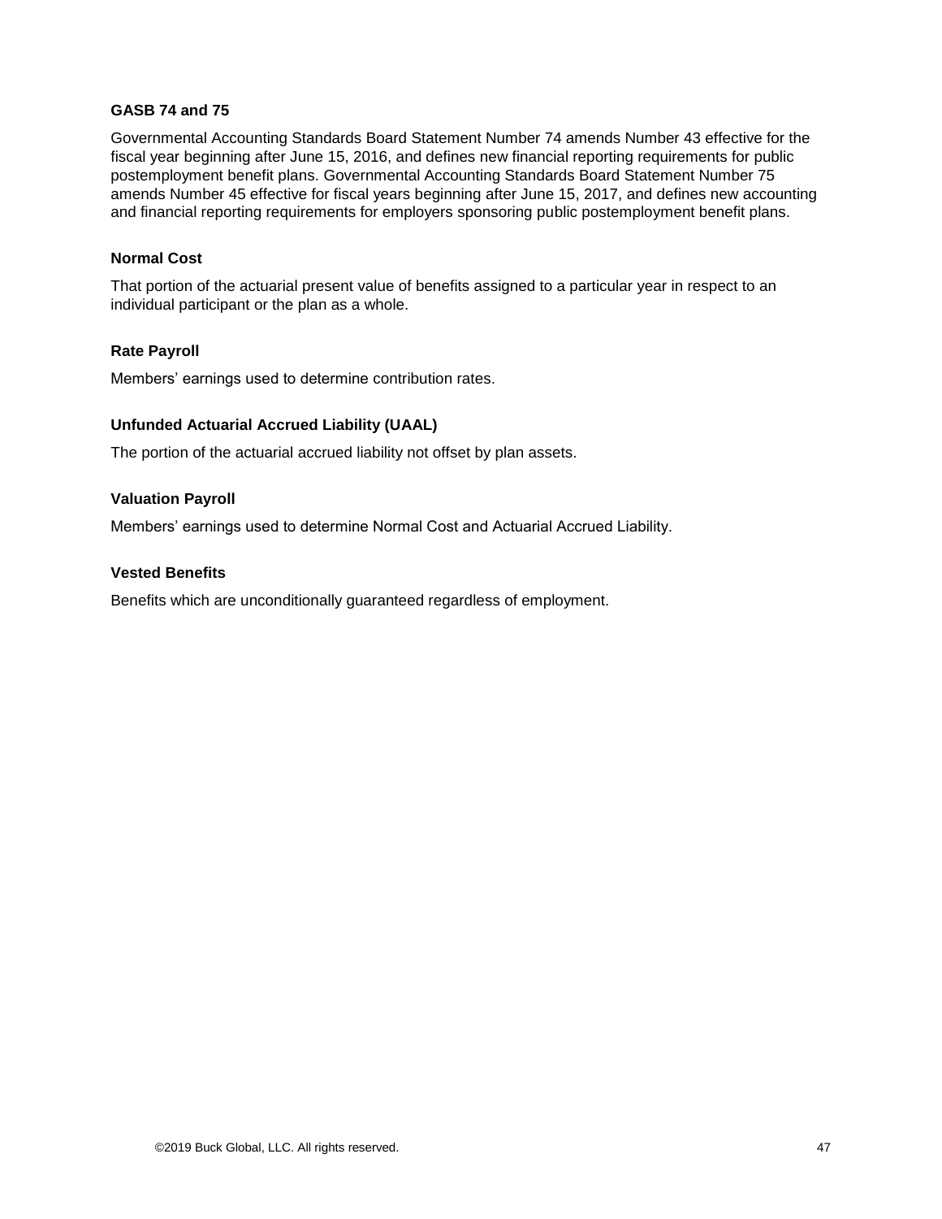**GASB 74 and 75**

Governmental Accounting Standards Board Statement Number 74 amends Number 43 effective for the fiscal year beginning after June 15, 2016, and defines new financial reporting requirements for public postemployment benefit plans. Governmental Accounting Standards Board Statement Number 75 amends Number 45 effective for fiscal years beginning after June 15, 2017, and defines new accounting and financial reporting requirements for employers sponsoring public postemployment benefit plans.

**Normal Cost**

That portion of the actuarial present value of benefits assigned to a particular year in respect to an individual participant or the plan as a whole.

**Rate Payroll**

Members' earnings used to determine contribution rates.

**Unfunded Actuarial Accrued Liability (UAAL)**

The portion of the actuarial accrued liability not offset by plan assets.

**Valuation Payroll**

Members' earnings used to determine Normal Cost and Actuarial Accrued Liability.

**Vested Benefits**

Benefits which are unconditionally guaranteed regardless of employment.